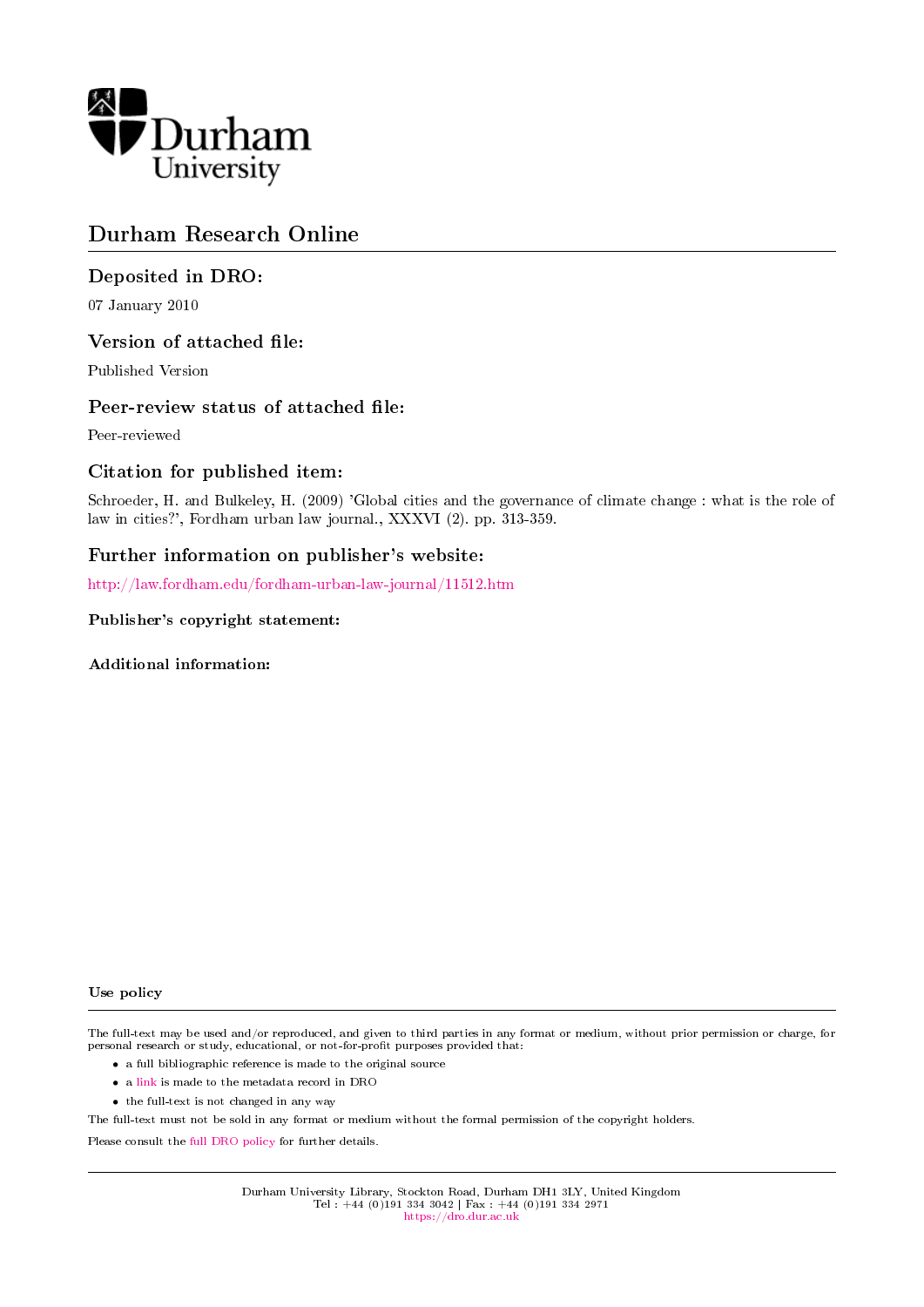Durham University

# Durham Research Online

## Deposited in DRO:

07 January 2010

## Version of attached file:

Published Version

## Peer-review status of attached file:

Peer-reviewed

## Citation for published item:

Schroeder, H. and Bulkeley, H. (2009) 'Global cities and the governance of climate change : what is the role of law in cities?', Fordham urban law journal., XXXVI (2). pp. 313-359.

## Further information on publisher's website:

http://law.fordham.edu/fordham-urban-law-journal/11512.htm

### Publisher's copyright statement:

### Additional information:

### Use policy

The full-text may be used and/or reproduced, and given to third parties in any format or medium, without prior permission or charge, for personal research or study, educational, or not-for-profit purposes provided that:

- a full bibliographic reference is made to the original source
- a link is made to the metadata record in DRO
- the full-text is not changed in any way

The full-text must not be sold in any format or medium without the formal permission of the copyright holders.

Please consult the full DRO policy for further details.

Durham University Library, Stockton Road, Durham DH1 3LY, United Kingdom
Tel : +44 (0)191 334 3042 | Fax : +44 (0)191 334 2971
https://dro.dur.ac.uk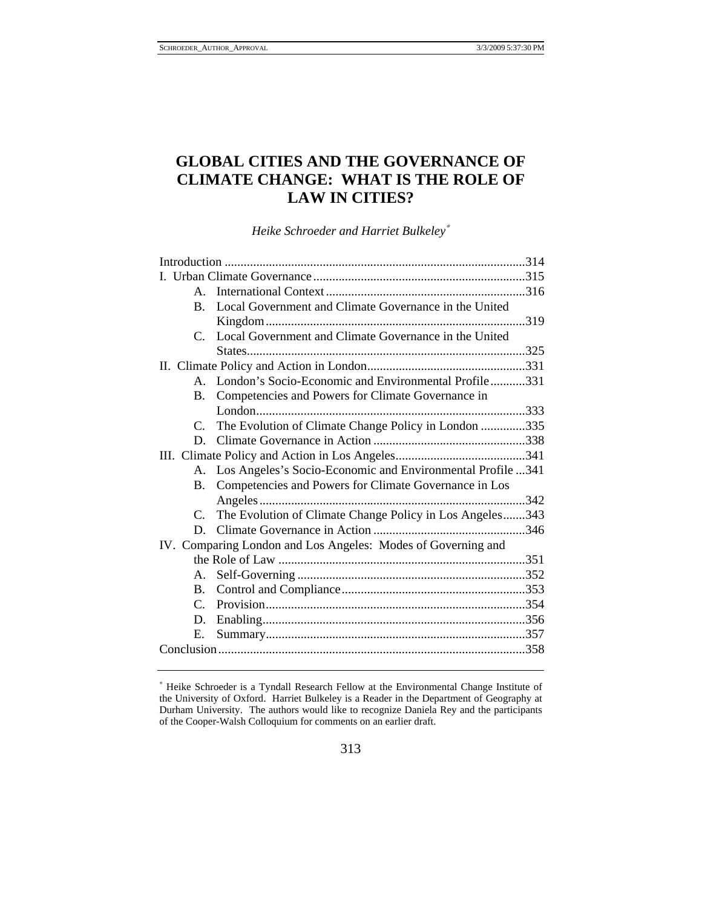# GLOBAL CITIES AND THE GOVERNANCE OF CLIMATE CHANGE: WHAT IS THE ROLE OF LAW IN CITIES?

*Heike Schroeder and Harriet Bulkeley*[*]

Introduction .............................................................................................314
I. Urban Climate Governance..................................................................315
  A. International Context..............................................................316
  B. Local Government and Climate Governance in the United Kingdom.................................................................................319
  C. Local Government and Climate Governance in the United States.......................................................................................325
II. Climate Policy and Action in London.................................................331
  A. London's Socio-Economic and Environmental Profile...........331
  B. Competencies and Powers for Climate Governance in London....................................................................................333
  C. The Evolution of Climate Change Policy in London ..............335
  D. Climate Governance in Action ................................................338
III. Climate Policy and Action in Los Angeles.........................................341
  A. Los Angeles's Socio-Economic and Environmental Profile ...341
  B. Competencies and Powers for Climate Governance in Los Angeles...................................................................................342
  C. The Evolution of Climate Change Policy in Los Angeles.......343
  D. Climate Governance in Action ................................................346
IV. Comparing London and Los Angeles: Modes of Governing and the Role of Law .............................................................................351
  A. Self-Governing ........................................................................352
  B. Control and Compliance..........................................................353
  C. Provision.................................................................................354
  D. Enabling..................................................................................356
  E. Summary.................................................................................357
Conclusion................................................................................................358

---

[*] Heike Schroeder is a Tyndall Research Fellow at the Environmental Change Institute of the University of Oxford. Harriet Bulkeley is a Reader in the Department of Geography at Durham University. The authors would like to recognize Daniela Rey and the participants of the Cooper-Walsh Colloquium for comments on an earlier draft.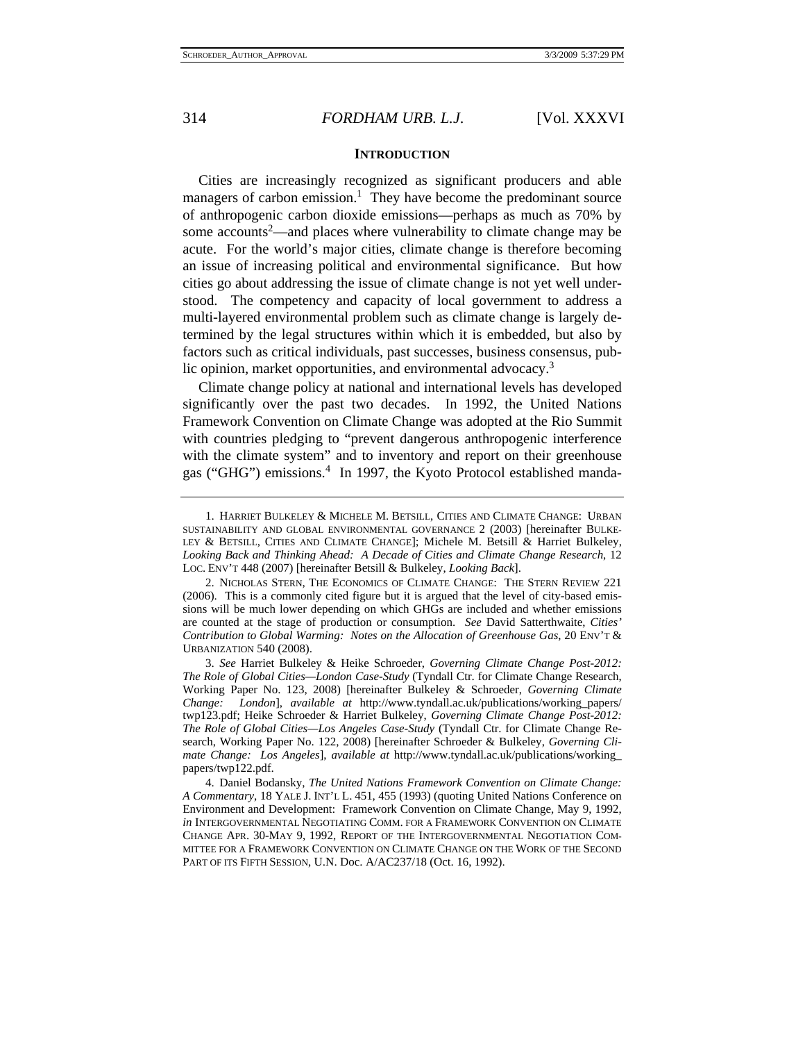## INTRODUCTION

Cities are increasingly recognized as significant producers and able managers of carbon emission.[1] They have become the predominant source of anthropogenic carbon dioxide emissions—perhaps as much as 70% by some accounts[2]—and places where vulnerability to climate change may be acute. For the world's major cities, climate change is therefore becoming an issue of increasing political and environmental significance. But how cities go about addressing the issue of climate change is not yet well understood. The competency and capacity of local government to address a multi-layered environmental problem such as climate change is largely determined by the legal structures within which it is embedded, but also by factors such as critical individuals, past successes, business consensus, public opinion, market opportunities, and environmental advocacy.[3]

Climate change policy at national and international levels has developed significantly over the past two decades. In 1992, the United Nations Framework Convention on Climate Change was adopted at the Rio Summit with countries pledging to "prevent dangerous anthropogenic interference with the climate system" and to inventory and report on their greenhouse gas ("GHG") emissions.[4] In 1997, the Kyoto Protocol established manda-

---

1. HARRIET BULKELEY & MICHELE M. BETSILL, CITIES AND CLIMATE CHANGE: URBAN SUSTAINABILITY AND GLOBAL ENVIRONMENTAL GOVERNANCE 2 (2003) [hereinafter BULKELEY & BETSILL, CITIES AND CLIMATE CHANGE]; Michele M. Betsill & Harriet Bulkeley, *Looking Back and Thinking Ahead: A Decade of Cities and Climate Change Research*, 12 LOC. ENV'T 448 (2007) [hereinafter Betsill & Bulkeley, *Looking Back*].

2. NICHOLAS STERN, THE ECONOMICS OF CLIMATE CHANGE: THE STERN REVIEW 221 (2006). This is a commonly cited figure but it is argued that the level of city-based emissions will be much lower depending on which GHGs are included and whether emissions are counted at the stage of production or consumption. *See* David Satterthwaite, *Cities' Contribution to Global Warming: Notes on the Allocation of Greenhouse Gas*, 20 ENV'T & URBANIZATION 540 (2008).

3. *See* Harriet Bulkeley & Heike Schroeder, *Governing Climate Change Post-2012: The Role of Global Cities—London Case-Study* (Tyndall Ctr. for Climate Change Research, Working Paper No. 123, 2008) [hereinafter Bulkeley & Schroeder, *Governing Climate Change: London*], *available at* http://www.tyndall.ac.uk/publications/working_papers/twp123.pdf; Heike Schroeder & Harriet Bulkeley, *Governing Climate Change Post-2012: The Role of Global Cities—Los Angeles Case-Study* (Tyndall Ctr. for Climate Change Research, Working Paper No. 122, 2008) [hereinafter Schroeder & Bulkeley, *Governing Climate Change: Los Angeles*], *available at* http://www.tyndall.ac.uk/publications/working_papers/twp122.pdf.

4. Daniel Bodansky, *The United Nations Framework Convention on Climate Change: A Commentary*, 18 YALE J. INT'L L. 451, 455 (1993) (quoting United Nations Conference on Environment and Development: Framework Convention on Climate Change, May 9, 1992, *in* INTERGOVERNMENTAL NEGOTIATING COMM. FOR A FRAMEWORK CONVENTION ON CLIMATE CHANGE APR. 30-MAY 9, 1992, REPORT OF THE INTERGOVERNMENTAL NEGOTIATION COMMITTEE FOR A FRAMEWORK CONVENTION ON CLIMATE CHANGE ON THE WORK OF THE SECOND PART OF ITS FIFTH SESSION, U.N. Doc. A/AC237/18 (Oct. 16, 1992).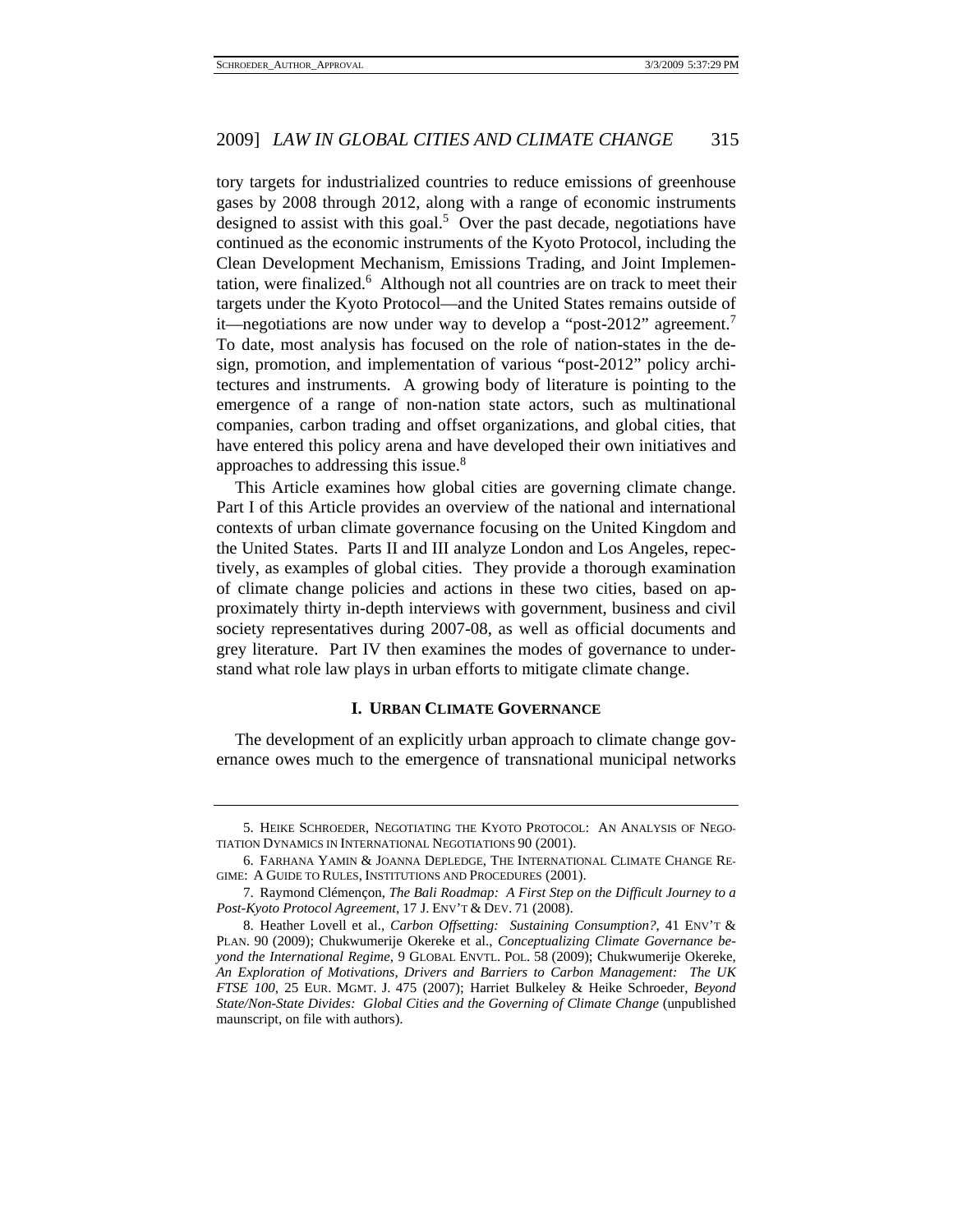tory targets for industrialized countries to reduce emissions of greenhouse gases by 2008 through 2012, along with a range of economic instruments designed to assist with this goal.[5] Over the past decade, negotiations have continued as the economic instruments of the Kyoto Protocol, including the Clean Development Mechanism, Emissions Trading, and Joint Implementation, were finalized.[6] Although not all countries are on track to meet their targets under the Kyoto Protocol—and the United States remains outside of it—negotiations are now under way to develop a "post-2012" agreement.[7] To date, most analysis has focused on the role of nation-states in the design, promotion, and implementation of various "post-2012" policy architectures and instruments. A growing body of literature is pointing to the emergence of a range of non-nation state actors, such as multinational companies, carbon trading and offset organizations, and global cities, that have entered this policy arena and have developed their own initiatives and approaches to addressing this issue.[8]

This Article examines how global cities are governing climate change. Part I of this Article provides an overview of the national and international contexts of urban climate governance focusing on the United Kingdom and the United States. Parts II and III analyze London and Los Angeles, repectively, as examples of global cities. They provide a thorough examination of climate change policies and actions in these two cities, based on approximately thirty in-depth interviews with government, business and civil society representatives during 2007-08, as well as official documents and grey literature. Part IV then examines the modes of governance to understand what role law plays in urban efforts to mitigate climate change.

## I. URBAN CLIMATE GOVERNANCE

The development of an explicitly urban approach to climate change governance owes much to the emergence of transnational municipal networks

---

5. HEIKE SCHROEDER, NEGOTIATING THE KYOTO PROTOCOL: AN ANALYSIS OF NEGOTIATION DYNAMICS IN INTERNATIONAL NEGOTIATIONS 90 (2001).

6. FARHANA YAMIN & JOANNA DEPLEDGE, THE INTERNATIONAL CLIMATE CHANGE REGIME: A GUIDE TO RULES, INSTITUTIONS AND PROCEDURES (2001).

7. Raymond Clémençon, *The Bali Roadmap: A First Step on the Difficult Journey to a Post-Kyoto Protocol Agreement*, 17 J. ENV'T & DEV. 71 (2008).

8. Heather Lovell et al., *Carbon Offsetting: Sustaining Consumption?*, 41 ENV'T & PLAN. 90 (2009); Chukwumerije Okereke et al., *Conceptualizing Climate Governance beyond the International Regime*, 9 GLOBAL ENVTL. POL. 58 (2009); Chukwumerije Okereke, *An Exploration of Motivations, Drivers and Barriers to Carbon Management: The UK FTSE 100*, 25 EUR. MGMT. J. 475 (2007); Harriet Bulkeley & Heike Schroeder, *Beyond State/Non-State Divides: Global Cities and the Governing of Climate Change* (unpublished maunscript, on file with authors).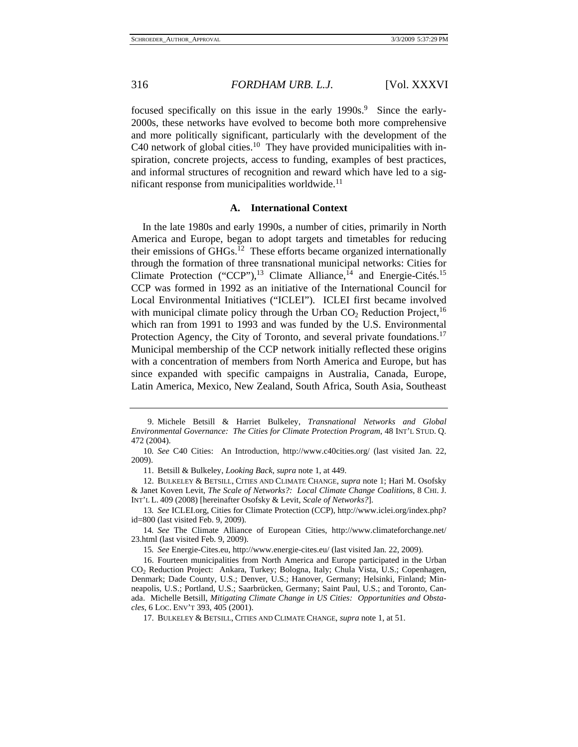focused specifically on this issue in the early 1990s.[9] Since the early-2000s, these networks have evolved to become both more comprehensive and more politically significant, particularly with the development of the C40 network of global cities.[10] They have provided municipalities with inspiration, concrete projects, access to funding, examples of best practices, and informal structures of recognition and reward which have led to a significant response from municipalities worldwide.[11]

### A. International Context

In the late 1980s and early 1990s, a number of cities, primarily in North America and Europe, began to adopt targets and timetables for reducing their emissions of GHGs.[12] These efforts became organized internationally through the formation of three transnational municipal networks: Cities for Climate Protection ("CCP"),[13] Climate Alliance,[14] and Energie-Cités.[15] CCP was formed in 1992 as an initiative of the International Council for Local Environmental Initiatives ("ICLEI"). ICLEI first became involved with municipal climate policy through the Urban $CO_2$ Reduction Project,[16] which ran from 1991 to 1993 and was funded by the U.S. Environmental Protection Agency, the City of Toronto, and several private foundations.[17] Municipal membership of the CCP network initially reflected these origins with a concentration of members from North America and Europe, but has since expanded with specific campaigns in Australia, Canada, Europe, Latin America, Mexico, New Zealand, South Africa, South Asia, Southeast

---

9. Michele Betsill & Harriet Bulkeley, *Transnational Networks and Global Environmental Governance: The Cities for Climate Protection Program*, 48 INT'L STUD. Q. 472 (2004).

10. *See* C40 Cities: An Introduction, http://www.c40cities.org/ (last visited Jan. 22, 2009).

11. Betsill & Bulkeley, *Looking Back*, *supra* note 1, at 449.

12. BULKELEY & BETSILL, CITIES AND CLIMATE CHANGE, *supra* note 1; Hari M. Osofsky & Janet Koven Levit, *The Scale of Networks?: Local Climate Change Coalitions*, 8 CHI. J. INT'L L. 409 (2008) [hereinafter Osofsky & Levit, *Scale of Networks?*].

13. *See* ICLEI.org, Cities for Climate Protection (CCP), http://www.iclei.org/index.php?id=800 (last visited Feb. 9, 2009).

14. *See* The Climate Alliance of European Cities, http://www.climateforchange.net/23.html (last visited Feb. 9, 2009).

15. *See* Energie-Cites.eu, http://www.energie-cites.eu/ (last visited Jan. 22, 2009).

16. Fourteen municipalities from North America and Europe participated in the Urban $CO_2$ Reduction Project: Ankara, Turkey; Bologna, Italy; Chula Vista, U.S.; Copenhagen, Denmark; Dade County, U.S.; Denver, U.S.; Hanover, Germany; Helsinki, Finland; Minneapolis, U.S.; Portland, U.S.; Saarbrücken, Germany; Saint Paul, U.S.; and Toronto, Canada. Michelle Betsill, *Mitigating Climate Change in US Cities: Opportunities and Obstacles*, 6 LOC. ENV'T 393, 405 (2001).

17. BULKELEY & BETSILL, CITIES AND CLIMATE CHANGE, *supra* note 1, at 51.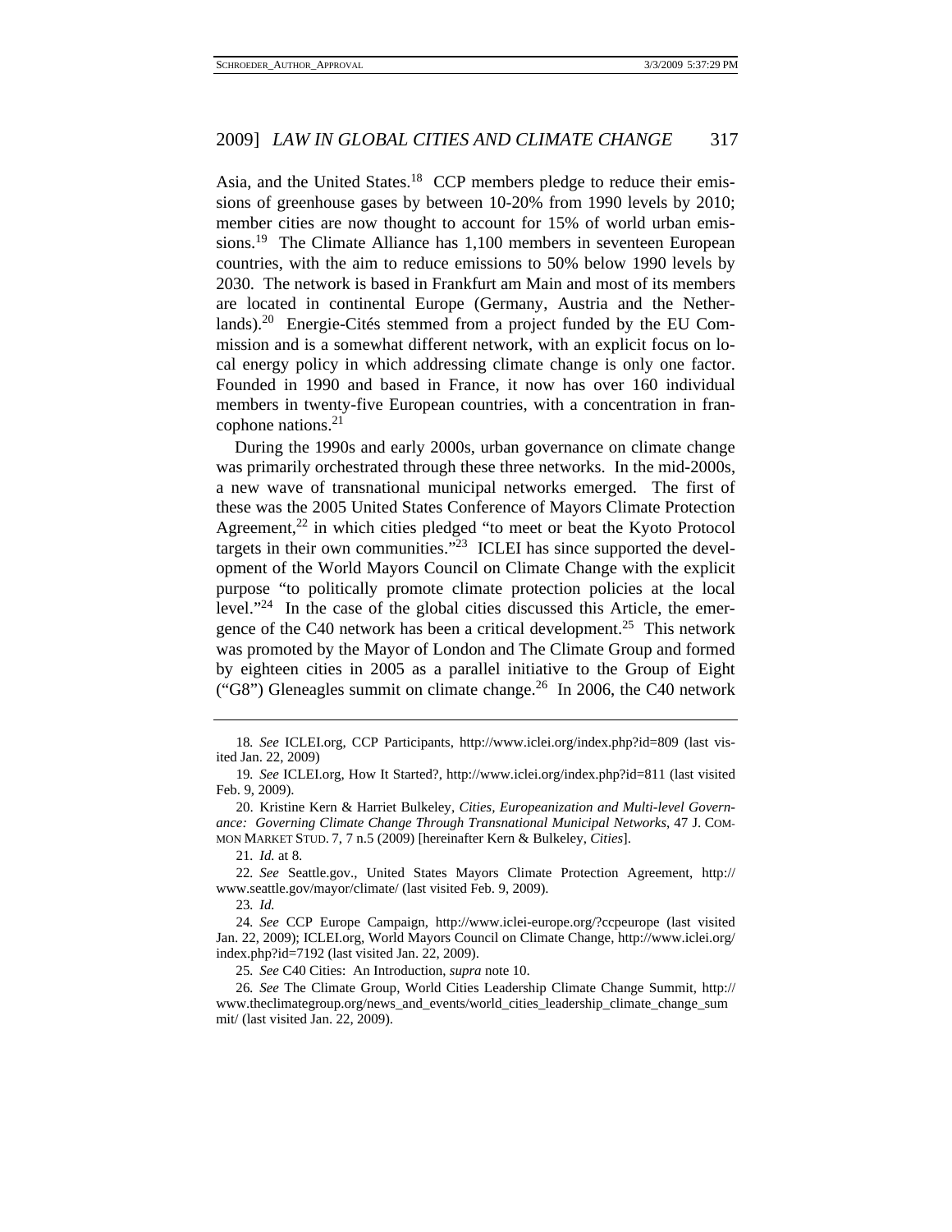Asia, and the United States.[18] CCP members pledge to reduce their emissions of greenhouse gases by between 10-20% from 1990 levels by 2010; member cities are now thought to account for 15% of world urban emissions.[19] The Climate Alliance has 1,100 members in seventeen European countries, with the aim to reduce emissions to 50% below 1990 levels by 2030. The network is based in Frankfurt am Main and most of its members are located in continental Europe (Germany, Austria and the Netherlands).[20] Energie-Cités stemmed from a project funded by the EU Commission and is a somewhat different network, with an explicit focus on local energy policy in which addressing climate change is only one factor. Founded in 1990 and based in France, it now has over 160 individual members in twenty-five European countries, with a concentration in francophone nations.[21]

During the 1990s and early 2000s, urban governance on climate change was primarily orchestrated through these three networks. In the mid-2000s, a new wave of transnational municipal networks emerged. The first of these was the 2005 United States Conference of Mayors Climate Protection Agreement,[22] in which cities pledged "to meet or beat the Kyoto Protocol targets in their own communities."[23] ICLEI has since supported the development of the World Mayors Council on Climate Change with the explicit purpose "to politically promote climate protection policies at the local level."[24] In the case of the global cities discussed this Article, the emergence of the C40 network has been a critical development.[25] This network was promoted by the Mayor of London and The Climate Group and formed by eighteen cities in 2005 as a parallel initiative to the Group of Eight ("G8") Gleneagles summit on climate change.[26] In 2006, the C40 network

---

18. *See* ICLEI.org, CCP Participants, http://www.iclei.org/index.php?id=809 (last visited Jan. 22, 2009)

19. *See* ICLEI.org, How It Started?, http://www.iclei.org/index.php?id=811 (last visited Feb. 9, 2009).

20. Kristine Kern & Harriet Bulkeley, *Cities, Europeanization and Multi-level Governance: Governing Climate Change Through Transnational Municipal Networks*, 47 J. COMMON MARKET STUD. 7, 7 n.5 (2009) [hereinafter Kern & Bulkeley, *Cities*].

21. *Id.* at 8.

22. *See* Seattle.gov., United States Mayors Climate Protection Agreement, http://www.seattle.gov/mayor/climate/ (last visited Feb. 9, 2009).

23. *Id.*

24. *See* CCP Europe Campaign, http://www.iclei-europe.org/?ccpeurope (last visited Jan. 22, 2009); ICLEI.org, World Mayors Council on Climate Change, http://www.iclei.org/index.php?id=7192 (last visited Jan. 22, 2009).

25. *See* C40 Cities: An Introduction, *supra* note 10.

26. *See* The Climate Group, World Cities Leadership Climate Change Summit, http://www.theclimategroup.org/news_and_events/world_cities_leadership_climate_change_summit/ (last visited Jan. 22, 2009).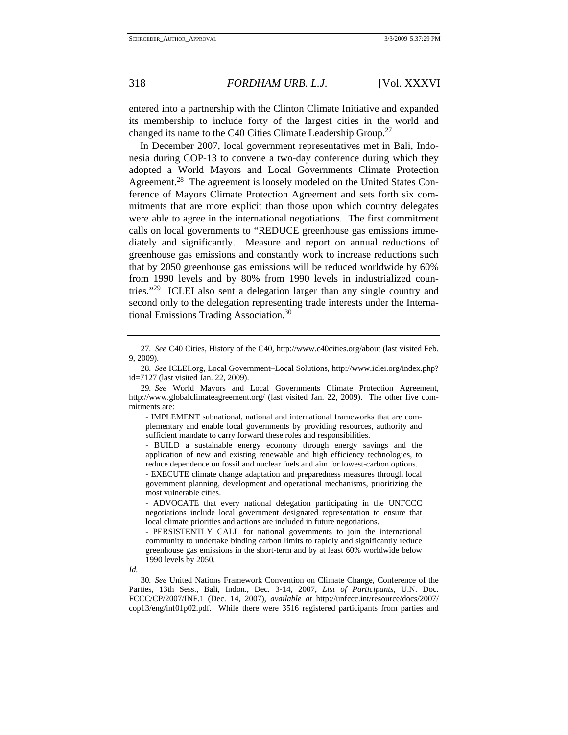entered into a partnership with the Clinton Climate Initiative and expanded its membership to include forty of the largest cities in the world and changed its name to the C40 Cities Climate Leadership Group.[27]

In December 2007, local government representatives met in Bali, Indonesia during COP-13 to convene a two-day conference during which they adopted a World Mayors and Local Governments Climate Protection Agreement.[28] The agreement is loosely modeled on the United States Conference of Mayors Climate Protection Agreement and sets forth six commitments that are more explicit than those upon which country delegates were able to agree in the international negotiations. The first commitment calls on local governments to "REDUCE greenhouse gas emissions immediately and significantly. Measure and report on annual reductions of greenhouse gas emissions and constantly work to increase reductions such that by 2050 greenhouse gas emissions will be reduced worldwide by 60% from 1990 levels and by 80% from 1990 levels in industrialized countries."[29] ICLEI also sent a delegation larger than any single country and second only to the delegation representing trade interests under the International Emissions Trading Association.[30]

---

27. *See* C40 Cities, History of the C40, http://www.c40cities.org/about (last visited Feb. 9, 2009).

28. *See* ICLEI.org, Local Government–Local Solutions, http://www.iclei.org/index.php?id=7127 (last visited Jan. 22, 2009).

29. *See* World Mayors and Local Governments Climate Protection Agreement, http://www.globalclimateagreement.org/ (last visited Jan. 22, 2009). The other five commitments are:

> - IMPLEMENT subnational, national and international frameworks that are complementary and enable local governments by providing resources, authority and sufficient mandate to carry forward these roles and responsibilities.
>
> - BUILD a sustainable energy economy through energy savings and the application of new and existing renewable and high efficiency technologies, to reduce dependence on fossil and nuclear fuels and aim for lowest-carbon options.
>
> - EXECUTE climate change adaptation and preparedness measures through local government planning, development and operational mechanisms, prioritizing the most vulnerable cities.
>
> - ADVOCATE that every national delegation participating in the UNFCCC negotiations include local government designated representation to ensure that local climate priorities and actions are included in future negotiations.
>
> - PERSISTENTLY CALL for national governments to join the international community to undertake binding carbon limits to rapidly and significantly reduce greenhouse gas emissions in the short-term and by at least 60% worldwide below 1990 levels by 2050.

*Id.*

30. *See* United Nations Framework Convention on Climate Change, Conference of the Parties, 13th Sess., Bali, Indon., Dec. 3-14, 2007, *List of Participants*, U.N. Doc. FCCC/CP/2007/INF.1 (Dec. 14, 2007), *available at* http://unfccc.int/resource/docs/2007/cop13/eng/inf01p02.pdf. While there were 3516 registered participants from parties and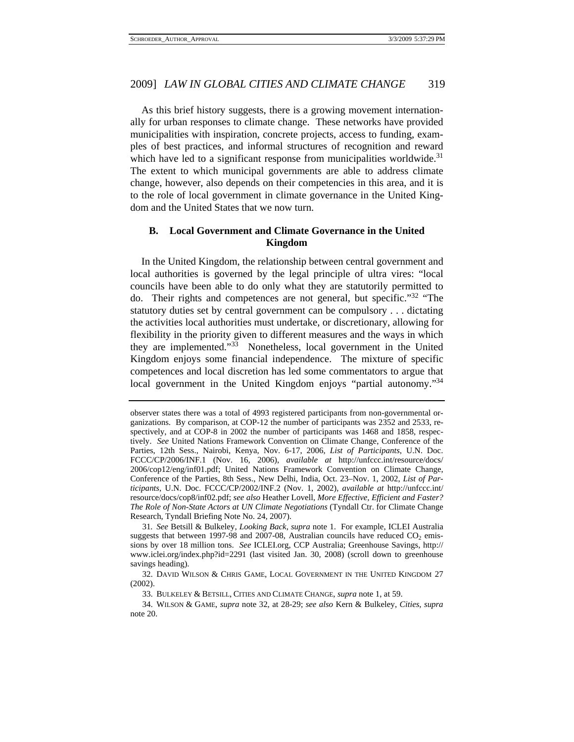As this brief history suggests, there is a growing movement internationally for urban responses to climate change. These networks have provided municipalities with inspiration, concrete projects, access to funding, examples of best practices, and informal structures of recognition and reward which have led to a significant response from municipalities worldwide.[31] The extent to which municipal governments are able to address climate change, however, also depends on their competencies in this area, and it is to the role of local government in climate governance in the United Kingdom and the United States that we now turn.

### B. Local Government and Climate Governance in the United Kingdom

In the United Kingdom, the relationship between central government and local authorities is governed by the legal principle of ultra vires: "local councils have been able to do only what they are statutorily permitted to do. Their rights and competences are not general, but specific."[32] "The statutory duties set by central government can be compulsory . . . dictating the activities local authorities must undertake, or discretionary, allowing for flexibility in the priority given to different measures and the ways in which they are implemented."[33] Nonetheless, local government in the United Kingdom enjoys some financial independence. The mixture of specific competences and local discretion has led some commentators to argue that local government in the United Kingdom enjoys "partial autonomy."[34]

---

observer states there was a total of 4993 registered participants from non-governmental organizations. By comparison, at COP-12 the number of participants was 2352 and 2533, respectively, and at COP-8 in 2002 the number of participants was 1468 and 1858, respectively. *See* United Nations Framework Convention on Climate Change, Conference of the Parties, 12th Sess., Nairobi, Kenya, Nov. 6-17, 2006, *List of Participants*, U.N. Doc. FCCC/CP/2006/INF.1 (Nov. 16, 2006), *available at* http://unfccc.int/resource/docs/2006/cop12/eng/inf01.pdf; United Nations Framework Convention on Climate Change, Conference of the Parties, 8th Sess., New Delhi, India, Oct. 23–Nov. 1, 2002, *List of Participants*, U.N. Doc. FCCC/CP/2002/INF.2 (Nov. 1, 2002), *available at* http://unfccc.int/resource/docs/cop8/inf02.pdf; *see also* Heather Lovell, *More Effective, Efficient and Faster? The Role of Non-State Actors at UN Climate Negotiations* (Tyndall Ctr. for Climate Change Research, Tyndall Briefing Note No. 24, 2007).

31. *See* Betsill & Bulkeley, *Looking Back*, *supra* note 1. For example, ICLEI Australia suggests that between 1997-98 and 2007-08, Australian councils have reduced $CO_2$ emissions by over 18 million tons. *See* ICLEI.org, CCP Australia; Greenhouse Savings, http://www.iclei.org/index.php?id=2291 (last visited Jan. 30, 2008) (scroll down to greenhouse savings heading).

32. DAVID WILSON & CHRIS GAME, LOCAL GOVERNMENT IN THE UNITED KINGDOM 27 (2002).

33. BULKELEY & BETSILL, CITIES AND CLIMATE CHANGE, *supra* note 1, at 59.

34. WILSON & GAME, *supra* note 32, at 28-29; *see also* Kern & Bulkeley, *Cities*, *supra* note 20.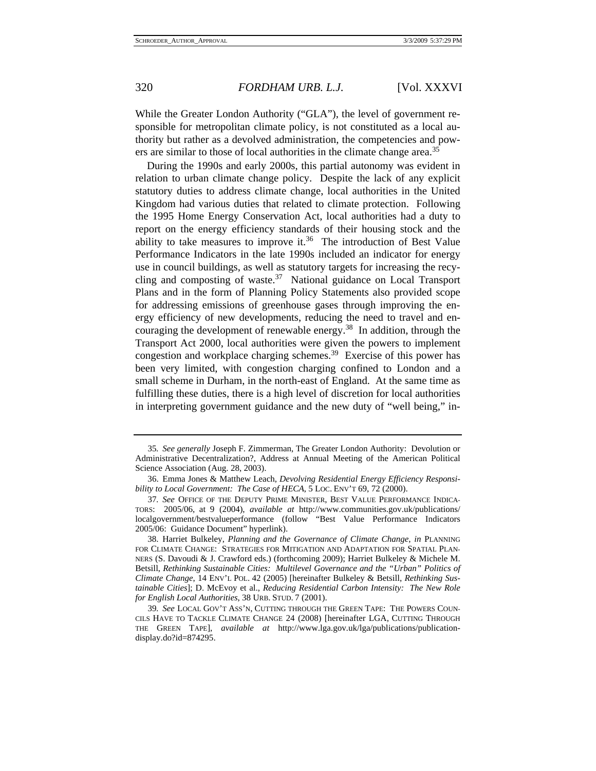While the Greater London Authority ("GLA"), the level of government responsible for metropolitan climate policy, is not constituted as a local authority but rather as a devolved administration, the competencies and powers are similar to those of local authorities in the climate change area.[35]

During the 1990s and early 2000s, this partial autonomy was evident in relation to urban climate change policy. Despite the lack of any explicit statutory duties to address climate change, local authorities in the United Kingdom had various duties that related to climate protection. Following the 1995 Home Energy Conservation Act, local authorities had a duty to report on the energy efficiency standards of their housing stock and the ability to take measures to improve it.[36] The introduction of Best Value Performance Indicators in the late 1990s included an indicator for energy use in council buildings, as well as statutory targets for increasing the recycling and composting of waste.[37] National guidance on Local Transport Plans and in the form of Planning Policy Statements also provided scope for addressing emissions of greenhouse gases through improving the energy efficiency of new developments, reducing the need to travel and encouraging the development of renewable energy.[38] In addition, through the Transport Act 2000, local authorities were given the powers to implement congestion and workplace charging schemes.[39] Exercise of this power has been very limited, with congestion charging confined to London and a small scheme in Durham, in the north-east of England. At the same time as fulfilling these duties, there is a high level of discretion for local authorities in interpreting government guidance and the new duty of "well being," in-

---

35. *See generally* Joseph F. Zimmerman, The Greater London Authority: Devolution or Administrative Decentralization?, Address at Annual Meeting of the American Political Science Association (Aug. 28, 2003).

36. Emma Jones & Matthew Leach, *Devolving Residential Energy Efficiency Responsibility to Local Government: The Case of HECA*, 5 LOC. ENV'T 69, 72 (2000).

37. *See* OFFICE OF THE DEPUTY PRIME MINISTER, BEST VALUE PERFORMANCE INDICATORS: 2005/06, at 9 (2004), *available at* http://www.communities.gov.uk/publications/localgovernment/bestvalueperformance (follow "Best Value Performance Indicators 2005/06: Guidance Document" hyperlink).

38. Harriet Bulkeley, *Planning and the Governance of Climate Change*, *in* PLANNING FOR CLIMATE CHANGE: STRATEGIES FOR MITIGATION AND ADAPTATION FOR SPATIAL PLANNERS (S. Davoudi & J. Crawford eds.) (forthcoming 2009); Harriet Bulkeley & Michele M. Betsill, *Rethinking Sustainable Cities: Multilevel Governance and the "Urban" Politics of Climate Change*, 14 ENV'L POL. 42 (2005) [hereinafter Bulkeley & Betsill, *Rethinking Sustainable Cities*]; D. McEvoy et al., *Reducing Residential Carbon Intensity: The New Role for English Local Authorities*, 38 URB. STUD. 7 (2001).

39. *See* LOCAL GOV'T ASS'N, CUTTING THROUGH THE GREEN TAPE: THE POWERS COUNCILS HAVE TO TACKLE CLIMATE CHANGE 24 (2008) [hereinafter LGA, CUTTING THROUGH THE GREEN TAPE], *available at* http://www.lga.gov.uk/lga/publications/publication-display.do?id=874295.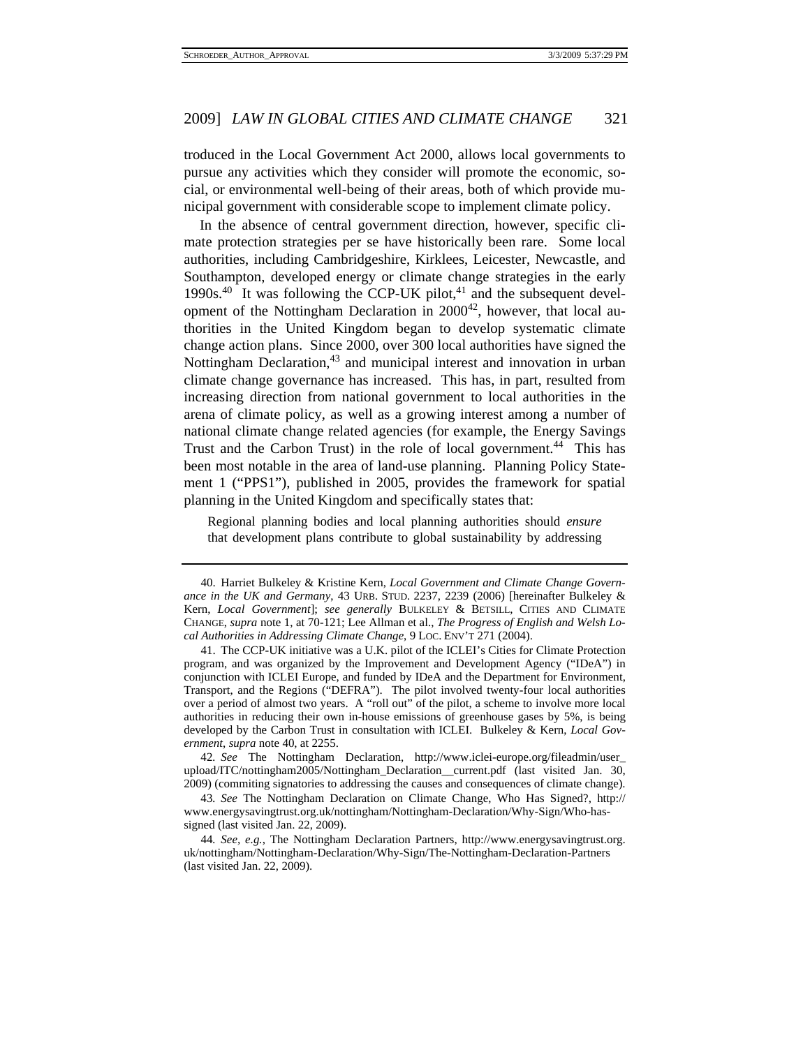troduced in the Local Government Act 2000, allows local governments to pursue any activities which they consider will promote the economic, social, or environmental well-being of their areas, both of which provide municipal government with considerable scope to implement climate policy.

In the absence of central government direction, however, specific climate protection strategies per se have historically been rare. Some local authorities, including Cambridgeshire, Kirklees, Leicester, Newcastle, and Southampton, developed energy or climate change strategies in the early 1990s.[40] It was following the CCP-UK pilot,[41] and the subsequent development of the Nottingham Declaration in 2000[42], however, that local authorities in the United Kingdom began to develop systematic climate change action plans. Since 2000, over 300 local authorities have signed the Nottingham Declaration,[43] and municipal interest and innovation in urban climate change governance has increased. This has, in part, resulted from increasing direction from national government to local authorities in the arena of climate policy, as well as a growing interest among a number of national climate change related agencies (for example, the Energy Savings Trust and the Carbon Trust) in the role of local government.[44] This has been most notable in the area of land-use planning. Planning Policy Statement 1 ("PPS1"), published in 2005, provides the framework for spatial planning in the United Kingdom and specifically states that:

> Regional planning bodies and local planning authorities should *ensure* that development plans contribute to global sustainability by addressing

---

40. Harriet Bulkeley & Kristine Kern, *Local Government and Climate Change Governance in the UK and Germany*, 43 URB. STUD. 2237, 2239 (2006) [hereinafter Bulkeley & Kern, *Local Government*]; *see generally* BULKELEY & BETSILL, CITIES AND CLIMATE CHANGE, *supra* note 1, at 70-121; Lee Allman et al., *The Progress of English and Welsh Local Authorities in Addressing Climate Change*, 9 LOC. ENV'T 271 (2004).

41. The CCP-UK initiative was a U.K. pilot of the ICLEI's Cities for Climate Protection program, and was organized by the Improvement and Development Agency ("IDeA") in conjunction with ICLEI Europe, and funded by IDeA and the Department for Environment, Transport, and the Regions ("DEFRA"). The pilot involved twenty-four local authorities over a period of almost two years. A "roll out" of the pilot, a scheme to involve more local authorities in reducing their own in-house emissions of greenhouse gases by 5%, is being developed by the Carbon Trust in consultation with ICLEI. Bulkeley & Kern, *Local Government*, *supra* note 40, at 2255.

42. *See* The Nottingham Declaration, http://www.iclei-europe.org/fileadmin/user_upload/ITC/nottingham2005/Nottingham_Declaration__current.pdf (last visited Jan. 30, 2009) (commiting signatories to addressing the causes and consequences of climate change).

43. *See* The Nottingham Declaration on Climate Change, Who Has Signed?, http://www.energysavingtrust.org.uk/nottingham/Nottingham-Declaration/Why-Sign/Who-has-signed (last visited Jan. 22, 2009).

44. *See, e.g.*, The Nottingham Declaration Partners, http://www.energysavingtrust.org.uk/nottingham/Nottingham-Declaration/Why-Sign/The-Nottingham-Declaration-Partners (last visited Jan. 22, 2009).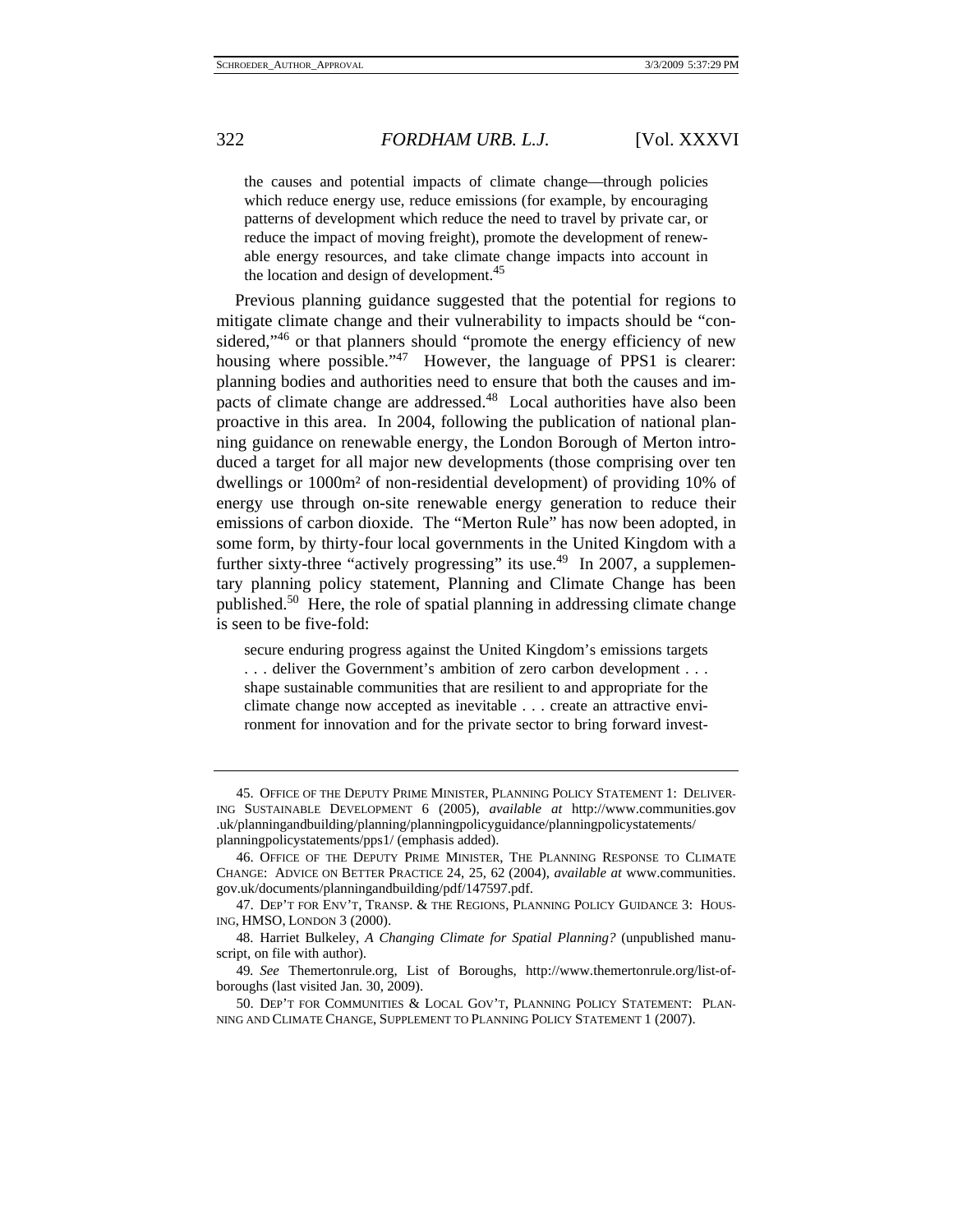the causes and potential impacts of climate change—through policies which reduce energy use, reduce emissions (for example, by encouraging patterns of development which reduce the need to travel by private car, or reduce the impact of moving freight), promote the development of renewable energy resources, and take climate change impacts into account in the location and design of development.[45]

Previous planning guidance suggested that the potential for regions to mitigate climate change and their vulnerability to impacts should be "considered,"[46] or that planners should "promote the energy efficiency of new housing where possible."[47] However, the language of PPS1 is clearer: planning bodies and authorities need to ensure that both the causes and impacts of climate change are addressed.[48] Local authorities have also been proactive in this area. In 2004, following the publication of national planning guidance on renewable energy, the London Borough of Merton introduced a target for all major new developments (those comprising over ten dwellings or 1000m² of non-residential development) of providing 10% of energy use through on-site renewable energy generation to reduce their emissions of carbon dioxide. The "Merton Rule" has now been adopted, in some form, by thirty-four local governments in the United Kingdom with a further sixty-three "actively progressing" its use.[49] In 2007, a supplementary planning policy statement, Planning and Climate Change has been published.[50] Here, the role of spatial planning in addressing climate change is seen to be five-fold:

> secure enduring progress against the United Kingdom's emissions targets . . . deliver the Government's ambition of zero carbon development . . . shape sustainable communities that are resilient to and appropriate for the climate change now accepted as inevitable . . . create an attractive environment for innovation and for the private sector to bring forward invest-

---

45. OFFICE OF THE DEPUTY PRIME MINISTER, PLANNING POLICY STATEMENT 1: DELIVERING SUSTAINABLE DEVELOPMENT 6 (2005), *available at* http://www.communities.gov.uk/planningandbuilding/planning/planningpolicyguidance/planningpolicystatements/planningpolicystatements/pps1/ (emphasis added).

46. OFFICE OF THE DEPUTY PRIME MINISTER, THE PLANNING RESPONSE TO CLIMATE CHANGE: ADVICE ON BETTER PRACTICE 24, 25, 62 (2004), *available at* www.communities.gov.uk/documents/planningandbuilding/pdf/147597.pdf.

47. DEP'T FOR ENV'T, TRANSP. & THE REGIONS, PLANNING POLICY GUIDANCE 3: HOUSING, HMSO, LONDON 3 (2000).

48. Harriet Bulkeley, *A Changing Climate for Spatial Planning?* (unpublished manuscript, on file with author).

49. *See* Themertonrule.org, List of Boroughs, http://www.themertonrule.org/list-of-boroughs (last visited Jan. 30, 2009).

50. DEP'T FOR COMMUNITIES & LOCAL GOV'T, PLANNING POLICY STATEMENT: PLANNING AND CLIMATE CHANGE, SUPPLEMENT TO PLANNING POLICY STATEMENT 1 (2007).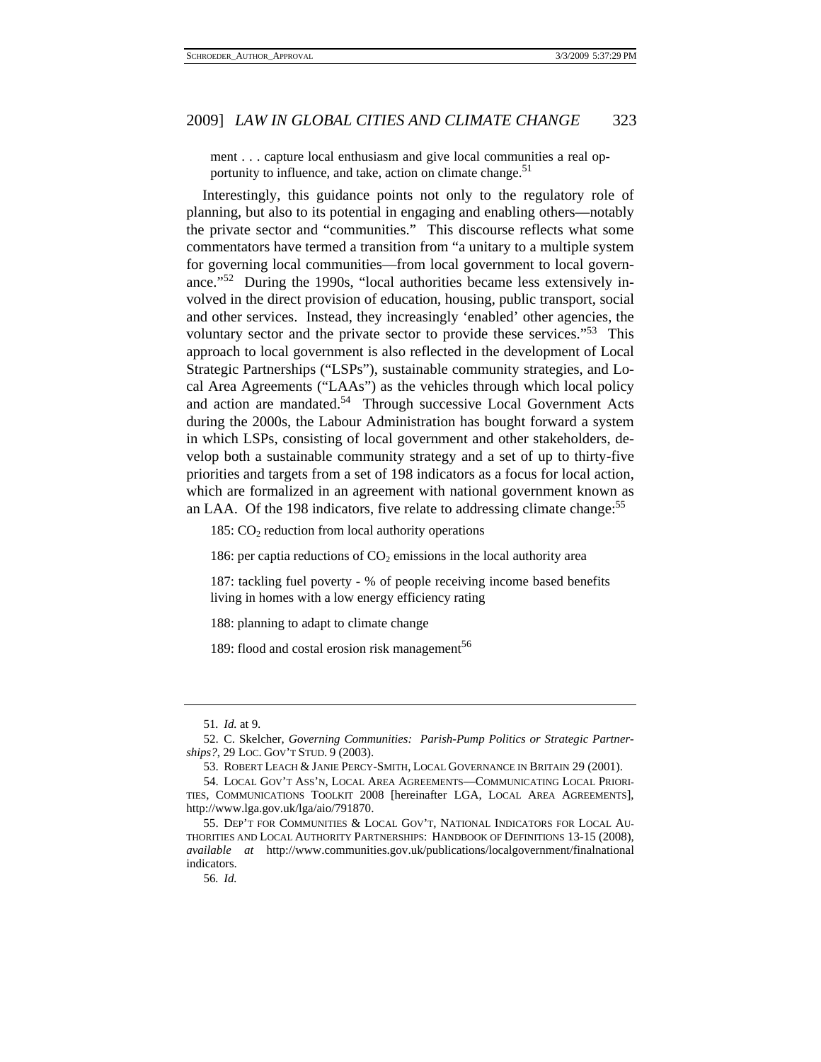ment . . . capture local enthusiasm and give local communities a real opportunity to influence, and take, action on climate change.[51]

Interestingly, this guidance points not only to the regulatory role of planning, but also to its potential in engaging and enabling others—notably the private sector and "communities." This discourse reflects what some commentators have termed a transition from "a unitary to a multiple system for governing local communities—from local government to local governance."[52] During the 1990s, "local authorities became less extensively involved in the direct provision of education, housing, public transport, social and other services. Instead, they increasingly 'enabled' other agencies, the voluntary sector and the private sector to provide these services."[53] This approach to local government is also reflected in the development of Local Strategic Partnerships ("LSPs"), sustainable community strategies, and Local Area Agreements ("LAAs") as the vehicles through which local policy and action are mandated.[54] Through successive Local Government Acts during the 2000s, the Labour Administration has bought forward a system in which LSPs, consisting of local government and other stakeholders, develop both a sustainable community strategy and a set of up to thirty-five priorities and targets from a set of 198 indicators as a focus for local action, which are formalized in an agreement with national government known as an LAA. Of the 198 indicators, five relate to addressing climate change:[55]

185: $CO_2$ reduction from local authority operations

186: per captia reductions of $CO_2$ emissions in the local authority area

187: tackling fuel poverty - % of people receiving income based benefits living in homes with a low energy efficiency rating

188: planning to adapt to climate change

189: flood and costal erosion risk management[56]

---

51. *Id.* at 9.

52. C. Skelcher, *Governing Communities: Parish-Pump Politics or Strategic Partnerships?*, 29 LOC. GOV'T STUD. 9 (2003).

53. ROBERT LEACH & JANIE PERCY-SMITH, LOCAL GOVERNANCE IN BRITAIN 29 (2001).

54. LOCAL GOV'T ASS'N, LOCAL AREA AGREEMENTS—COMMUNICATING LOCAL PRIORITIES, COMMUNICATIONS TOOLKIT 2008 [hereinafter LGA, LOCAL AREA AGREEMENTS], http://www.lga.gov.uk/lga/aio/791870.

55. DEP'T FOR COMMUNITIES & LOCAL GOV'T, NATIONAL INDICATORS FOR LOCAL AUTHORITIES AND LOCAL AUTHORITY PARTNERSHIPS: HANDBOOK OF DEFINITIONS 13-15 (2008), *available at* http://www.communities.gov.uk/publications/localgovernment/finalnationalindicators.

56. *Id.*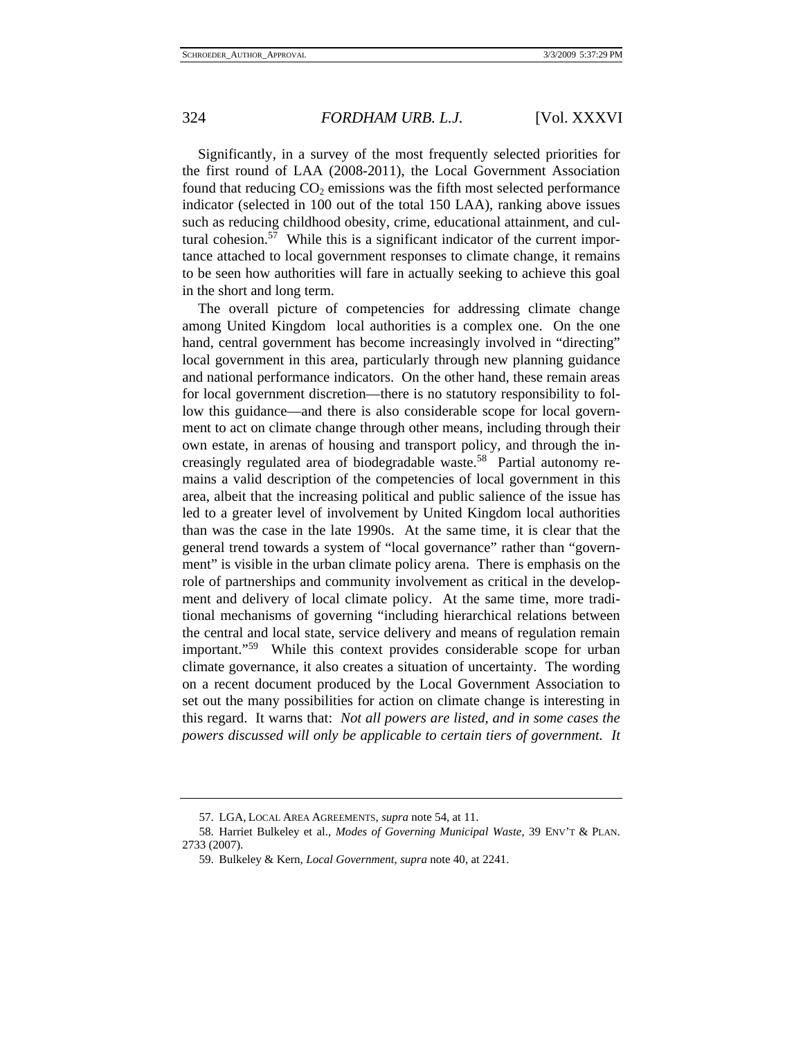Significantly, in a survey of the most frequently selected priorities for the first round of LAA (2008-2011), the Local Government Association found that reducing $CO_2$ emissions was the fifth most selected performance indicator (selected in 100 out of the total 150 LAA), ranking above issues such as reducing childhood obesity, crime, educational attainment, and cultural cohesion.[57] While this is a significant indicator of the current importance attached to local government responses to climate change, it remains to be seen how authorities will fare in actually seeking to achieve this goal in the short and long term.

The overall picture of competencies for addressing climate change among United Kingdom local authorities is a complex one. On the one hand, central government has become increasingly involved in "directing" local government in this area, particularly through new planning guidance and national performance indicators. On the other hand, these remain areas for local government discretion—there is no statutory responsibility to follow this guidance—and there is also considerable scope for local government to act on climate change through other means, including through their own estate, in arenas of housing and transport policy, and through the increasingly regulated area of biodegradable waste.[58] Partial autonomy remains a valid description of the competencies of local government in this area, albeit that the increasing political and public salience of the issue has led to a greater level of involvement by United Kingdom local authorities than was the case in the late 1990s. At the same time, it is clear that the general trend towards a system of "local governance" rather than "government" is visible in the urban climate policy arena. There is emphasis on the role of partnerships and community involvement as critical in the development and delivery of local climate policy. At the same time, more traditional mechanisms of governing "including hierarchical relations between the central and local state, service delivery and means of regulation remain important."[59] While this context provides considerable scope for urban climate governance, it also creates a situation of uncertainty. The wording on a recent document produced by the Local Government Association to set out the many possibilities for action on climate change is interesting in this regard. It warns that: *Not all powers are listed, and in some cases the powers discussed will only be applicable to certain tiers of government. It*

---

57. LGA, LOCAL AREA AGREEMENTS, *supra* note 54, at 11.

58. Harriet Bulkeley et al., *Modes of Governing Municipal Waste*, 39 ENV'T & PLAN. 2733 (2007).

59. Bulkeley & Kern, *Local Government*, *supra* note 40, at 2241.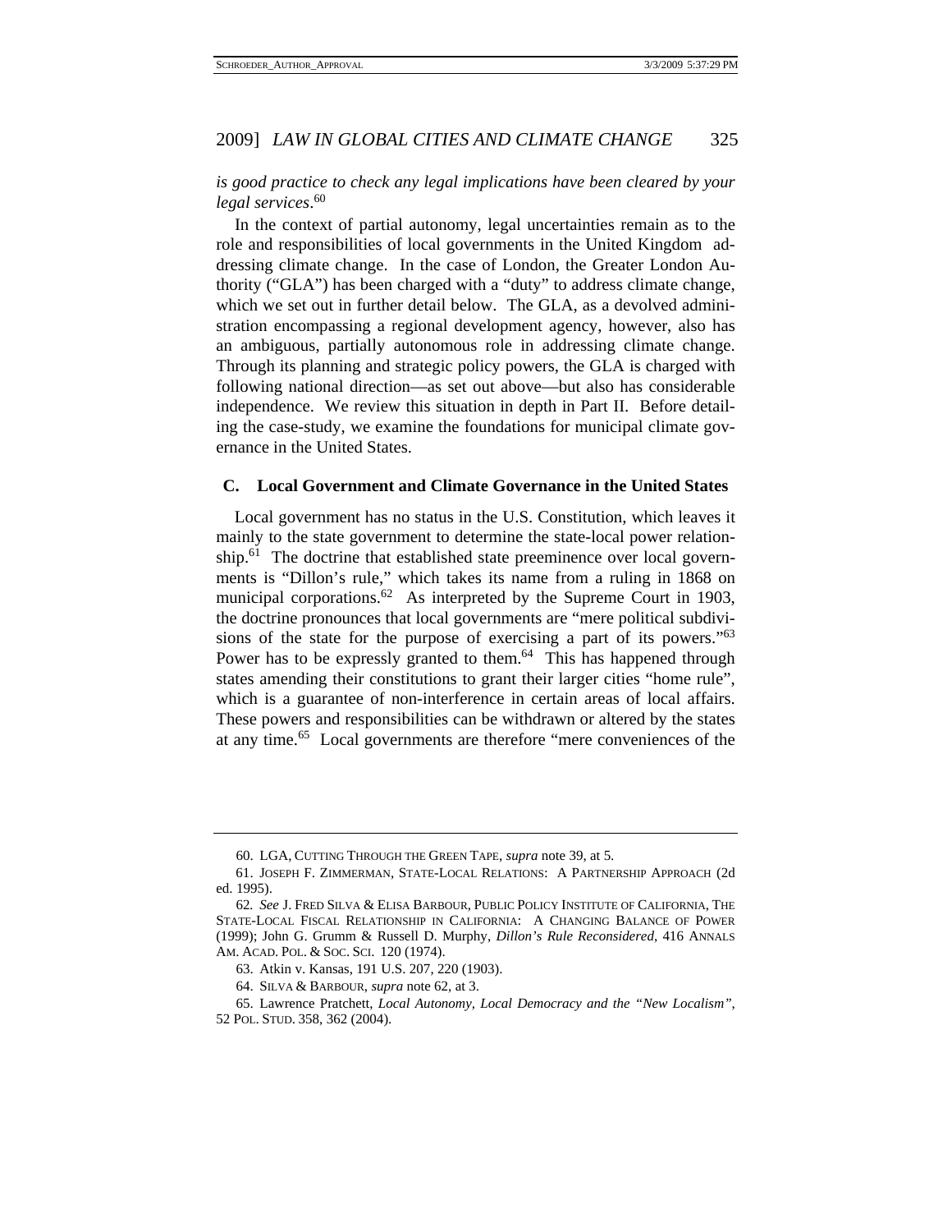*is good practice to check any legal implications have been cleared by your legal services*.[60]

In the context of partial autonomy, legal uncertainties remain as to the role and responsibilities of local governments in the United Kingdom addressing climate change. In the case of London, the Greater London Authority ("GLA") has been charged with a "duty" to address climate change, which we set out in further detail below. The GLA, as a devolved administration encompassing a regional development agency, however, also has an ambiguous, partially autonomous role in addressing climate change. Through its planning and strategic policy powers, the GLA is charged with following national direction—as set out above—but also has considerable independence. We review this situation in depth in Part II. Before detailing the case-study, we examine the foundations for municipal climate governance in the United States.

### C. Local Government and Climate Governance in the United States

Local government has no status in the U.S. Constitution, which leaves it mainly to the state government to determine the state-local power relationship.[61] The doctrine that established state preeminence over local governments is "Dillon's rule," which takes its name from a ruling in 1868 on municipal corporations.[62] As interpreted by the Supreme Court in 1903, the doctrine pronounces that local governments are "mere political subdivisions of the state for the purpose of exercising a part of its powers."[63] Power has to be expressly granted to them.[64] This has happened through states amending their constitutions to grant their larger cities "home rule", which is a guarantee of non-interference in certain areas of local affairs. These powers and responsibilities can be withdrawn or altered by the states at any time.[65] Local governments are therefore "mere conveniences of the

---

60. LGA, CUTTING THROUGH THE GREEN TAPE, *supra* note 39, at 5.

61. JOSEPH F. ZIMMERMAN, STATE-LOCAL RELATIONS: A PARTNERSHIP APPROACH (2d ed. 1995).

62. *See* J. FRED SILVA & ELISA BARBOUR, PUBLIC POLICY INSTITUTE OF CALIFORNIA, THE STATE-LOCAL FISCAL RELATIONSHIP IN CALIFORNIA: A CHANGING BALANCE OF POWER (1999); John G. Grumm & Russell D. Murphy, *Dillon's Rule Reconsidered*, 416 ANNALS AM. ACAD. POL. & SOC. SCI. 120 (1974).

63. Atkin v. Kansas, 191 U.S. 207, 220 (1903).

64. SILVA & BARBOUR, *supra* note 62, at 3.

65. Lawrence Pratchett, *Local Autonomy, Local Democracy and the "New Localism"*, 52 POL. STUD. 358, 362 (2004).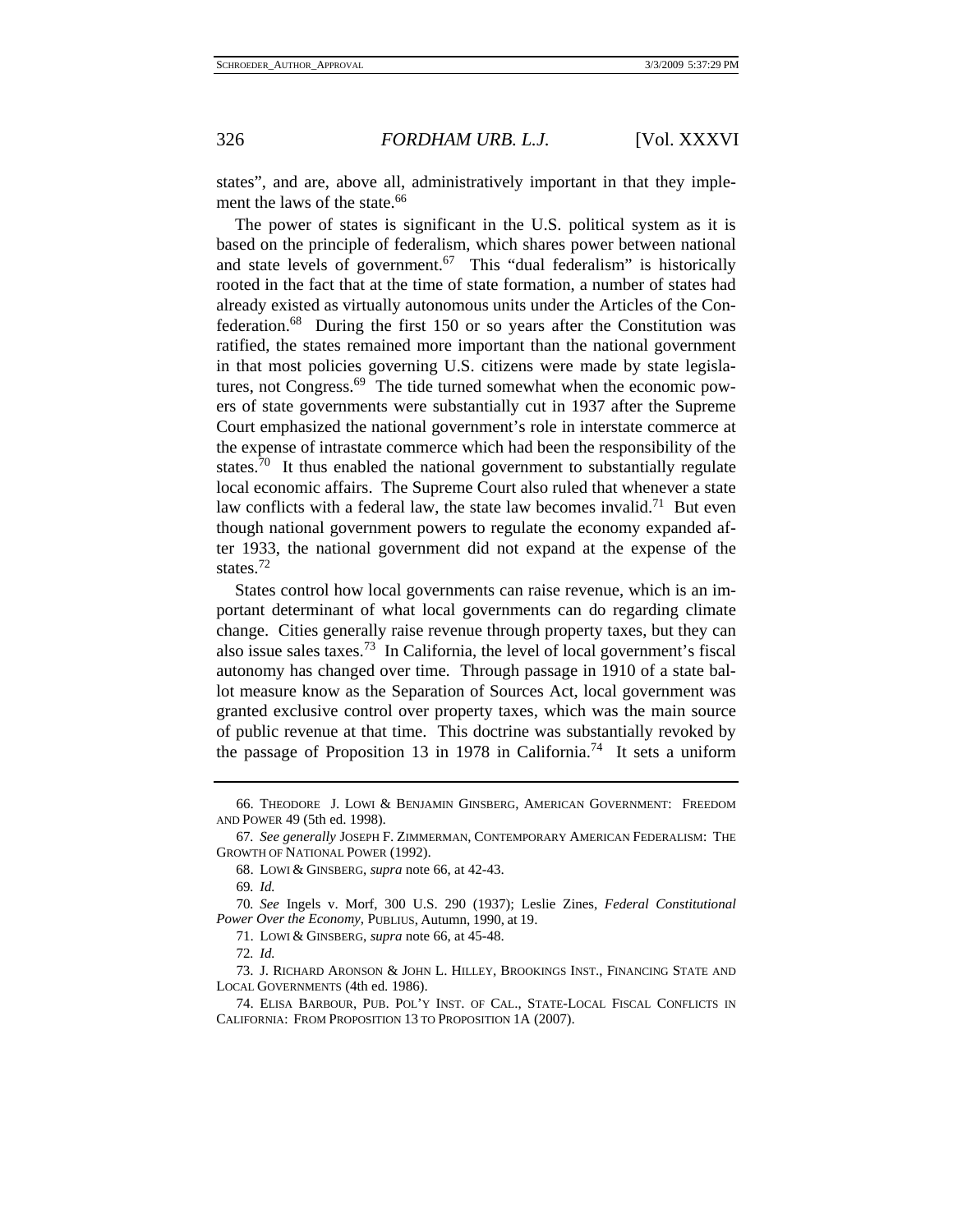states", and are, above all, administratively important in that they implement the laws of the state.[66]

The power of states is significant in the U.S. political system as it is based on the principle of federalism, which shares power between national and state levels of government.[67] This "dual federalism" is historically rooted in the fact that at the time of state formation, a number of states had already existed as virtually autonomous units under the Articles of the Confederation.[68] During the first 150 or so years after the Constitution was ratified, the states remained more important than the national government in that most policies governing U.S. citizens were made by state legislatures, not Congress.[69] The tide turned somewhat when the economic powers of state governments were substantially cut in 1937 after the Supreme Court emphasized the national government's role in interstate commerce at the expense of intrastate commerce which had been the responsibility of the states.[70] It thus enabled the national government to substantially regulate local economic affairs. The Supreme Court also ruled that whenever a state law conflicts with a federal law, the state law becomes invalid.[71] But even though national government powers to regulate the economy expanded after 1933, the national government did not expand at the expense of the states.[72]

States control how local governments can raise revenue, which is an important determinant of what local governments can do regarding climate change. Cities generally raise revenue through property taxes, but they can also issue sales taxes.[73] In California, the level of local government's fiscal autonomy has changed over time. Through passage in 1910 of a state ballot measure know as the Separation of Sources Act, local government was granted exclusive control over property taxes, which was the main source of public revenue at that time. This doctrine was substantially revoked by the passage of Proposition 13 in 1978 in California.[74] It sets a uniform

---

66. THEODORE J. LOWI & BENJAMIN GINSBERG, AMERICAN GOVERNMENT: FREEDOM AND POWER 49 (5th ed. 1998).

67. *See generally* JOSEPH F. ZIMMERMAN, CONTEMPORARY AMERICAN FEDERALISM: THE GROWTH OF NATIONAL POWER (1992).

68. LOWI & GINSBERG, *supra* note 66, at 42-43.

69. *Id.*

70. *See* Ingels v. Morf, 300 U.S. 290 (1937); Leslie Zines, *Federal Constitutional Power Over the Economy*, PUBLIUS, Autumn, 1990, at 19.

71. LOWI & GINSBERG, *supra* note 66, at 45-48.

72. *Id.*

73. J. RICHARD ARONSON & JOHN L. HILLEY, BROOKINGS INST., FINANCING STATE AND LOCAL GOVERNMENTS (4th ed. 1986).

74. ELISA BARBOUR, PUB. POL'Y INST. OF CAL., STATE-LOCAL FISCAL CONFLICTS IN CALIFORNIA: FROM PROPOSITION 13 TO PROPOSITION 1A (2007).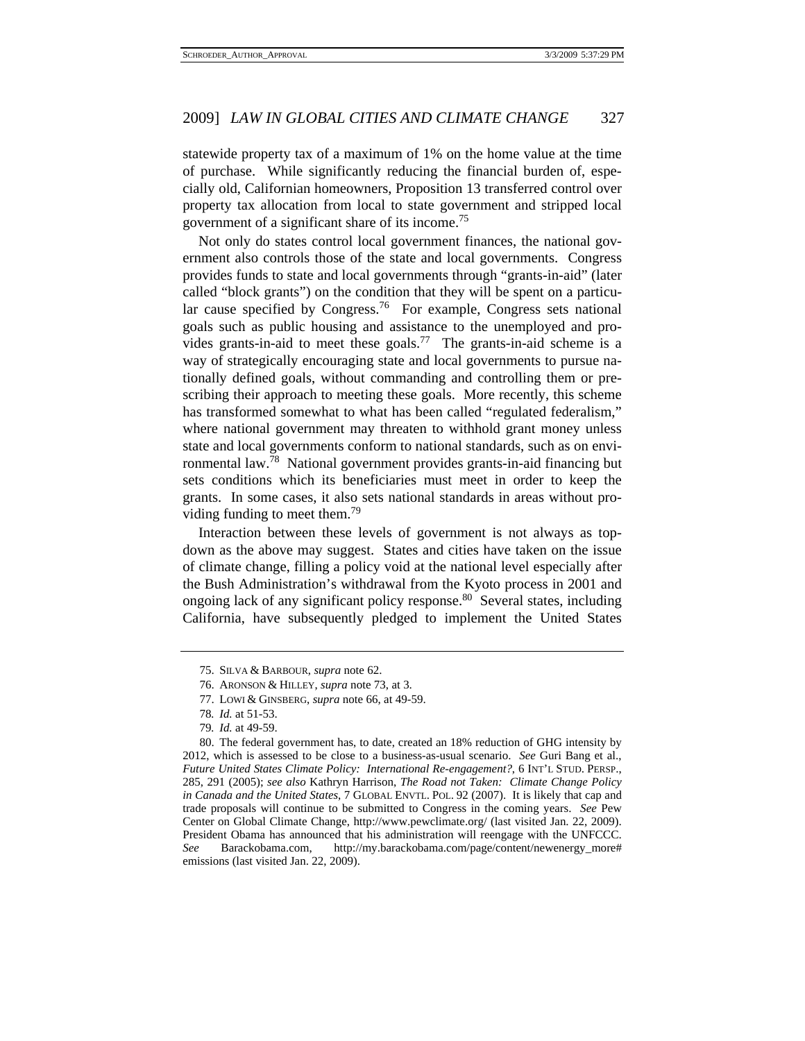statewide property tax of a maximum of 1% on the home value at the time of purchase. While significantly reducing the financial burden of, especially old, Californian homeowners, Proposition 13 transferred control over property tax allocation from local to state government and stripped local government of a significant share of its income.[75]

Not only do states control local government finances, the national government also controls those of the state and local governments. Congress provides funds to state and local governments through "grants-in-aid" (later called "block grants") on the condition that they will be spent on a particular cause specified by Congress.[76] For example, Congress sets national goals such as public housing and assistance to the unemployed and provides grants-in-aid to meet these goals.[77] The grants-in-aid scheme is a way of strategically encouraging state and local governments to pursue nationally defined goals, without commanding and controlling them or prescribing their approach to meeting these goals. More recently, this scheme has transformed somewhat to what has been called "regulated federalism," where national government may threaten to withhold grant money unless state and local governments conform to national standards, such as on environmental law.[78] National government provides grants-in-aid financing but sets conditions which its beneficiaries must meet in order to keep the grants. In some cases, it also sets national standards in areas without providing funding to meet them.[79]

Interaction between these levels of government is not always as top-down as the above may suggest. States and cities have taken on the issue of climate change, filling a policy void at the national level especially after the Bush Administration's withdrawal from the Kyoto process in 2001 and ongoing lack of any significant policy response.[80] Several states, including California, have subsequently pledged to implement the United States

---

75. SILVA & BARBOUR, *supra* note 62.

76. ARONSON & HILLEY, *supra* note 73, at 3.

77. LOWI & GINSBERG, *supra* note 66, at 49-59.

78. *Id.* at 51-53.

79. *Id.* at 49-59.

80. The federal government has, to date, created an 18% reduction of GHG intensity by 2012, which is assessed to be close to a business-as-usual scenario. *See* Guri Bang et al., *Future United States Climate Policy: International Re-engagement?*, 6 INT'L STUD. PERSP., 285, 291 (2005); *see also* Kathryn Harrison, *The Road not Taken: Climate Change Policy in Canada and the United States*, 7 GLOBAL ENVTL. POL. 92 (2007). It is likely that cap and trade proposals will continue to be submitted to Congress in the coming years. *See* Pew Center on Global Climate Change, http://www.pewclimate.org/ (last visited Jan. 22, 2009). President Obama has announced that his administration will reengage with the UNFCCC. *See* Barackobama.com, http://my.barackobama.com/page/content/newenergy_more#emissions (last visited Jan. 22, 2009).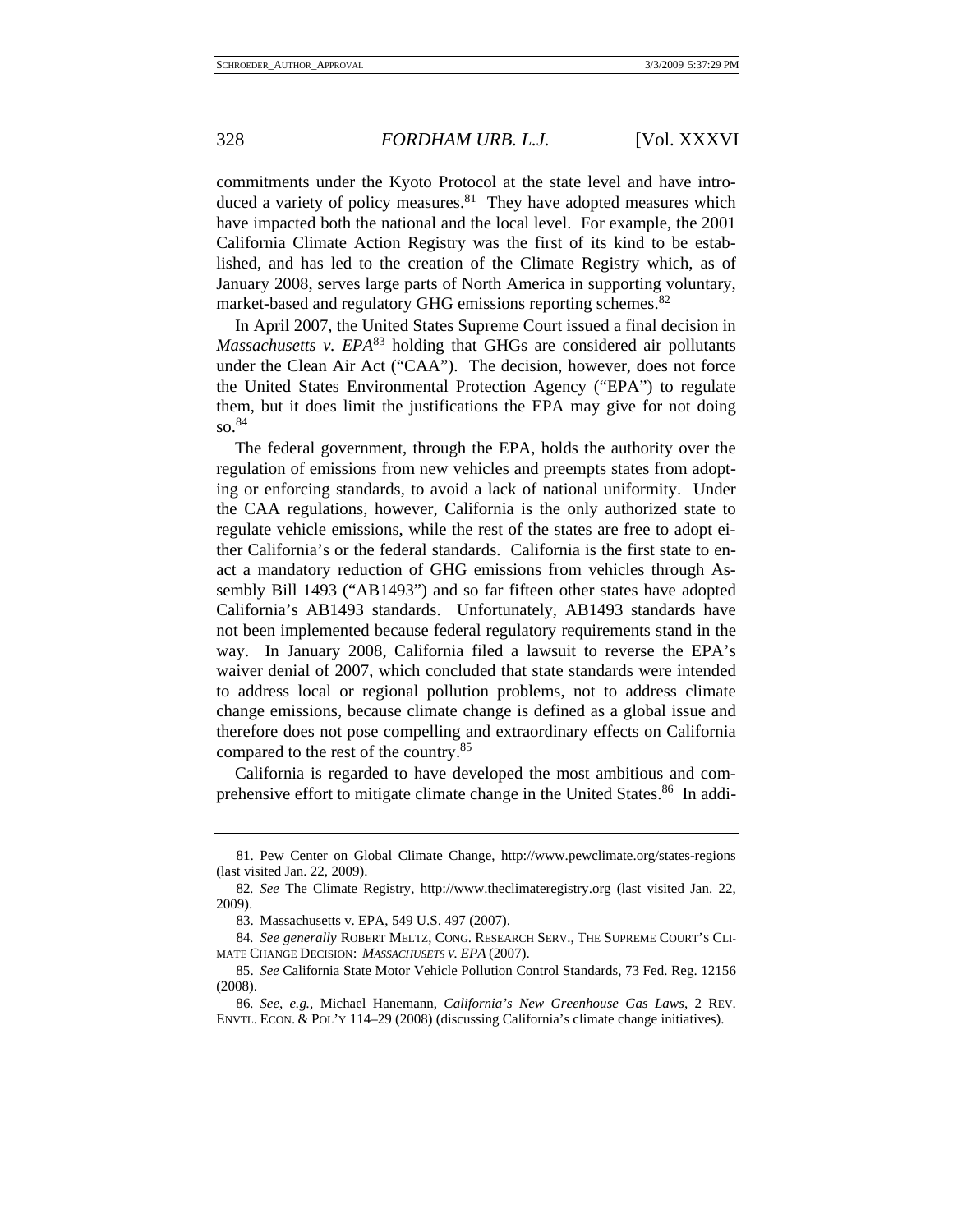commitments under the Kyoto Protocol at the state level and have introduced a variety of policy measures.[81] They have adopted measures which have impacted both the national and the local level. For example, the 2001 California Climate Action Registry was the first of its kind to be established, and has led to the creation of the Climate Registry which, as of January 2008, serves large parts of North America in supporting voluntary, market-based and regulatory GHG emissions reporting schemes.[82]

In April 2007, the United States Supreme Court issued a final decision in *Massachusetts v. EPA*[83] holding that GHGs are considered air pollutants under the Clean Air Act ("CAA"). The decision, however, does not force the United States Environmental Protection Agency ("EPA") to regulate them, but it does limit the justifications the EPA may give for not doing so.[84]

The federal government, through the EPA, holds the authority over the regulation of emissions from new vehicles and preempts states from adopting or enforcing standards, to avoid a lack of national uniformity. Under the CAA regulations, however, California is the only authorized state to regulate vehicle emissions, while the rest of the states are free to adopt either California's or the federal standards. California is the first state to enact a mandatory reduction of GHG emissions from vehicles through Assembly Bill 1493 ("AB1493") and so far fifteen other states have adopted California's AB1493 standards. Unfortunately, AB1493 standards have not been implemented because federal regulatory requirements stand in the way. In January 2008, California filed a lawsuit to reverse the EPA's waiver denial of 2007, which concluded that state standards were intended to address local or regional pollution problems, not to address climate change emissions, because climate change is defined as a global issue and therefore does not pose compelling and extraordinary effects on California compared to the rest of the country.[85]

California is regarded to have developed the most ambitious and comprehensive effort to mitigate climate change in the United States.[86] In addi-

---

81. Pew Center on Global Climate Change, http://www.pewclimate.org/states-regions (last visited Jan. 22, 2009).

82. *See* The Climate Registry, http://www.theclimateregistry.org (last visited Jan. 22, 2009).

83. Massachusetts v. EPA, 549 U.S. 497 (2007).

84. *See generally* ROBERT MELTZ, CONG. RESEARCH SERV., THE SUPREME COURT'S CLIMATE CHANGE DECISION: *MASSACHUSETS V. EPA* (2007).

85. *See* California State Motor Vehicle Pollution Control Standards, 73 Fed. Reg. 12156 (2008).

86. *See, e.g.*, Michael Hanemann, *California's New Greenhouse Gas Laws*, 2 REV. ENVTL. ECON. & POL'Y 114–29 (2008) (discussing California's climate change initiatives).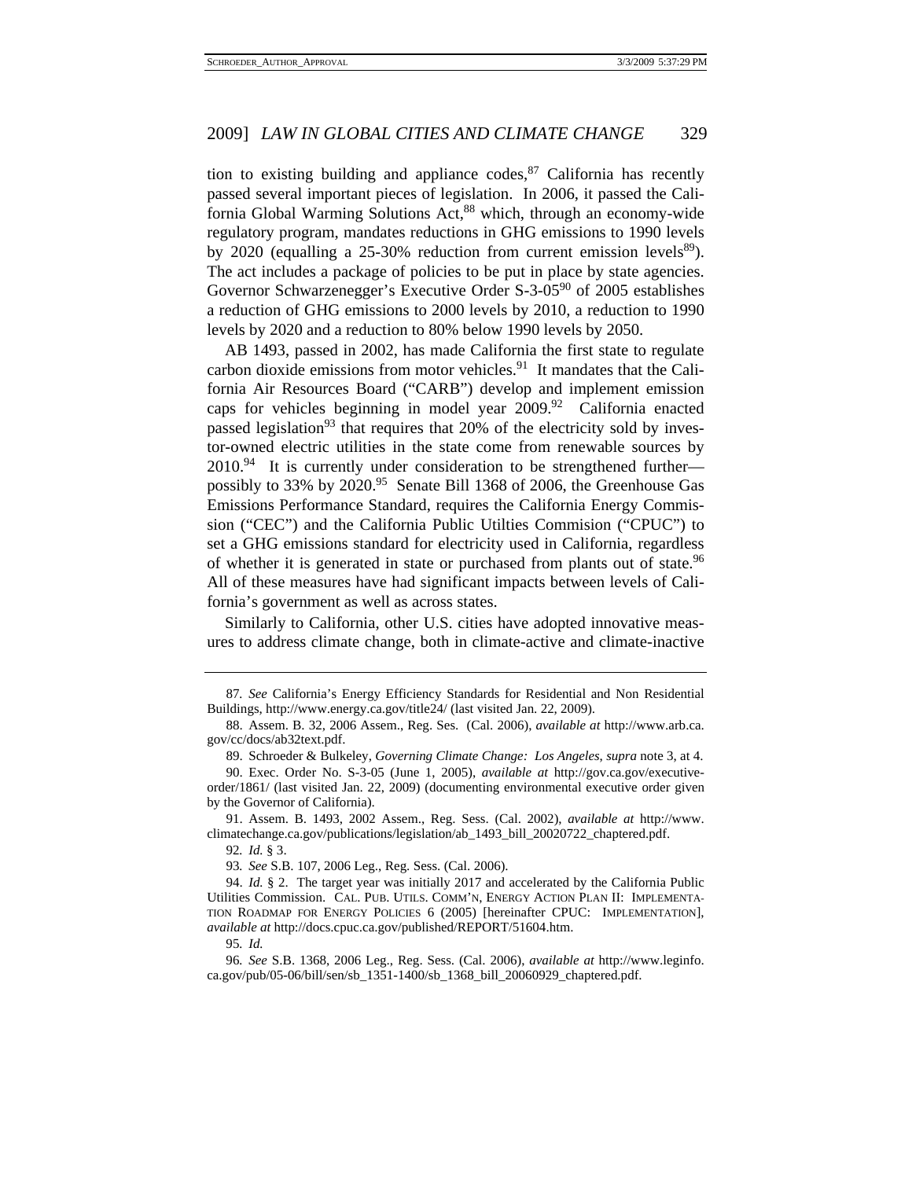tion to existing building and appliance codes,[87] California has recently passed several important pieces of legislation. In 2006, it passed the California Global Warming Solutions Act,[88] which, through an economy-wide regulatory program, mandates reductions in GHG emissions to 1990 levels by 2020 (equalling a 25-30% reduction from current emission levels[89]). The act includes a package of policies to be put in place by state agencies. Governor Schwarzenegger's Executive Order S-3-05[90] of 2005 establishes a reduction of GHG emissions to 2000 levels by 2010, a reduction to 1990 levels by 2020 and a reduction to 80% below 1990 levels by 2050.

AB 1493, passed in 2002, has made California the first state to regulate carbon dioxide emissions from motor vehicles.[91] It mandates that the California Air Resources Board ("CARB") develop and implement emission caps for vehicles beginning in model year 2009.[92] California enacted passed legislation[93] that requires that 20% of the electricity sold by investor-owned electric utilities in the state come from renewable sources by 2010.[94] It is currently under consideration to be strengthened further—possibly to 33% by 2020.[95] Senate Bill 1368 of 2006, the Greenhouse Gas Emissions Performance Standard, requires the California Energy Commission ("CEC") and the California Public Utilties Commision ("CPUC") to set a GHG emissions standard for electricity used in California, regardless of whether it is generated in state or purchased from plants out of state.[96] All of these measures have had significant impacts between levels of California's government as well as across states.

Similarly to California, other U.S. cities have adopted innovative measures to address climate change, both in climate-active and climate-inactive

---

87. *See* California's Energy Efficiency Standards for Residential and Non Residential Buildings, http://www.energy.ca.gov/title24/ (last visited Jan. 22, 2009).

88. Assem. B. 32, 2006 Assem., Reg. Ses. (Cal. 2006), *available at* http://www.arb.ca.gov/cc/docs/ab32text.pdf.

89. Schroeder & Bulkeley, *Governing Climate Change: Los Angeles*, *supra* note 3, at 4.

90. Exec. Order No. S-3-05 (June 1, 2005), *available at* http://gov.ca.gov/executive-order/1861/ (last visited Jan. 22, 2009) (documenting environmental executive order given by the Governor of California).

91. Assem. B. 1493, 2002 Assem., Reg. Sess. (Cal. 2002), *available at* http://www.climatechange.ca.gov/publications/legislation/ab_1493_bill_20020722_chaptered.pdf.

92. *Id.* § 3.

93. *See* S.B. 107, 2006 Leg., Reg. Sess. (Cal. 2006).

94. *Id.* § 2. The target year was initially 2017 and accelerated by the California Public Utilities Commission. CAL. PUB. UTILS. COMM'N, ENERGY ACTION PLAN II: IMPLEMENTATION ROADMAP FOR ENERGY POLICIES 6 (2005) [hereinafter CPUC: IMPLEMENTATION], *available at* http://docs.cpuc.ca.gov/published/REPORT/51604.htm.

95. *Id.*

96. *See* S.B. 1368, 2006 Leg., Reg. Sess. (Cal. 2006), *available at* http://www.leginfo.ca.gov/pub/05-06/bill/sen/sb_1351-1400/sb_1368_bill_20060929_chaptered.pdf.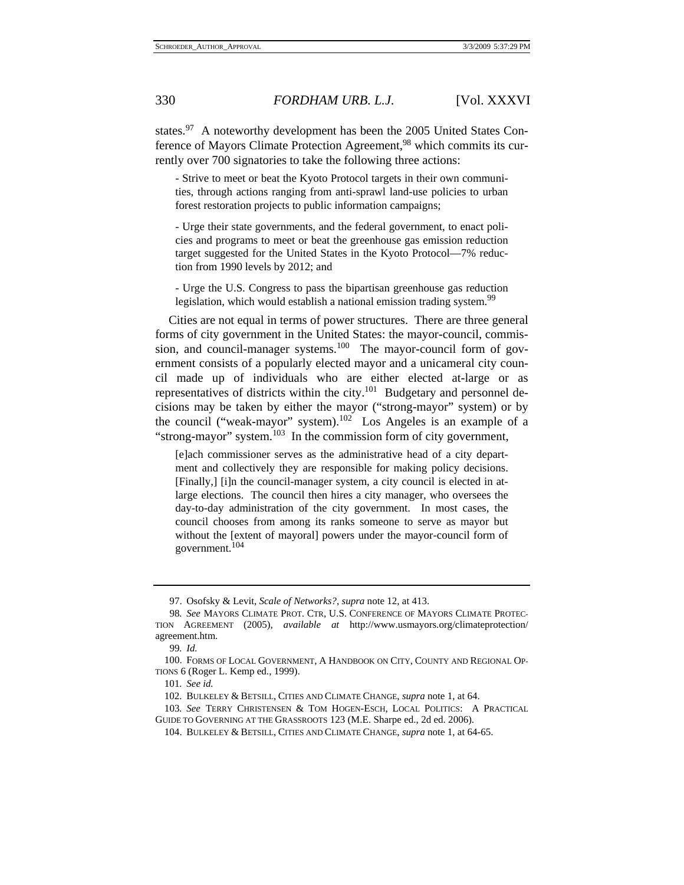states.[97] A noteworthy development has been the 2005 United States Conference of Mayors Climate Protection Agreement,[98] which commits its currently over 700 signatories to take the following three actions:

> - Strive to meet or beat the Kyoto Protocol targets in their own communities, through actions ranging from anti-sprawl land-use policies to urban forest restoration projects to public information campaigns;
>
> - Urge their state governments, and the federal government, to enact policies and programs to meet or beat the greenhouse gas emission reduction target suggested for the United States in the Kyoto Protocol—7% reduction from 1990 levels by 2012; and
>
> - Urge the U.S. Congress to pass the bipartisan greenhouse gas reduction legislation, which would establish a national emission trading system.[99]

Cities are not equal in terms of power structures. There are three general forms of city government in the United States: the mayor-council, commission, and council-manager systems.[100] The mayor-council form of government consists of a popularly elected mayor and a unicameral city council made up of individuals who are either elected at-large or as representatives of districts within the city.[101] Budgetary and personnel decisions may be taken by either the mayor ("strong-mayor" system) or by the council ("weak-mayor" system).[102] Los Angeles is an example of a "strong-mayor" system.[103] In the commission form of city government,

> [e]ach commissioner serves as the administrative head of a city department and collectively they are responsible for making policy decisions. [Finally,] [i]n the council-manager system, a city council is elected in at-large elections. The council then hires a city manager, who oversees the day-to-day administration of the city government. In most cases, the council chooses from among its ranks someone to serve as mayor but without the [extent of mayoral] powers under the mayor-council form of government.[104]

---

97. Osofsky & Levit, *Scale of Networks?*, *supra* note 12, at 413.

98. *See* MAYORS CLIMATE PROT. CTR, U.S. CONFERENCE OF MAYORS CLIMATE PROTECTION AGREEMENT (2005), *available at* http://www.usmayors.org/climateprotection/agreement.htm.

99. *Id.*

100. FORMS OF LOCAL GOVERNMENT, A HANDBOOK ON CITY, COUNTY AND REGIONAL OPTIONS 6 (Roger L. Kemp ed., 1999).

101. *See id.*

102. BULKELEY & BETSILL, CITIES AND CLIMATE CHANGE, *supra* note 1, at 64.

103. *See* TERRY CHRISTENSEN & TOM HOGEN-ESCH, LOCAL POLITICS: A PRACTICAL GUIDE TO GOVERNING AT THE GRASSROOTS 123 (M.E. Sharpe ed., 2d ed. 2006).

104. BULKELEY & BETSILL, CITIES AND CLIMATE CHANGE, *supra* note 1, at 64-65.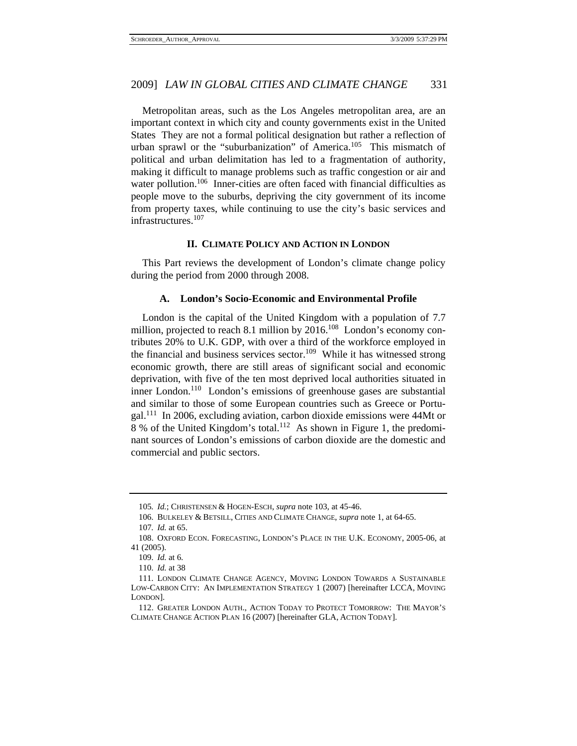Metropolitan areas, such as the Los Angeles metropolitan area, are an important context in which city and county governments exist in the United States They are not a formal political designation but rather a reflection of urban sprawl or the "suburbanization" of America.[105] This mismatch of political and urban delimitation has led to a fragmentation of authority, making it difficult to manage problems such as traffic congestion or air and water pollution.[106] Inner-cities are often faced with financial difficulties as people move to the suburbs, depriving the city government of its income from property taxes, while continuing to use the city's basic services and infrastructures.[107]

## II. Climate Policy and Action in London

This Part reviews the development of London's climate change policy during the period from 2000 through 2008.

### A. London's Socio-Economic and Environmental Profile

London is the capital of the United Kingdom with a population of 7.7 million, projected to reach 8.1 million by 2016.[108] London's economy contributes 20% to U.K. GDP, with over a third of the workforce employed in the financial and business services sector.[109] While it has witnessed strong economic growth, there are still areas of significant social and economic deprivation, with five of the ten most deprived local authorities situated in inner London.[110] London's emissions of greenhouse gases are substantial and similar to those of some European countries such as Greece or Portugal.[111] In 2006, excluding aviation, carbon dioxide emissions were 44Mt or 8 % of the United Kingdom's total.[112] As shown in Figure 1, the predominant sources of London's emissions of carbon dioxide are the domestic and commercial and public sectors.

---

105. *Id.*; Christensen & Hogen-Esch, *supra* note 103, at 45-46.

106. Bulkeley & Betsill, Cities and Climate Change, *supra* note 1, at 64-65.

107. *Id.* at 65.

108. Oxford Econ. Forecasting, London's Place in the U.K. Economy, 2005-06, at 41 (2005).

109. *Id.* at 6.

110. *Id.* at 38

111. London Climate Change Agency, Moving London Towards a Sustainable Low-Carbon City: An Implementation Strategy 1 (2007) [hereinafter LCCA, Moving London].

112. Greater London Auth., Action Today to Protect Tomorrow: The Mayor's Climate Change Action Plan 16 (2007) [hereinafter GLA, Action Today].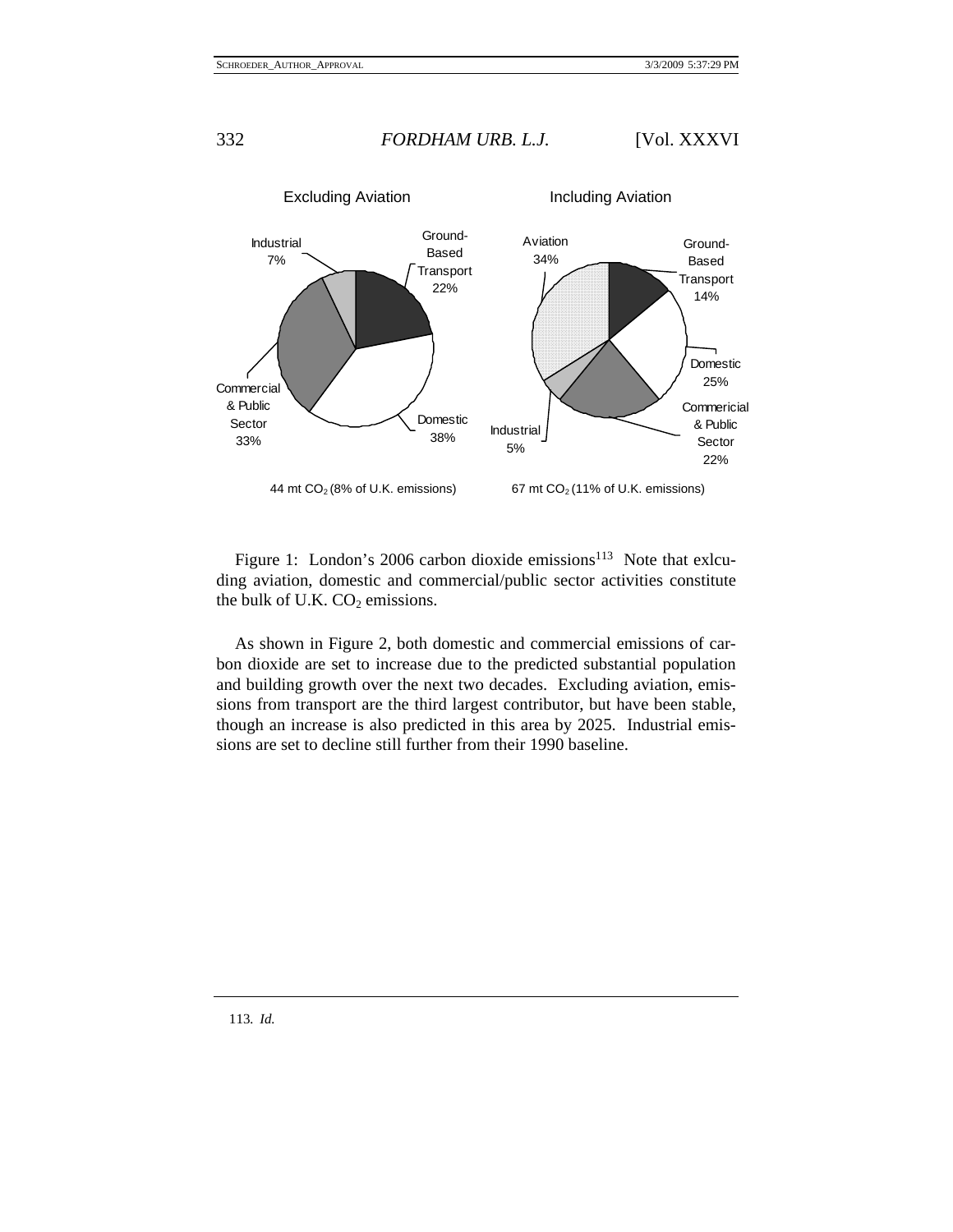Excluding Aviation

Industrial 7%; Ground-Based Transport 22%; Domestic 38%; Commercial & Public Sector 33%

44 mt $CO_2$ (8% of U.K. emissions)

Including Aviation

Aviation 34%; Ground-Based Transport 14%; Domestic 25%; Commericial & Public Sector 22%; Industrial 5%

67 mt $CO_2$ (11% of U.K. emissions)

Figure 1: London's 2006 carbon dioxide emissions[113] Note that exlcuding aviation, domestic and commercial/public sector activities constitute the bulk of U.K. $CO_2$ emissions.

As shown in Figure 2, both domestic and commercial emissions of carbon dioxide are set to increase due to the predicted substantial population and building growth over the next two decades. Excluding aviation, emissions from transport are the third largest contributor, but have been stable, though an increase is also predicted in this area by 2025. Industrial emissions are set to decline still further from their 1990 baseline.

113. *Id.*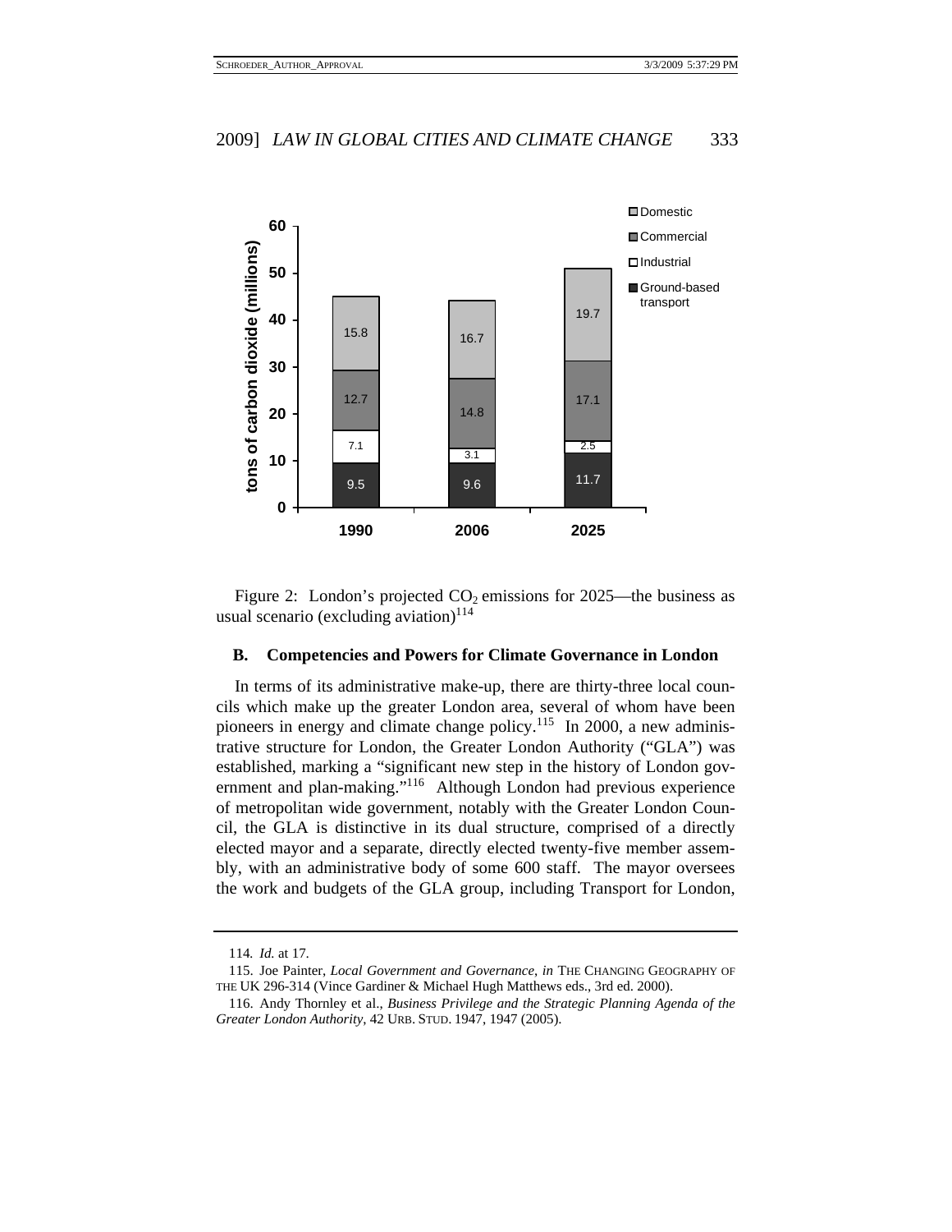| | 1990 | 2006 | 2025 |
|---|---|---|---|
| Domestic | 15.8 | 16.7 | 19.7 |
| Commercial | 12.7 | 14.8 | 17.1 |
| Industrial | 7.1 | 3.1 | 2.5 |
| Ground-based transport | 9.5 | 9.6 | 11.7 |

Figure 2: London's projected $CO_2$ emissions for 2025—the business as usual scenario (excluding aviation)[114]

### B. Competencies and Powers for Climate Governance in London

In terms of its administrative make-up, there are thirty-three local councils which make up the greater London area, several of whom have been pioneers in energy and climate change policy.[115] In 2000, a new administrative structure for London, the Greater London Authority ("GLA") was established, marking a "significant new step in the history of London government and plan-making."[116] Although London had previous experience of metropolitan wide government, notably with the Greater London Council, the GLA is distinctive in its dual structure, comprised of a directly elected mayor and a separate, directly elected twenty-five member assembly, with an administrative body of some 600 staff. The mayor oversees the work and budgets of the GLA group, including Transport for London,

---

114. *Id.* at 17.

115. Joe Painter, *Local Government and Governance*, *in* THE CHANGING GEOGRAPHY OF THE UK 296-314 (Vince Gardiner & Michael Hugh Matthews eds., 3rd ed. 2000).

116. Andy Thornley et al., *Business Privilege and the Strategic Planning Agenda of the Greater London Authority*, 42 URB. STUD. 1947, 1947 (2005).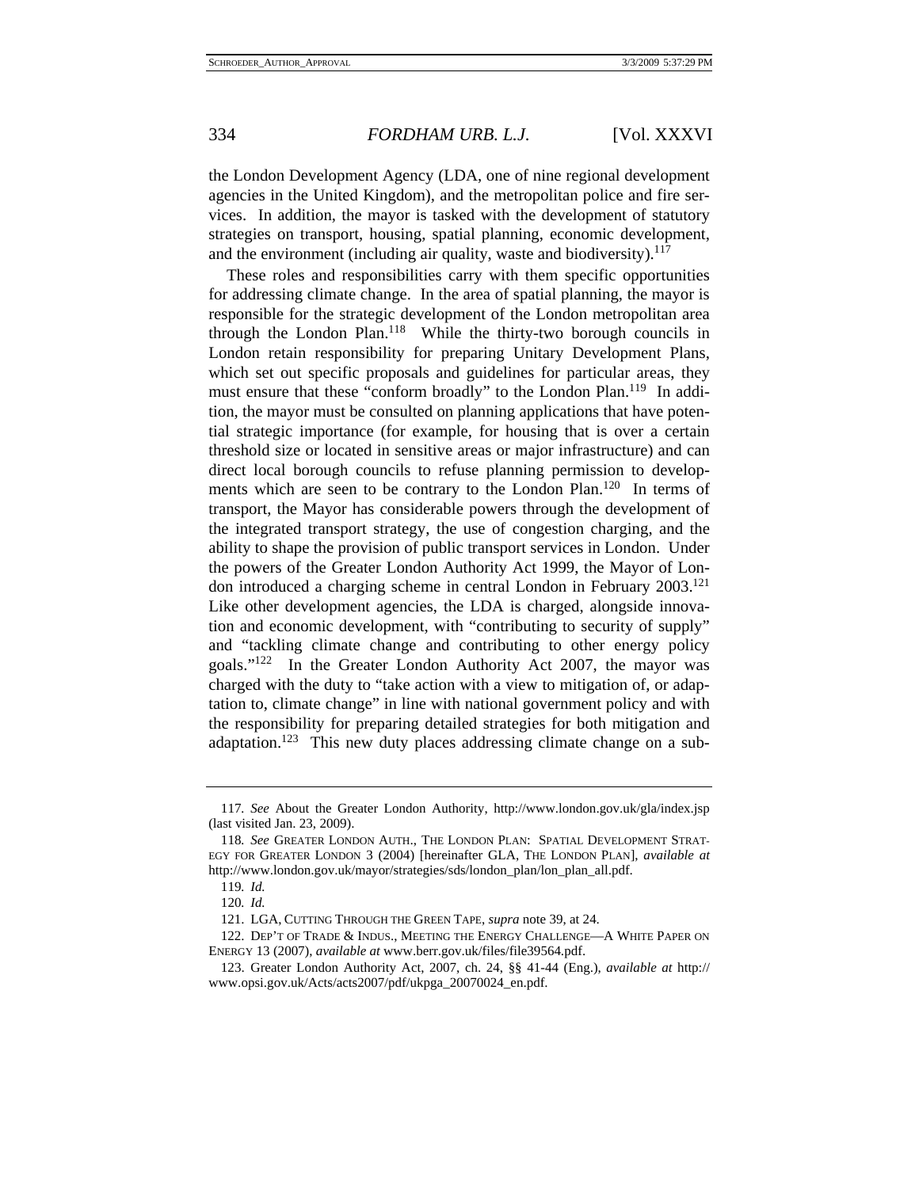the London Development Agency (LDA, one of nine regional development agencies in the United Kingdom), and the metropolitan police and fire services. In addition, the mayor is tasked with the development of statutory strategies on transport, housing, spatial planning, economic development, and the environment (including air quality, waste and biodiversity).[117]

These roles and responsibilities carry with them specific opportunities for addressing climate change. In the area of spatial planning, the mayor is responsible for the strategic development of the London metropolitan area through the London Plan.[118] While the thirty-two borough councils in London retain responsibility for preparing Unitary Development Plans, which set out specific proposals and guidelines for particular areas, they must ensure that these "conform broadly" to the London Plan.[119] In addition, the mayor must be consulted on planning applications that have potential strategic importance (for example, for housing that is over a certain threshold size or located in sensitive areas or major infrastructure) and can direct local borough councils to refuse planning permission to developments which are seen to be contrary to the London Plan.[120] In terms of transport, the Mayor has considerable powers through the development of the integrated transport strategy, the use of congestion charging, and the ability to shape the provision of public transport services in London. Under the powers of the Greater London Authority Act 1999, the Mayor of London introduced a charging scheme in central London in February 2003.[121] Like other development agencies, the LDA is charged, alongside innovation and economic development, with "contributing to security of supply" and "tackling climate change and contributing to other energy policy goals."[122] In the Greater London Authority Act 2007, the mayor was charged with the duty to "take action with a view to mitigation of, or adaptation to, climate change" in line with national government policy and with the responsibility for preparing detailed strategies for both mitigation and adaptation.[123] This new duty places addressing climate change on a sub-

---

117. *See* About the Greater London Authority, http://www.london.gov.uk/gla/index.jsp (last visited Jan. 23, 2009).

118. *See* GREATER LONDON AUTH., THE LONDON PLAN: SPATIAL DEVELOPMENT STRATEGY FOR GREATER LONDON 3 (2004) [hereinafter GLA, THE LONDON PLAN], *available at* http://www.london.gov.uk/mayor/strategies/sds/london_plan/lon_plan_all.pdf.

119. *Id.*

120. *Id.*

121. LGA, CUTTING THROUGH THE GREEN TAPE, *supra* note 39, at 24.

122. DEP'T OF TRADE & INDUS., MEETING THE ENERGY CHALLENGE—A WHITE PAPER ON ENERGY 13 (2007), *available at* www.berr.gov.uk/files/file39564.pdf.

123. Greater London Authority Act, 2007, ch. 24, §§ 41-44 (Eng.), *available at* http://www.opsi.gov.uk/Acts/acts2007/pdf/ukpga_20070024_en.pdf.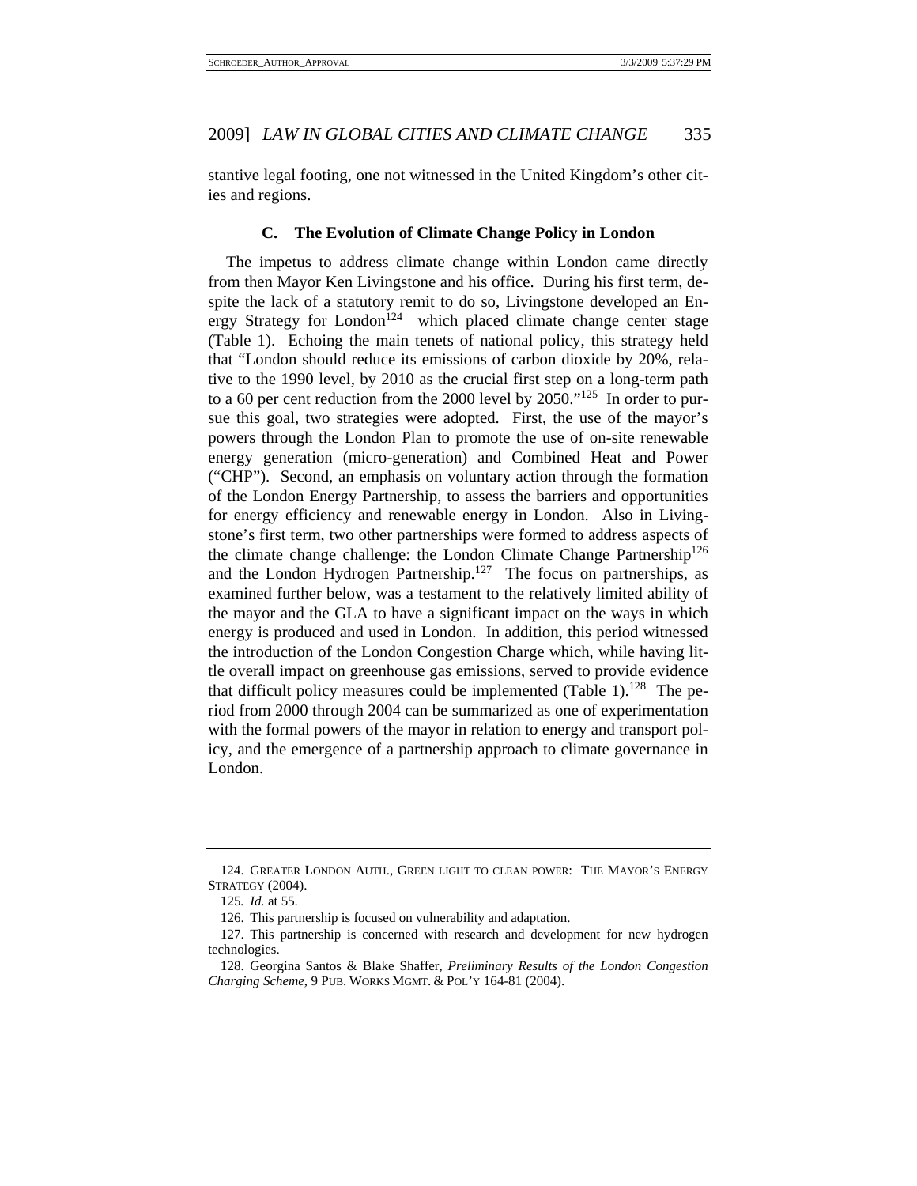stantive legal footing, one not witnessed in the United Kingdom's other cities and regions.

### C. The Evolution of Climate Change Policy in London

The impetus to address climate change within London came directly from then Mayor Ken Livingstone and his office. During his first term, despite the lack of a statutory remit to do so, Livingstone developed an Energy Strategy for London[124] which placed climate change center stage (Table 1). Echoing the main tenets of national policy, this strategy held that "London should reduce its emissions of carbon dioxide by 20%, relative to the 1990 level, by 2010 as the crucial first step on a long-term path to a 60 per cent reduction from the 2000 level by 2050."[125] In order to pursue this goal, two strategies were adopted. First, the use of the mayor's powers through the London Plan to promote the use of on-site renewable energy generation (micro-generation) and Combined Heat and Power ("CHP"). Second, an emphasis on voluntary action through the formation of the London Energy Partnership, to assess the barriers and opportunities for energy efficiency and renewable energy in London. Also in Livingstone's first term, two other partnerships were formed to address aspects of the climate change challenge: the London Climate Change Partnership[126] and the London Hydrogen Partnership.[127] The focus on partnerships, as examined further below, was a testament to the relatively limited ability of the mayor and the GLA to have a significant impact on the ways in which energy is produced and used in London. In addition, this period witnessed the introduction of the London Congestion Charge which, while having little overall impact on greenhouse gas emissions, served to provide evidence that difficult policy measures could be implemented (Table 1).[128] The period from 2000 through 2004 can be summarized as one of experimentation with the formal powers of the mayor in relation to energy and transport policy, and the emergence of a partnership approach to climate governance in London.

---

124. GREATER LONDON AUTH., GREEN LIGHT TO CLEAN POWER: THE MAYOR'S ENERGY STRATEGY (2004).

125. *Id.* at 55.

126. This partnership is focused on vulnerability and adaptation.

127. This partnership is concerned with research and development for new hydrogen technologies.

128. Georgina Santos & Blake Shaffer, *Preliminary Results of the London Congestion Charging Scheme*, 9 PUB. WORKS MGMT. & POL'Y 164-81 (2004).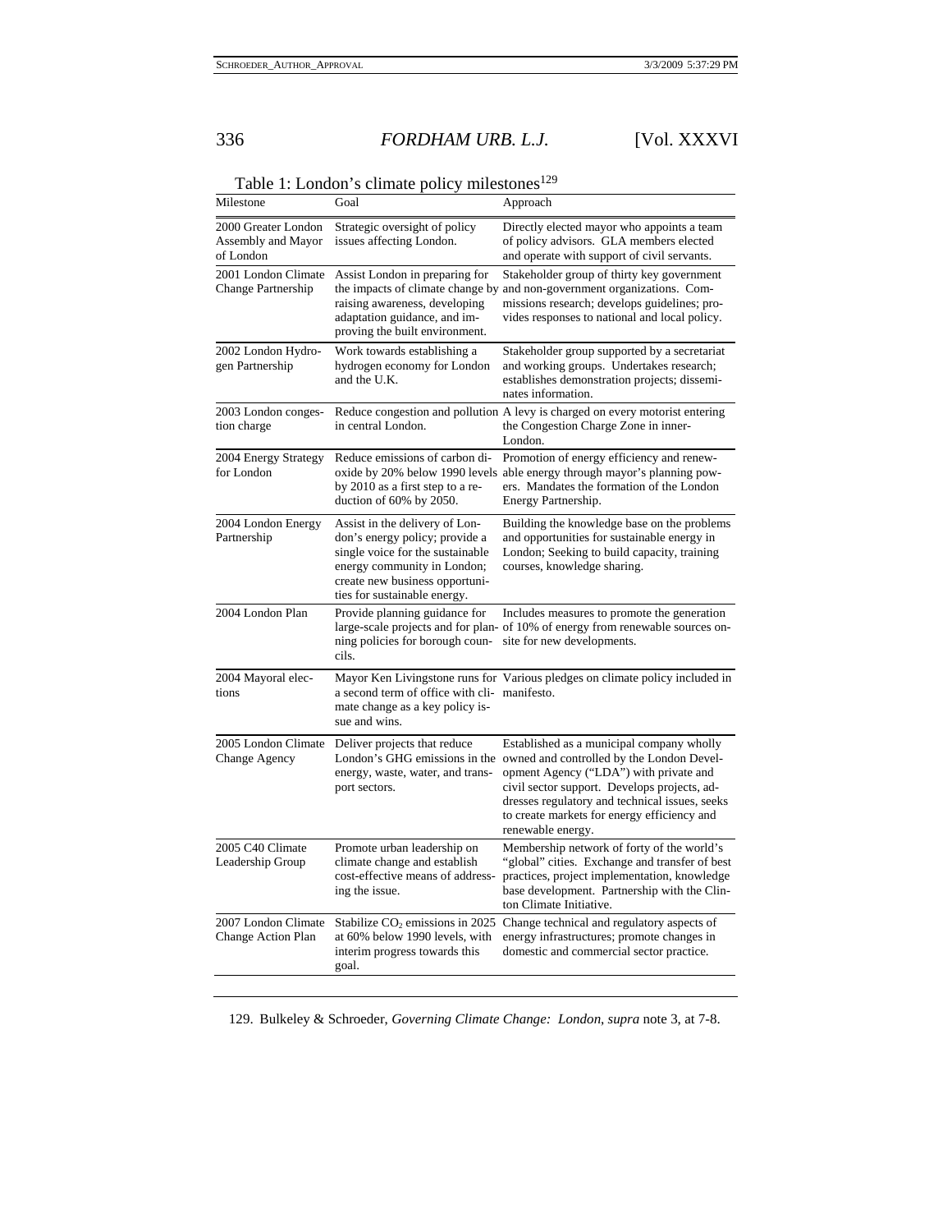Table 1: London's climate policy milestones[129]

| Milestone | Goal | Approach |
|---|---|---|
| 2000 Greater London Assembly and Mayor of London | Strategic oversight of policy issues affecting London. | Directly elected mayor who appoints a team of policy advisors. GLA members elected and operate with support of civil servants. |
| 2001 London Climate Change Partnership | Assist London in preparing for the impacts of climate change by raising awareness, developing adaptation guidance, and improving the built environment. | Stakeholder group of thirty key government and non-government organizations. Commissions research; develops guidelines; provides responses to national and local policy. |
| 2002 London Hydrogen Partnership | Work towards establishing a hydrogen economy for London and the U.K. | Stakeholder group supported by a secretariat and working groups. Undertakes research; establishes demonstration projects; disseminates information. |
| 2003 London congestion charge | Reduce congestion and pollution in central London. | A levy is charged on every motorist entering the Congestion Charge Zone in inner-London. |
| 2004 Energy Strategy for London | Reduce emissions of carbon dioxide by 20% below 1990 levels by 2010 as a first step to a reduction of 60% by 2050. | Promotion of energy efficiency and renewable energy through mayor's planning powers. Mandates the formation of the London Energy Partnership. |
| 2004 London Energy Partnership | Assist in the delivery of London's energy policy; provide a single voice for the sustainable energy community in London; create new business opportunities for sustainable energy. | Building the knowledge base on the problems and opportunities for sustainable energy in London; Seeking to build capacity, training courses, knowledge sharing. |
| 2004 London Plan | Provide planning guidance for large-scale projects and for planning policies for borough councils. | Includes measures to promote the generation of 10% of energy from renewable sources on-site for new developments. |
| 2004 Mayoral elections | Mayor Ken Livingstone runs for a second term of office with climate change as a key policy issue and wins. | Various pledges on climate policy included in manifesto. |
| 2005 London Climate Change Agency | Deliver projects that reduce London's GHG emissions in the energy, waste, water, and transport sectors. | Established as a municipal company wholly owned and controlled by the London Development Agency ("LDA") with private and civil sector support. Develops projects, addresses regulatory and technical issues, seeks to create markets for energy efficiency and renewable energy. |
| 2005 C40 Climate Leadership Group | Promote urban leadership on climate change and establish cost-effective means of addressing the issue. | Membership network of forty of the world's "global" cities. Exchange and transfer of best practices, project implementation, knowledge base development. Partnership with the Clinton Climate Initiative. |
| 2007 London Climate Change Action Plan | Stabilize $CO_2$ emissions in 2025 at 60% below 1990 levels, with interim progress towards this goal. | Change technical and regulatory aspects of energy infrastructures; promote changes in domestic and commercial sector practice. |

129. Bulkeley & Schroeder, *Governing Climate Change: London*, *supra* note 3, at 7-8.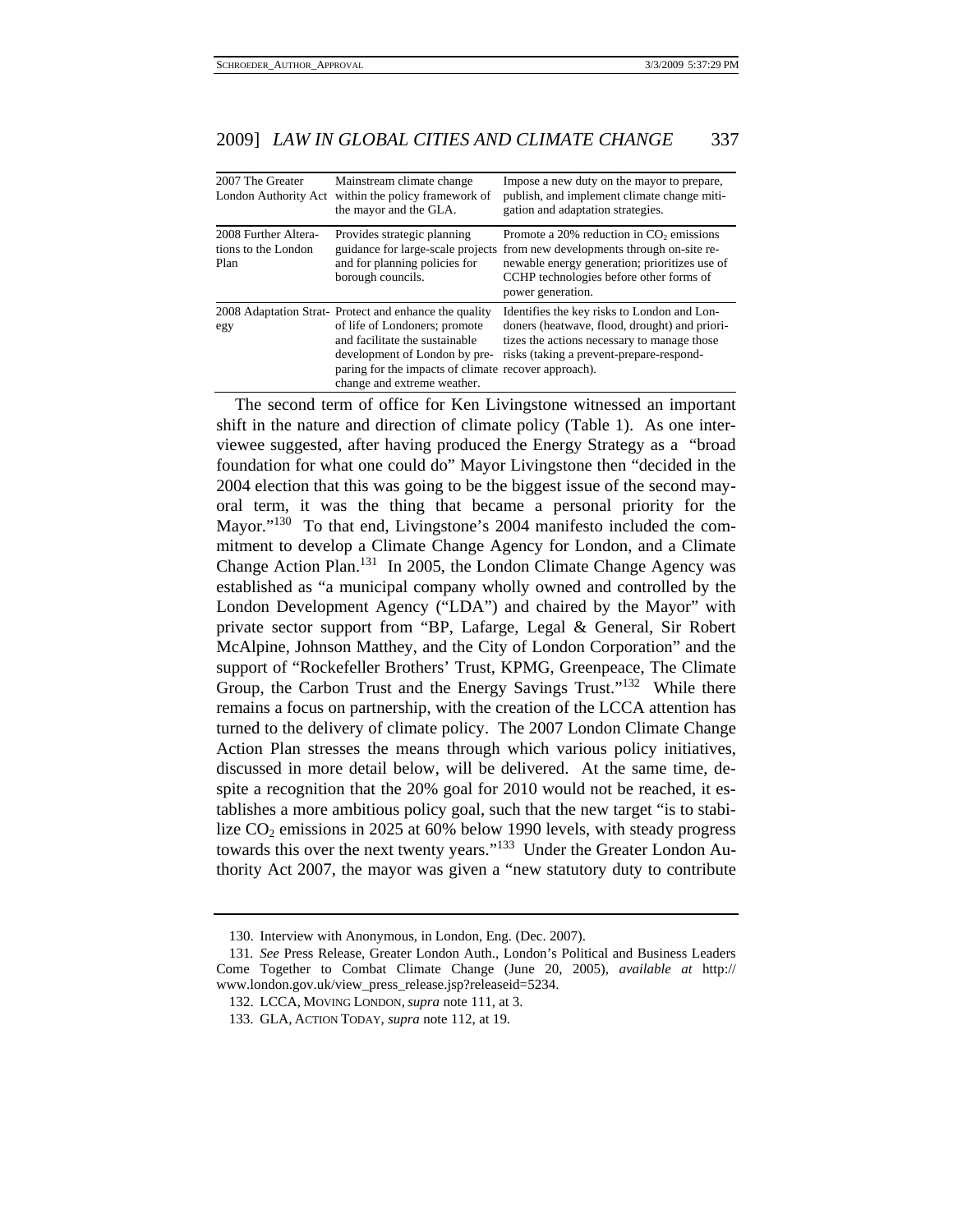| | | |
|---|---|---|
| 2007 The Greater London Authority Act | Mainstream climate change within the policy framework of the mayor and the GLA. | Impose a new duty on the mayor to prepare, publish, and implement climate change mitigation and adaptation strategies. |
| 2008 Further Alterations to the London Plan | Provides strategic planning guidance for large-scale projects and for planning policies for borough councils. | Promote a 20% reduction in $CO_2$ emissions from new developments through on-site renewable energy generation; prioritizes use of CCHP technologies before other forms of power generation. |
| 2008 Adaptation Strategy | Protect and enhance the quality of life of Londoners; promote and facilitate the sustainable development of London by preparing for the impacts of climate change and extreme weather. | Identifies the key risks to London and Londoners (heatwave, flood, drought) and prioritizes the actions necessary to manage those risks (taking a prevent-prepare-respond-recover approach). |

The second term of office for Ken Livingstone witnessed an important shift in the nature and direction of climate policy (Table 1). As one interviewee suggested, after having produced the Energy Strategy as a "broad foundation for what one could do" Mayor Livingstone then "decided in the 2004 election that this was going to be the biggest issue of the second mayoral term, it was the thing that became a personal priority for the Mayor."[130] To that end, Livingstone's 2004 manifesto included the commitment to develop a Climate Change Agency for London, and a Climate Change Action Plan.[131] In 2005, the London Climate Change Agency was established as "a municipal company wholly owned and controlled by the London Development Agency ("LDA") and chaired by the Mayor" with private sector support from "BP, Lafarge, Legal & General, Sir Robert McAlpine, Johnson Matthey, and the City of London Corporation" and the support of "Rockefeller Brothers' Trust, KPMG, Greenpeace, The Climate Group, the Carbon Trust and the Energy Savings Trust."[132] While there remains a focus on partnership, with the creation of the LCCA attention has turned to the delivery of climate policy. The 2007 London Climate Change Action Plan stresses the means through which various policy initiatives, discussed in more detail below, will be delivered. At the same time, despite a recognition that the 20% goal for 2010 would not be reached, it establishes a more ambitious policy goal, such that the new target "is to stabilize $CO_2$ emissions in 2025 at 60% below 1990 levels, with steady progress towards this over the next twenty years."[133] Under the Greater London Authority Act 2007, the mayor was given a "new statutory duty to contribute

130. Interview with Anonymous, in London, Eng. (Dec. 2007).

131. *See* Press Release, Greater London Auth., London's Political and Business Leaders Come Together to Combat Climate Change (June 20, 2005), *available at* http://www.london.gov.uk/view_press_release.jsp?releaseid=5234.

132. LCCA, MOVING LONDON, *supra* note 111, at 3.

133. GLA, ACTION TODAY, *supra* note 112, at 19.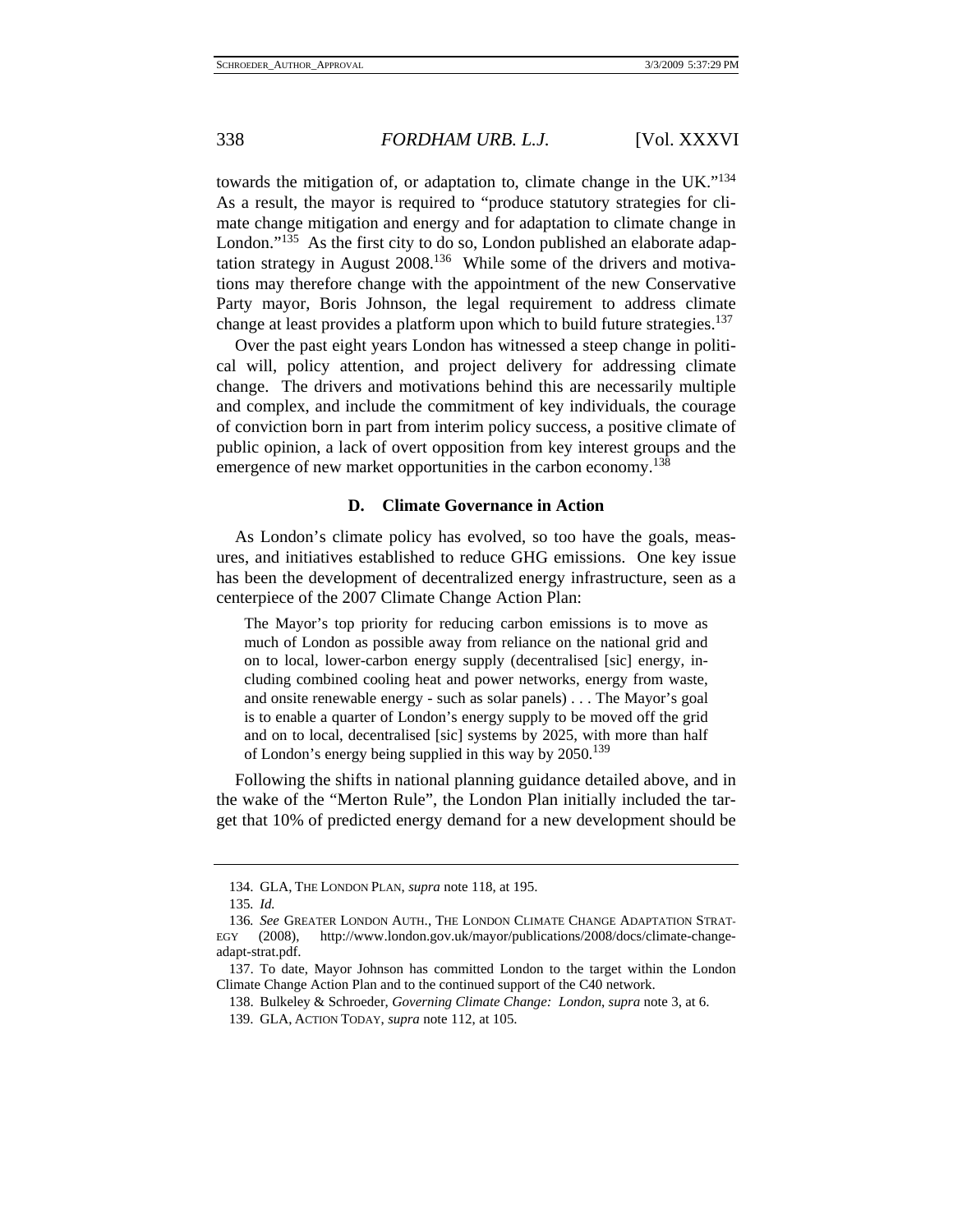towards the mitigation of, or adaptation to, climate change in the UK."[134] As a result, the mayor is required to "produce statutory strategies for climate change mitigation and energy and for adaptation to climate change in London."[135] As the first city to do so, London published an elaborate adaptation strategy in August 2008.[136] While some of the drivers and motivations may therefore change with the appointment of the new Conservative Party mayor, Boris Johnson, the legal requirement to address climate change at least provides a platform upon which to build future strategies.[137]

Over the past eight years London has witnessed a steep change in political will, policy attention, and project delivery for addressing climate change. The drivers and motivations behind this are necessarily multiple and complex, and include the commitment of key individuals, the courage of conviction born in part from interim policy success, a positive climate of public opinion, a lack of overt opposition from key interest groups and the emergence of new market opportunities in the carbon economy.[138]

### D. Climate Governance in Action

As London's climate policy has evolved, so too have the goals, measures, and initiatives established to reduce GHG emissions. One key issue has been the development of decentralized energy infrastructure, seen as a centerpiece of the 2007 Climate Change Action Plan:

> The Mayor's top priority for reducing carbon emissions is to move as much of London as possible away from reliance on the national grid and on to local, lower-carbon energy supply (decentralised [sic] energy, including combined cooling heat and power networks, energy from waste, and onsite renewable energy - such as solar panels) . . . The Mayor's goal is to enable a quarter of London's energy supply to be moved off the grid and on to local, decentralised [sic] systems by 2025, with more than half of London's energy being supplied in this way by 2050.[139]

Following the shifts in national planning guidance detailed above, and in the wake of the "Merton Rule", the London Plan initially included the target that 10% of predicted energy demand for a new development should be

---

134. GLA, THE LONDON PLAN, *supra* note 118, at 195.

135. *Id.*

136. *See* GREATER LONDON AUTH., THE LONDON CLIMATE CHANGE ADAPTATION STRATEGY (2008), http://www.london.gov.uk/mayor/publications/2008/docs/climate-change-adapt-strat.pdf.

137. To date, Mayor Johnson has committed London to the target within the London Climate Change Action Plan and to the continued support of the C40 network.

138. Bulkeley & Schroeder, *Governing Climate Change: London*, *supra* note 3, at 6.

139. GLA, ACTION TODAY, *supra* note 112, at 105.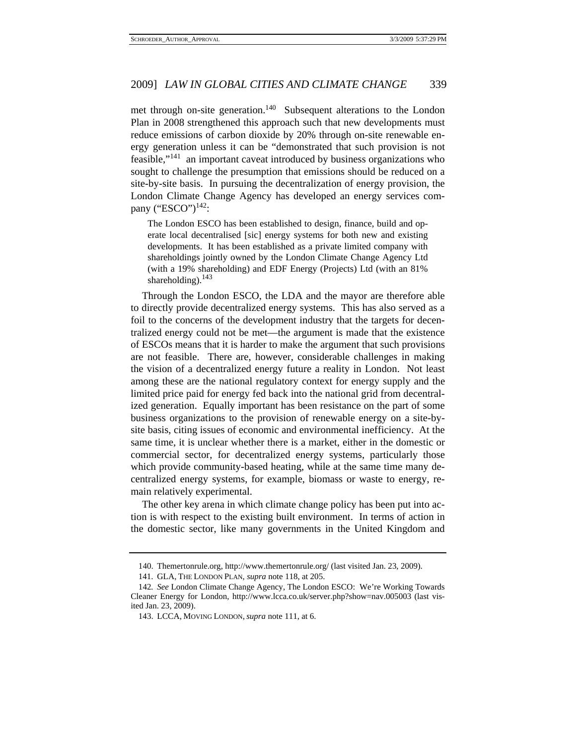met through on-site generation.[140] Subsequent alterations to the London Plan in 2008 strengthened this approach such that new developments must reduce emissions of carbon dioxide by 20% through on-site renewable energy generation unless it can be "demonstrated that such provision is not feasible,"[141] an important caveat introduced by business organizations who sought to challenge the presumption that emissions should be reduced on a site-by-site basis. In pursuing the decentralization of energy provision, the London Climate Change Agency has developed an energy services company ("ESCO")[142]:

> The London ESCO has been established to design, finance, build and operate local decentralised [sic] energy systems for both new and existing developments. It has been established as a private limited company with shareholdings jointly owned by the London Climate Change Agency Ltd (with a 19% shareholding) and EDF Energy (Projects) Ltd (with an 81% shareholding).[143]

Through the London ESCO, the LDA and the mayor are therefore able to directly provide decentralized energy systems. This has also served as a foil to the concerns of the development industry that the targets for decentralized energy could not be met—the argument is made that the existence of ESCOs means that it is harder to make the argument that such provisions are not feasible. There are, however, considerable challenges in making the vision of a decentralized energy future a reality in London. Not least among these are the national regulatory context for energy supply and the limited price paid for energy fed back into the national grid from decentralized generation. Equally important has been resistance on the part of some business organizations to the provision of renewable energy on a site-by-site basis, citing issues of economic and environmental inefficiency. At the same time, it is unclear whether there is a market, either in the domestic or commercial sector, for decentralized energy systems, particularly those which provide community-based heating, while at the same time many decentralized energy systems, for example, biomass or waste to energy, remain relatively experimental.

The other key arena in which climate change policy has been put into action is with respect to the existing built environment. In terms of action in the domestic sector, like many governments in the United Kingdom and

---

140. Themertonrule.org, http://www.themertonrule.org/ (last visited Jan. 23, 2009).

141. GLA, THE LONDON PLAN, *supra* note 118, at 205.

142. *See* London Climate Change Agency, The London ESCO: We're Working Towards Cleaner Energy for London, http://www.lcca.co.uk/server.php?show=nav.005003 (last visited Jan. 23, 2009).

143. LCCA, MOVING LONDON, *supra* note 111, at 6.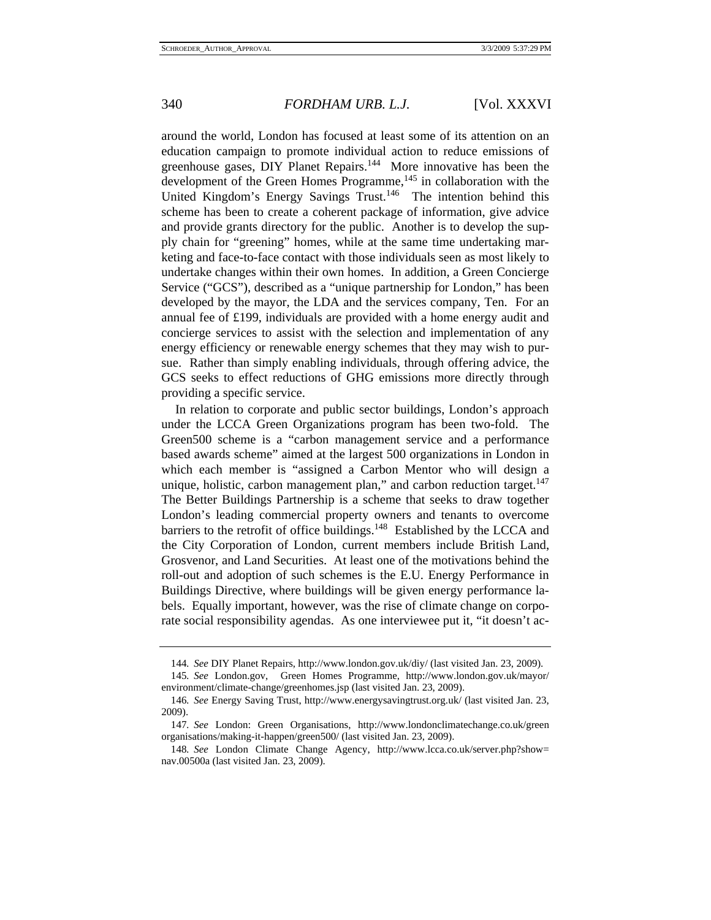around the world, London has focused at least some of its attention on an education campaign to promote individual action to reduce emissions of greenhouse gases, DIY Planet Repairs.[144] More innovative has been the development of the Green Homes Programme,[145] in collaboration with the United Kingdom's Energy Savings Trust.[146] The intention behind this scheme has been to create a coherent package of information, give advice and provide grants directory for the public. Another is to develop the supply chain for "greening" homes, while at the same time undertaking marketing and face-to-face contact with those individuals seen as most likely to undertake changes within their own homes. In addition, a Green Concierge Service ("GCS"), described as a "unique partnership for London," has been developed by the mayor, the LDA and the services company, Ten. For an annual fee of £199, individuals are provided with a home energy audit and concierge services to assist with the selection and implementation of any energy efficiency or renewable energy schemes that they may wish to pursue. Rather than simply enabling individuals, through offering advice, the GCS seeks to effect reductions of GHG emissions more directly through providing a specific service.

In relation to corporate and public sector buildings, London's approach under the LCCA Green Organizations program has been two-fold. The Green500 scheme is a "carbon management service and a performance based awards scheme" aimed at the largest 500 organizations in London in which each member is "assigned a Carbon Mentor who will design a unique, holistic, carbon management plan," and carbon reduction target.[147] The Better Buildings Partnership is a scheme that seeks to draw together London's leading commercial property owners and tenants to overcome barriers to the retrofit of office buildings.[148] Established by the LCCA and the City Corporation of London, current members include British Land, Grosvenor, and Land Securities. At least one of the motivations behind the roll-out and adoption of such schemes is the E.U. Energy Performance in Buildings Directive, where buildings will be given energy performance labels. Equally important, however, was the rise of climate change on corporate social responsibility agendas. As one interviewee put it, "it doesn't ac-

---

144. *See* DIY Planet Repairs, http://www.london.gov.uk/diy/ (last visited Jan. 23, 2009).

145. *See* London.gov, Green Homes Programme, http://www.london.gov.uk/mayor/environment/climate-change/greenhomes.jsp (last visited Jan. 23, 2009).

146. *See* Energy Saving Trust, http://www.energysavingtrust.org.uk/ (last visited Jan. 23, 2009).

147. *See* London: Green Organisations, http://www.londonclimatechange.co.uk/greenorganisations/making-it-happen/green500/ (last visited Jan. 23, 2009).

148. *See* London Climate Change Agency, http://www.lcca.co.uk/server.php?show=nav.00500a (last visited Jan. 23, 2009).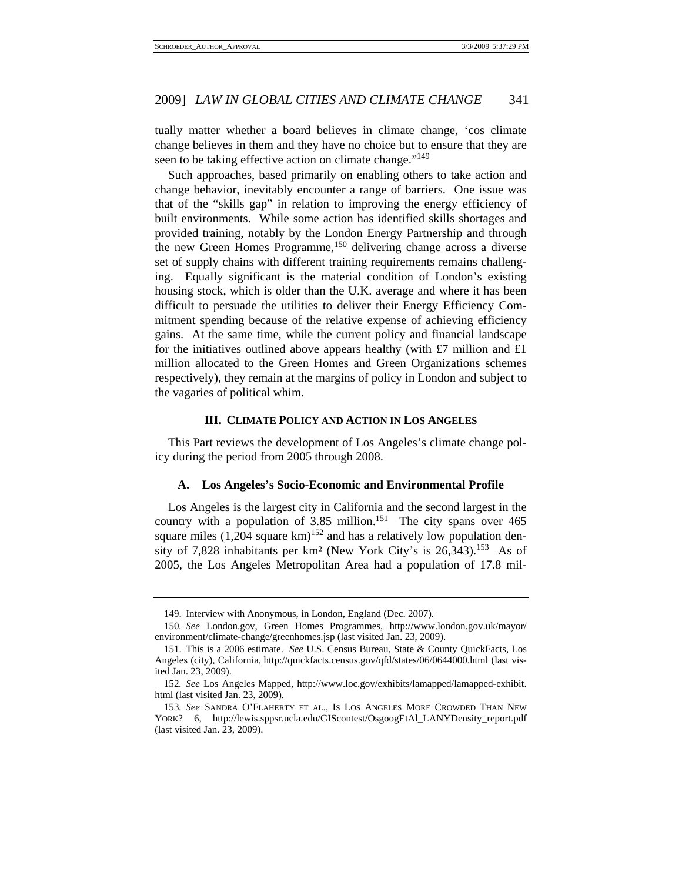tually matter whether a board believes in climate change, 'cos climate change believes in them and they have no choice but to ensure that they are seen to be taking effective action on climate change."[149]

Such approaches, based primarily on enabling others to take action and change behavior, inevitably encounter a range of barriers. One issue was that of the "skills gap" in relation to improving the energy efficiency of built environments. While some action has identified skills shortages and provided training, notably by the London Energy Partnership and through the new Green Homes Programme,[150] delivering change across a diverse set of supply chains with different training requirements remains challenging. Equally significant is the material condition of London's existing housing stock, which is older than the U.K. average and where it has been difficult to persuade the utilities to deliver their Energy Efficiency Commitment spending because of the relative expense of achieving efficiency gains. At the same time, while the current policy and financial landscape for the initiatives outlined above appears healthy (with £7 million and £1 million allocated to the Green Homes and Green Organizations schemes respectively), they remain at the margins of policy in London and subject to the vagaries of political whim.

## III. CLIMATE POLICY AND ACTION IN LOS ANGELES

This Part reviews the development of Los Angeles's climate change policy during the period from 2005 through 2008.

### A. Los Angeles's Socio-Economic and Environmental Profile

Los Angeles is the largest city in California and the second largest in the country with a population of 3.85 million.[151] The city spans over 465 square miles (1,204 square km)[152] and has a relatively low population density of 7,828 inhabitants per km² (New York City's is 26,343).[153] As of 2005, the Los Angeles Metropolitan Area had a population of 17.8 mil-

---

149. Interview with Anonymous, in London, England (Dec. 2007).

150. *See* London.gov, Green Homes Programmes, http://www.london.gov.uk/mayor/environment/climate-change/greenhomes.jsp (last visited Jan. 23, 2009).

151. This is a 2006 estimate. *See* U.S. Census Bureau, State & County QuickFacts, Los Angeles (city), California, http://quickfacts.census.gov/qfd/states/06/0644000.html (last visited Jan. 23, 2009).

152. *See* Los Angeles Mapped, http://www.loc.gov/exhibits/lamapped/lamapped-exhibit.html (last visited Jan. 23, 2009).

153. *See* SANDRA O'FLAHERTY ET AL., IS LOS ANGELES MORE CROWDED THAN NEW YORK? 6, http://lewis.sppsr.ucla.edu/GIScontest/OsgoogEtAl_LANYDensity_report.pdf (last visited Jan. 23, 2009).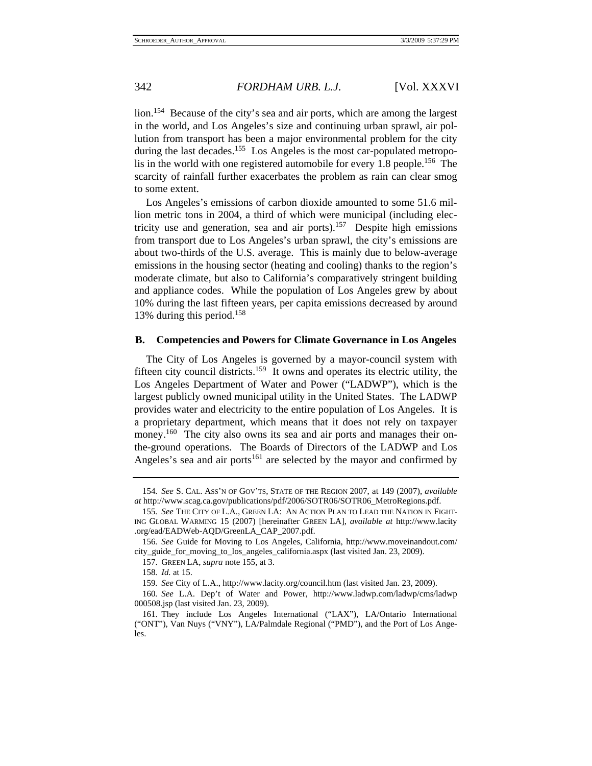lion.[154] Because of the city's sea and air ports, which are among the largest in the world, and Los Angeles's size and continuing urban sprawl, air pollution from transport has been a major environmental problem for the city during the last decades.[155] Los Angeles is the most car-populated metropolis in the world with one registered automobile for every 1.8 people.[156] The scarcity of rainfall further exacerbates the problem as rain can clear smog to some extent.

Los Angeles's emissions of carbon dioxide amounted to some 51.6 million metric tons in 2004, a third of which were municipal (including electricity use and generation, sea and air ports).[157] Despite high emissions from transport due to Los Angeles's urban sprawl, the city's emissions are about two-thirds of the U.S. average. This is mainly due to below-average emissions in the housing sector (heating and cooling) thanks to the region's moderate climate, but also to California's comparatively stringent building and appliance codes. While the population of Los Angeles grew by about 10% during the last fifteen years, per capita emissions decreased by around 13% during this period.[158]

### B. Competencies and Powers for Climate Governance in Los Angeles

The City of Los Angeles is governed by a mayor-council system with fifteen city council districts.[159] It owns and operates its electric utility, the Los Angeles Department of Water and Power ("LADWP"), which is the largest publicly owned municipal utility in the United States. The LADWP provides water and electricity to the entire population of Los Angeles. It is a proprietary department, which means that it does not rely on taxpayer money.[160] The city also owns its sea and air ports and manages their on-the-ground operations. The Boards of Directors of the LADWP and Los Angeles's sea and air ports[161] are selected by the mayor and confirmed by

---

154. *See* S. CAL. ASS'N OF GOV'TS, STATE OF THE REGION 2007, at 149 (2007), *available at* http://www.scag.ca.gov/publications/pdf/2006/SOTR06/SOTR06_MetroRegions.pdf.

155. *See* THE CITY OF L.A., GREEN LA: AN ACTION PLAN TO LEAD THE NATION IN FIGHTING GLOBAL WARMING 15 (2007) [hereinafter GREEN LA], *available at* http://www.lacity.org/ead/EADWeb-AQD/GreenLA_CAP_2007.pdf.

156. *See* Guide for Moving to Los Angeles, California, http://www.moveinandout.com/city_guide_for_moving_to_los_angeles_california.aspx (last visited Jan. 23, 2009).

157. GREEN LA, *supra* note 155, at 3.

158. *Id.* at 15.

159. *See* City of L.A., http://www.lacity.org/council.htm (last visited Jan. 23, 2009).

160. *See* L.A. Dep't of Water and Power, http://www.ladwp.com/ladwp/cms/ladwp000508.jsp (last visited Jan. 23, 2009).

161. They include Los Angeles International ("LAX"), LA/Ontario International ("ONT"), Van Nuys ("VNY"), LA/Palmdale Regional ("PMD"), and the Port of Los Angeles.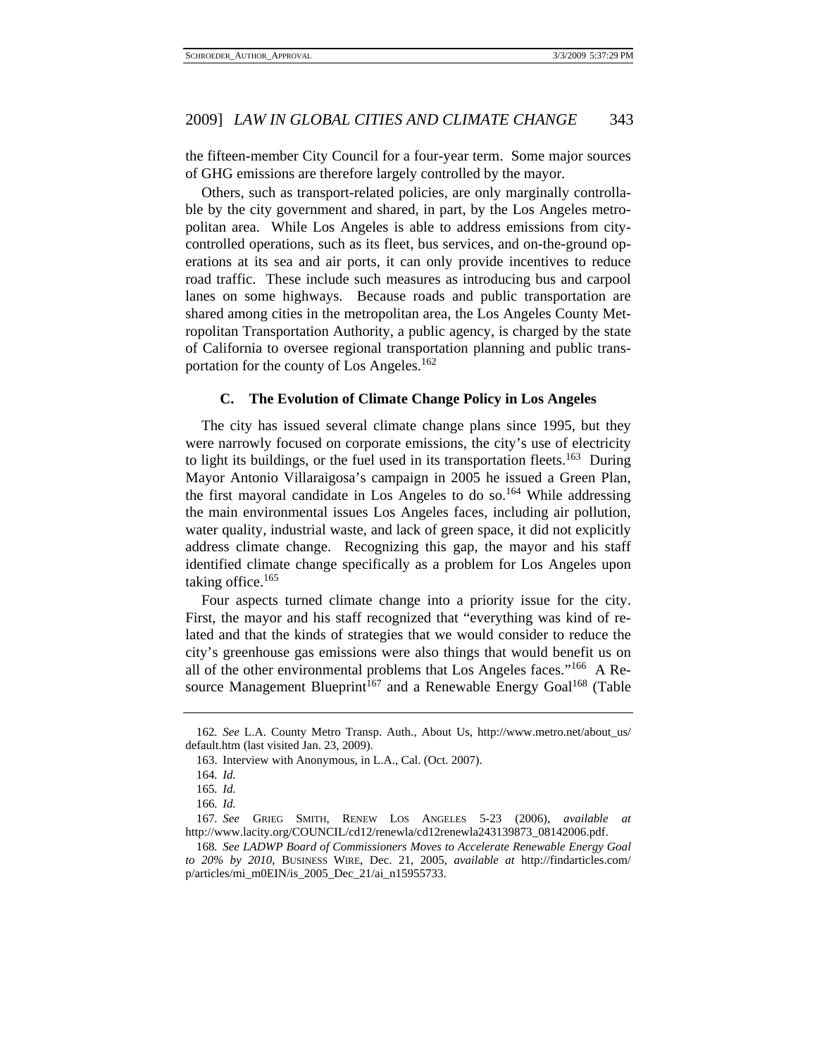the fifteen-member City Council for a four-year term. Some major sources of GHG emissions are therefore largely controlled by the mayor.

Others, such as transport-related policies, are only marginally controllable by the city government and shared, in part, by the Los Angeles metropolitan area. While Los Angeles is able to address emissions from city-controlled operations, such as its fleet, bus services, and on-the-ground operations at its sea and air ports, it can only provide incentives to reduce road traffic. These include such measures as introducing bus and carpool lanes on some highways. Because roads and public transportation are shared among cities in the metropolitan area, the Los Angeles County Metropolitan Transportation Authority, a public agency, is charged by the state of California to oversee regional transportation planning and public transportation for the county of Los Angeles.[162]

### C. The Evolution of Climate Change Policy in Los Angeles

The city has issued several climate change plans since 1995, but they were narrowly focused on corporate emissions, the city's use of electricity to light its buildings, or the fuel used in its transportation fleets.[163] During Mayor Antonio Villaraigosa's campaign in 2005 he issued a Green Plan, the first mayoral candidate in Los Angeles to do so.[164] While addressing the main environmental issues Los Angeles faces, including air pollution, water quality, industrial waste, and lack of green space, it did not explicitly address climate change. Recognizing this gap, the mayor and his staff identified climate change specifically as a problem for Los Angeles upon taking office.[165]

Four aspects turned climate change into a priority issue for the city. First, the mayor and his staff recognized that "everything was kind of related and that the kinds of strategies that we would consider to reduce the city's greenhouse gas emissions were also things that would benefit us on all of the other environmental problems that Los Angeles faces."[166] A Resource Management Blueprint[167] and a Renewable Energy Goal[168] (Table

---

162. *See* L.A. County Metro Transp. Auth., About Us, http://www.metro.net/about_us/default.htm (last visited Jan. 23, 2009).

163. Interview with Anonymous, in L.A., Cal. (Oct. 2007).

164. *Id.*

165. *Id.*

166. *Id.*

167. *See* GRIEG SMITH, RENEW LOS ANGELES 5-23 (2006), *available at* http://www.lacity.org/COUNCIL/cd12/renewla/cd12renewla243139873_08142006.pdf.

168. *See LADWP Board of Commissioners Moves to Accelerate Renewable Energy Goal to 20% by 2010*, BUSINESS WIRE, Dec. 21, 2005, *available at* http://findarticles.com/p/articles/mi_m0EIN/is_2005_Dec_21/ai_n15955733.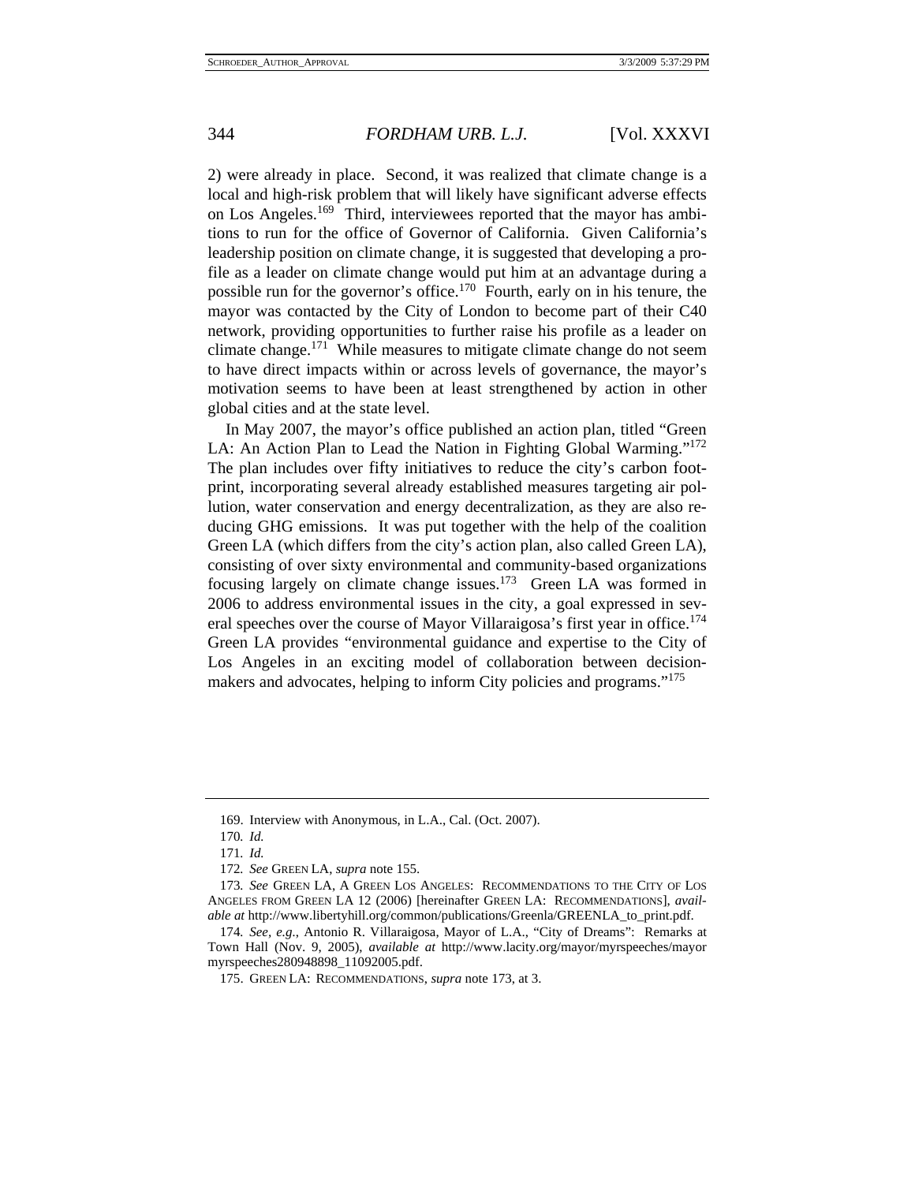2) were already in place. Second, it was realized that climate change is a local and high-risk problem that will likely have significant adverse effects on Los Angeles.[169] Third, interviewees reported that the mayor has ambitions to run for the office of Governor of California. Given California's leadership position on climate change, it is suggested that developing a profile as a leader on climate change would put him at an advantage during a possible run for the governor's office.[170] Fourth, early on in his tenure, the mayor was contacted by the City of London to become part of their C40 network, providing opportunities to further raise his profile as a leader on climate change.[171] While measures to mitigate climate change do not seem to have direct impacts within or across levels of governance, the mayor's motivation seems to have been at least strengthened by action in other global cities and at the state level.

In May 2007, the mayor's office published an action plan, titled "Green LA: An Action Plan to Lead the Nation in Fighting Global Warming."[172] The plan includes over fifty initiatives to reduce the city's carbon footprint, incorporating several already established measures targeting air pollution, water conservation and energy decentralization, as they are also reducing GHG emissions. It was put together with the help of the coalition Green LA (which differs from the city's action plan, also called Green LA), consisting of over sixty environmental and community-based organizations focusing largely on climate change issues.[173] Green LA was formed in 2006 to address environmental issues in the city, a goal expressed in several speeches over the course of Mayor Villaraigosa's first year in office.[174] Green LA provides "environmental guidance and expertise to the City of Los Angeles in an exciting model of collaboration between decision-makers and advocates, helping to inform City policies and programs."[175]

---

169. Interview with Anonymous, in L.A., Cal. (Oct. 2007).

170. *Id.*

171. *Id.*

172. *See* GREEN LA, *supra* note 155.

173. *See* GREEN LA, A GREEN LOS ANGELES: RECOMMENDATIONS TO THE CITY OF LOS ANGELES FROM GREEN LA 12 (2006) [hereinafter GREEN LA: RECOMMENDATIONS], *available at* http://www.libertyhill.org/common/publications/Greenla/GREENLA_to_print.pdf.

174. *See, e.g.*, Antonio R. Villaraigosa, Mayor of L.A., "City of Dreams": Remarks at Town Hall (Nov. 9, 2005), *available at* http://www.lacity.org/mayor/myrspeeches/mayormyrspeeches280948898_11092005.pdf.

175. GREEN LA: RECOMMENDATIONS, *supra* note 173, at 3.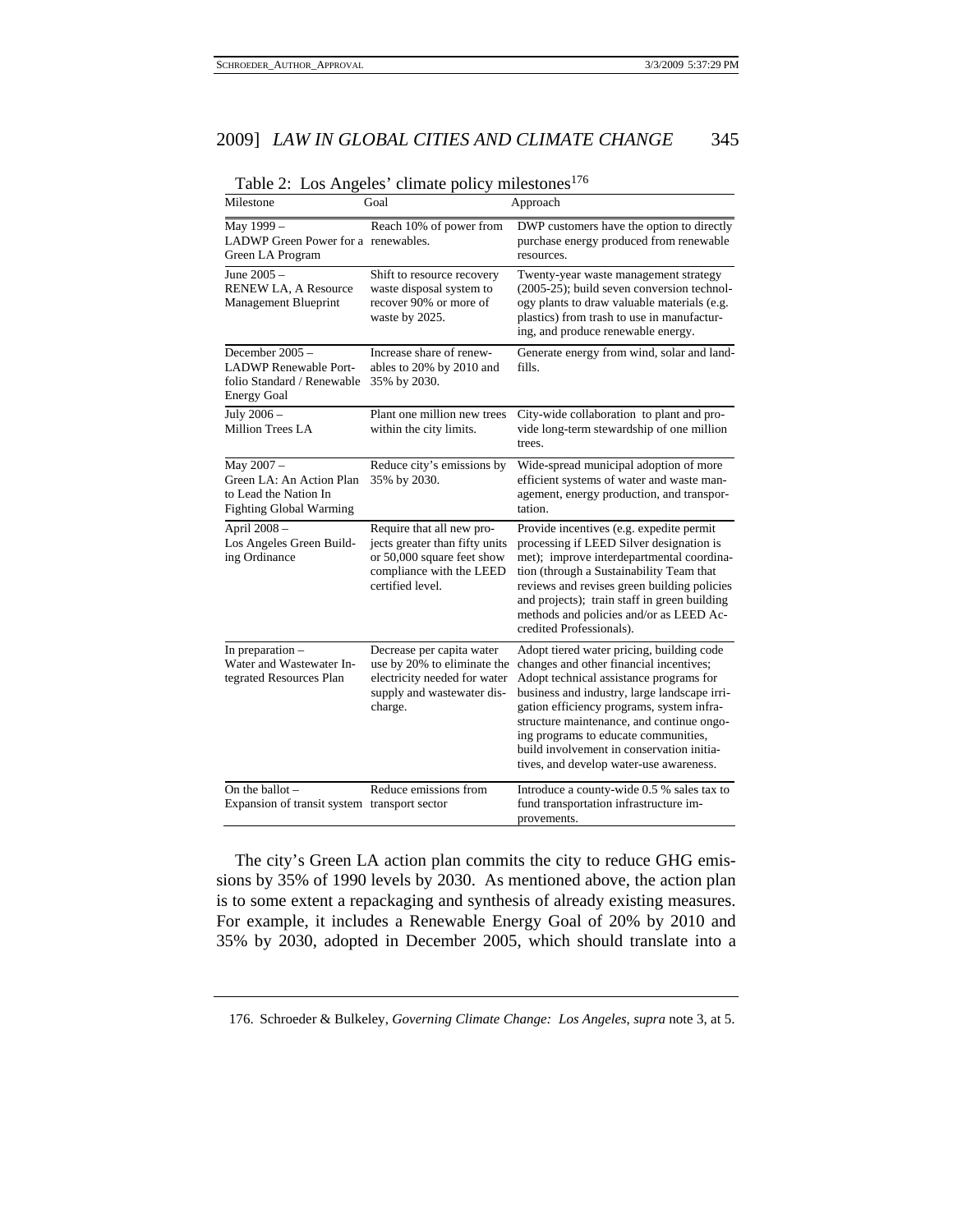Table 2: Los Angeles' climate policy milestones[176]

| Milestone | Goal | Approach |
|---|---|---|
| May 1999 – LADWP Green Power for a Green LA Program | Reach 10% of power from renewables. | DWP customers have the option to directly purchase energy produced from renewable resources. |
| June 2005 – RENEW LA, A Resource Management Blueprint | Shift to resource recovery waste disposal system to recover 90% or more of waste by 2025. | Twenty-year waste management strategy (2005-25); build seven conversion technology plants to draw valuable materials (e.g. plastics) from trash to use in manufacturing, and produce renewable energy. |
| December 2005 – LADWP Renewable Portfolio Standard / Renewable Energy Goal | Increase share of renewables to 20% by 2010 and 35% by 2030. | Generate energy from wind, solar and landfills. |
| July 2006 – Million Trees LA | Plant one million new trees within the city limits. | City-wide collaboration to plant and provide long-term stewardship of one million trees. |
| May 2007 – Green LA: An Action Plan to Lead the Nation In Fighting Global Warming | Reduce city's emissions by 35% by 2030. | Wide-spread municipal adoption of more efficient systems of water and waste management, energy production, and transportation. |
| April 2008 – Los Angeles Green Building Ordinance | Require that all new projects greater than fifty units or 50,000 square feet show compliance with the LEED certified level. | Provide incentives (e.g. expedite permit processing if LEED Silver designation is met); improve interdepartmental coordination (through a Sustainability Team that reviews and revises green building policies and projects); train staff in green building methods and policies and/or as LEED Accredited Professionals). |
| In preparation – Water and Wastewater Integrated Resources Plan | Decrease per capita water use by 20% to eliminate the electricity needed for water supply and wastewater discharge. | Adopt tiered water pricing, building code changes and other financial incentives; Adopt technical assistance programs for business and industry, large landscape irrigation efficiency programs, system infrastructure maintenance, and continue ongoing programs to educate communities, build involvement in conservation initiatives, and develop water-use awareness. |
| On the ballot – Expansion of transit system | Reduce emissions from transport sector | Introduce a county-wide 0.5 % sales tax to fund transportation infrastructure improvements. |

The city's Green LA action plan commits the city to reduce GHG emissions by 35% of 1990 levels by 2030. As mentioned above, the action plan is to some extent a repackaging and synthesis of already existing measures. For example, it includes a Renewable Energy Goal of 20% by 2010 and 35% by 2030, adopted in December 2005, which should translate into a

176. Schroeder & Bulkeley, *Governing Climate Change: Los Angeles*, *supra* note 3, at 5.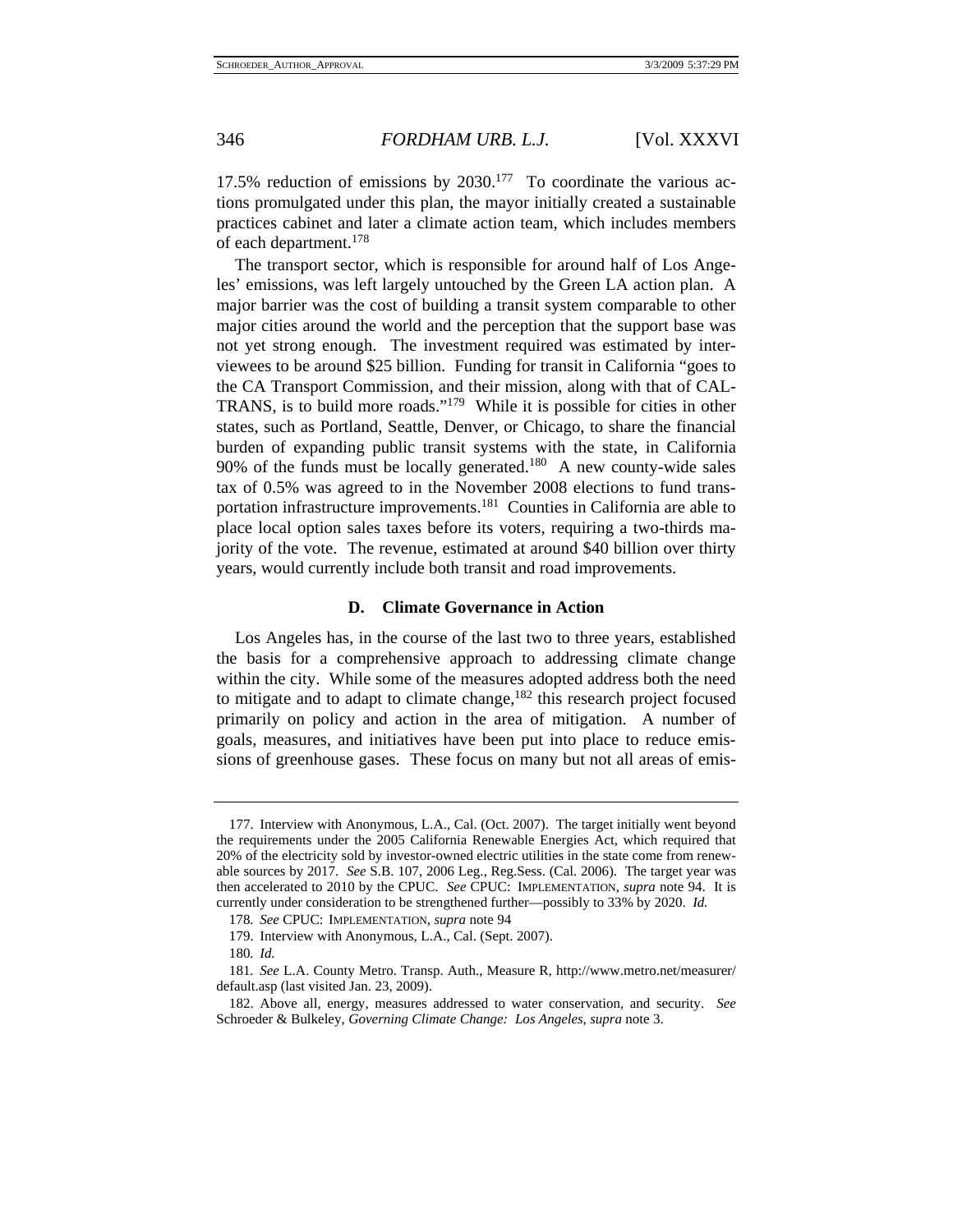17.5% reduction of emissions by 2030.[177] To coordinate the various actions promulgated under this plan, the mayor initially created a sustainable practices cabinet and later a climate action team, which includes members of each department.[178]

The transport sector, which is responsible for around half of Los Angeles' emissions, was left largely untouched by the Green LA action plan. A major barrier was the cost of building a transit system comparable to other major cities around the world and the perception that the support base was not yet strong enough. The investment required was estimated by interviewees to be around $25 billion. Funding for transit in California "goes to the CA Transport Commission, and their mission, along with that of CALTRANS, is to build more roads."[179] While it is possible for cities in other states, such as Portland, Seattle, Denver, or Chicago, to share the financial burden of expanding public transit systems with the state, in California 90% of the funds must be locally generated.[180] A new county-wide sales tax of 0.5% was agreed to in the November 2008 elections to fund transportation infrastructure improvements.[181] Counties in California are able to place local option sales taxes before its voters, requiring a two-thirds majority of the vote. The revenue, estimated at around $40 billion over thirty years, would currently include both transit and road improvements.

### D. Climate Governance in Action

Los Angeles has, in the course of the last two to three years, established the basis for a comprehensive approach to addressing climate change within the city. While some of the measures adopted address both the need to mitigate and to adapt to climate change,[182] this research project focused primarily on policy and action in the area of mitigation. A number of goals, measures, and initiatives have been put into place to reduce emissions of greenhouse gases. These focus on many but not all areas of emis-

---

177. Interview with Anonymous, L.A., Cal. (Oct. 2007). The target initially went beyond the requirements under the 2005 California Renewable Energies Act, which required that 20% of the electricity sold by investor-owned electric utilities in the state come from renewable sources by 2017. *See* S.B. 107, 2006 Leg., Reg.Sess. (Cal. 2006). The target year was then accelerated to 2010 by the CPUC. *See* CPUC: IMPLEMENTATION, *supra* note 94. It is currently under consideration to be strengthened further—possibly to 33% by 2020. *Id.*

178. *See* CPUC: IMPLEMENTATION, *supra* note 94

179. Interview with Anonymous, L.A., Cal. (Sept. 2007).

180. *Id.*

181. *See* L.A. County Metro. Transp. Auth., Measure R, http://www.metro.net/measurer/default.asp (last visited Jan. 23, 2009).

182. Above all, energy, measures addressed to water conservation, and security. *See* Schroeder & Bulkeley, *Governing Climate Change: Los Angeles*, *supra* note 3.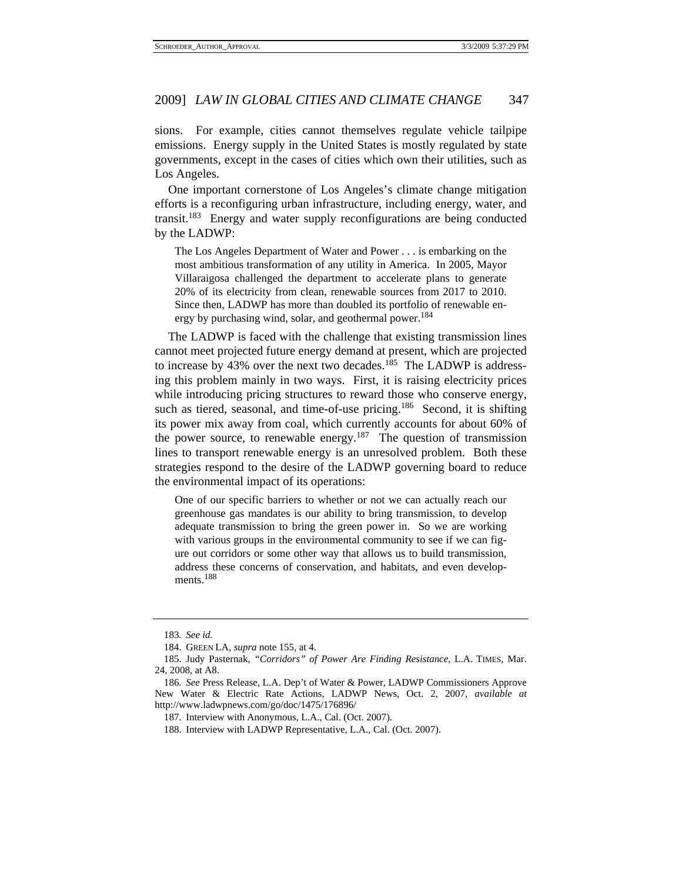sions. For example, cities cannot themselves regulate vehicle tailpipe emissions. Energy supply in the United States is mostly regulated by state governments, except in the cases of cities which own their utilities, such as Los Angeles.

One important cornerstone of Los Angeles's climate change mitigation efforts is a reconfiguring urban infrastructure, including energy, water, and transit.[183] Energy and water supply reconfigurations are being conducted by the LADWP:

> The Los Angeles Department of Water and Power . . . is embarking on the most ambitious transformation of any utility in America. In 2005, Mayor Villaraigosa challenged the department to accelerate plans to generate 20% of its electricity from clean, renewable sources from 2017 to 2010. Since then, LADWP has more than doubled its portfolio of renewable energy by purchasing wind, solar, and geothermal power.[184]

The LADWP is faced with the challenge that existing transmission lines cannot meet projected future energy demand at present, which are projected to increase by 43% over the next two decades.[185] The LADWP is addressing this problem mainly in two ways. First, it is raising electricity prices while introducing pricing structures to reward those who conserve energy, such as tiered, seasonal, and time-of-use pricing.[186] Second, it is shifting its power mix away from coal, which currently accounts for about 60% of the power source, to renewable energy.[187] The question of transmission lines to transport renewable energy is an unresolved problem. Both these strategies respond to the desire of the LADWP governing board to reduce the environmental impact of its operations:

> One of our specific barriers to whether or not we can actually reach our greenhouse gas mandates is our ability to bring transmission, to develop adequate transmission to bring the green power in. So we are working with various groups in the environmental community to see if we can figure out corridors or some other way that allows us to build transmission, address these concerns of conservation, and habitats, and even developments.[188]

---

183. *See id.*

184. GREEN LA, *supra* note 155, at 4.

185. Judy Pasternak, *"Corridors" of Power Are Finding Resistance*, L.A. TIMES, Mar. 24, 2008, at A8.

186. *See* Press Release, L.A. Dep't of Water & Power, LADWP Commissioners Approve New Water & Electric Rate Actions, LADWP News, Oct. 2, 2007, *available at* http://www.ladwpnews.com/go/doc/1475/176896/

187. Interview with Anonymous, L.A., Cal. (Oct. 2007).

188. Interview with LADWP Representative, L.A., Cal. (Oct. 2007).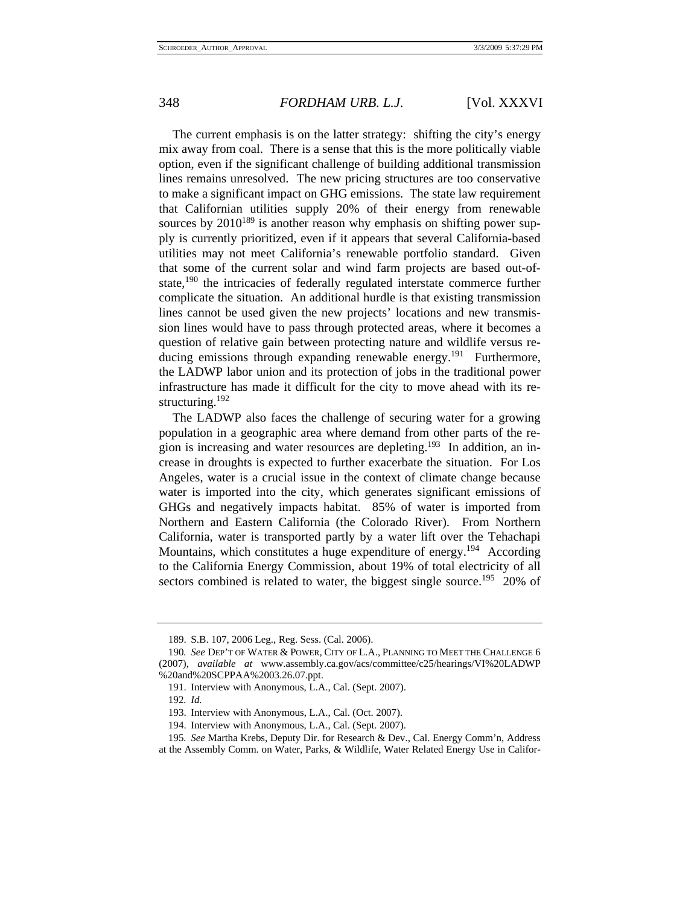The current emphasis is on the latter strategy: shifting the city's energy mix away from coal. There is a sense that this is the more politically viable option, even if the significant challenge of building additional transmission lines remains unresolved. The new pricing structures are too conservative to make a significant impact on GHG emissions. The state law requirement that Californian utilities supply 20% of their energy from renewable sources by 2010[189] is another reason why emphasis on shifting power supply is currently prioritized, even if it appears that several California-based utilities may not meet California's renewable portfolio standard. Given that some of the current solar and wind farm projects are based out-of-state,[190] the intricacies of federally regulated interstate commerce further complicate the situation. An additional hurdle is that existing transmission lines cannot be used given the new projects' locations and new transmission lines would have to pass through protected areas, where it becomes a question of relative gain between protecting nature and wildlife versus reducing emissions through expanding renewable energy.[191] Furthermore, the LADWP labor union and its protection of jobs in the traditional power infrastructure has made it difficult for the city to move ahead with its restructuring.[192]

The LADWP also faces the challenge of securing water for a growing population in a geographic area where demand from other parts of the region is increasing and water resources are depleting.[193] In addition, an increase in droughts is expected to further exacerbate the situation. For Los Angeles, water is a crucial issue in the context of climate change because water is imported into the city, which generates significant emissions of GHGs and negatively impacts habitat. 85% of water is imported from Northern and Eastern California (the Colorado River). From Northern California, water is transported partly by a water lift over the Tehachapi Mountains, which constitutes a huge expenditure of energy.[194] According to the California Energy Commission, about 19% of total electricity of all sectors combined is related to water, the biggest single source.[195] 20% of

---

189. S.B. 107, 2006 Leg., Reg. Sess. (Cal. 2006).

190. *See* DEP'T OF WATER & POWER, CITY OF L.A., PLANNING TO MEET THE CHALLENGE 6 (2007), *available at* www.assembly.ca.gov/acs/committee/c25/hearings/VI%20LADWP%20and%20SCPPAA%2003.26.07.ppt.

191. Interview with Anonymous, L.A., Cal. (Sept. 2007).

192. *Id.*

193. Interview with Anonymous, L.A., Cal. (Oct. 2007).

194. Interview with Anonymous, L.A., Cal. (Sept. 2007).

195. *See* Martha Krebs, Deputy Dir. for Research & Dev., Cal. Energy Comm'n, Address at the Assembly Comm. on Water, Parks, & Wildlife, Water Related Energy Use in Califor-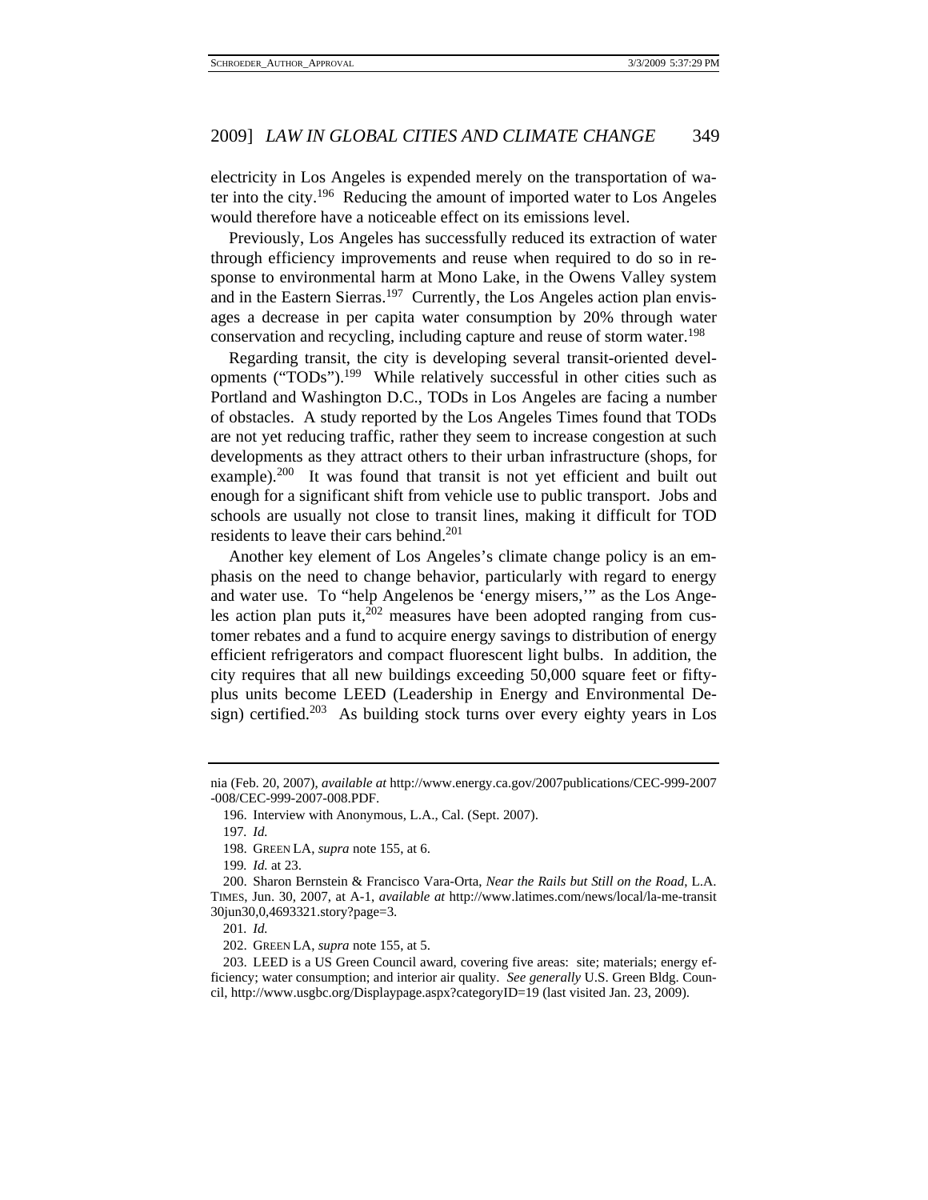electricity in Los Angeles is expended merely on the transportation of water into the city.[196] Reducing the amount of imported water to Los Angeles would therefore have a noticeable effect on its emissions level.

Previously, Los Angeles has successfully reduced its extraction of water through efficiency improvements and reuse when required to do so in response to environmental harm at Mono Lake, in the Owens Valley system and in the Eastern Sierras.[197] Currently, the Los Angeles action plan envisages a decrease in per capita water consumption by 20% through water conservation and recycling, including capture and reuse of storm water.[198]

Regarding transit, the city is developing several transit-oriented developments ("TODs").[199] While relatively successful in other cities such as Portland and Washington D.C., TODs in Los Angeles are facing a number of obstacles. A study reported by the Los Angeles Times found that TODs are not yet reducing traffic, rather they seem to increase congestion at such developments as they attract others to their urban infrastructure (shops, for example).[200] It was found that transit is not yet efficient and built out enough for a significant shift from vehicle use to public transport. Jobs and schools are usually not close to transit lines, making it difficult for TOD residents to leave their cars behind.[201]

Another key element of Los Angeles's climate change policy is an emphasis on the need to change behavior, particularly with regard to energy and water use. To "help Angelenos be 'energy misers,'" as the Los Angeles action plan puts it,[202] measures have been adopted ranging from customer rebates and a fund to acquire energy savings to distribution of energy efficient refrigerators and compact fluorescent light bulbs. In addition, the city requires that all new buildings exceeding 50,000 square feet or fifty-plus units become LEED (Leadership in Energy and Environmental Design) certified.[203] As building stock turns over every eighty years in Los

---

nia (Feb. 20, 2007), *available at* http://www.energy.ca.gov/2007publications/CEC-999-2007-008/CEC-999-2007-008.PDF.

196. Interview with Anonymous, L.A., Cal. (Sept. 2007).

197. *Id.*

198. GREEN LA, *supra* note 155, at 6.

199. *Id.* at 23.

200. Sharon Bernstein & Francisco Vara-Orta, *Near the Rails but Still on the Road*, L.A. TIMES, Jun. 30, 2007, at A-1, *available at* http://www.latimes.com/news/local/la-me-transit30jun30,0,4693321.story?page=3.

201. *Id.*

202. GREEN LA, *supra* note 155, at 5.

203. LEED is a US Green Council award, covering five areas: site; materials; energy efficiency; water consumption; and interior air quality. *See generally* U.S. Green Bldg. Council, http://www.usgbc.org/Displaypage.aspx?categoryID=19 (last visited Jan. 23, 2009).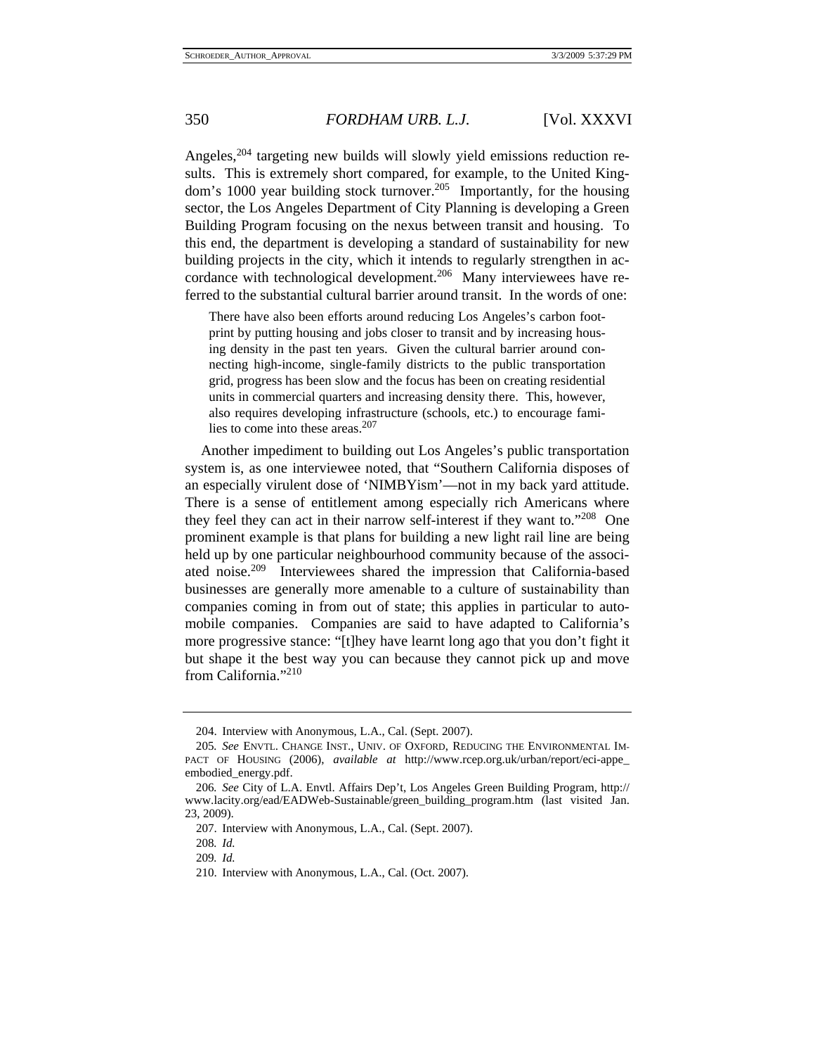Angeles,[204] targeting new builds will slowly yield emissions reduction results. This is extremely short compared, for example, to the United Kingdom's 1000 year building stock turnover.[205] Importantly, for the housing sector, the Los Angeles Department of City Planning is developing a Green Building Program focusing on the nexus between transit and housing. To this end, the department is developing a standard of sustainability for new building projects in the city, which it intends to regularly strengthen in accordance with technological development.[206] Many interviewees have referred to the substantial cultural barrier around transit. In the words of one:

> There have also been efforts around reducing Los Angeles's carbon footprint by putting housing and jobs closer to transit and by increasing housing density in the past ten years. Given the cultural barrier around connecting high-income, single-family districts to the public transportation grid, progress has been slow and the focus has been on creating residential units in commercial quarters and increasing density there. This, however, also requires developing infrastructure (schools, etc.) to encourage families to come into these areas.[207]

Another impediment to building out Los Angeles's public transportation system is, as one interviewee noted, that "Southern California disposes of an especially virulent dose of 'NIMBYism'—not in my back yard attitude. There is a sense of entitlement among especially rich Americans where they feel they can act in their narrow self-interest if they want to."[208] One prominent example is that plans for building a new light rail line are being held up by one particular neighbourhood community because of the associated noise.[209] Interviewees shared the impression that California-based businesses are generally more amenable to a culture of sustainability than companies coming in from out of state; this applies in particular to automobile companies. Companies are said to have adapted to California's more progressive stance: "[t]hey have learnt long ago that you don't fight it but shape it the best way you can because they cannot pick up and move from California."[210]

---

204. Interview with Anonymous, L.A., Cal. (Sept. 2007).

205. *See* ENVTL. CHANGE INST., UNIV. OF OXFORD, REDUCING THE ENVIRONMENTAL IMPACT OF HOUSING (2006), *available at* http://www.rcep.org.uk/urban/report/eci-appe_embodied_energy.pdf.

206. *See* City of L.A. Envtl. Affairs Dep't, Los Angeles Green Building Program, http://www.lacity.org/ead/EADWeb-Sustainable/green_building_program.htm (last visited Jan. 23, 2009).

207. Interview with Anonymous, L.A., Cal. (Sept. 2007).

208. *Id.*

209. *Id.*

210. Interview with Anonymous, L.A., Cal. (Oct. 2007).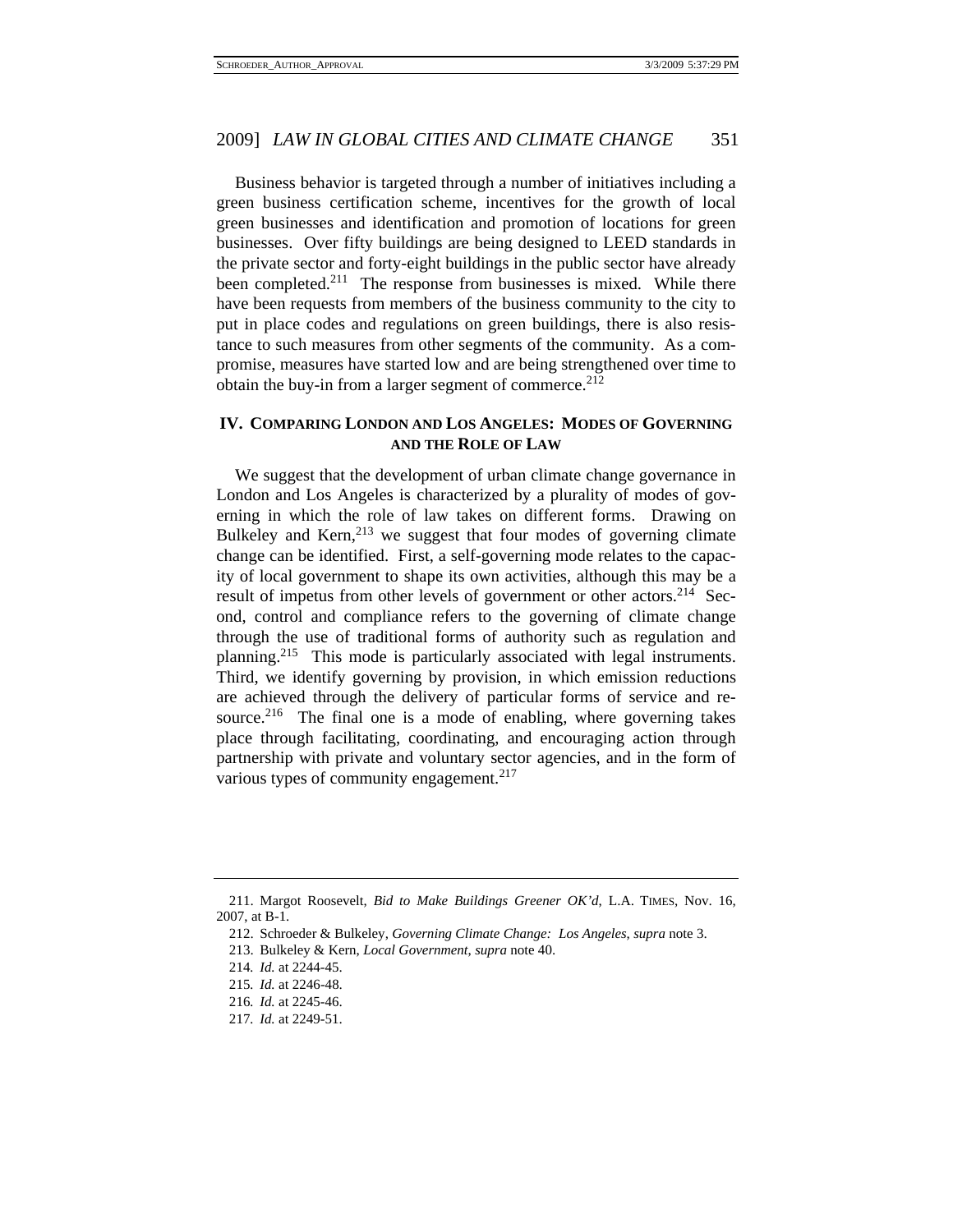Business behavior is targeted through a number of initiatives including a green business certification scheme, incentives for the growth of local green businesses and identification and promotion of locations for green businesses. Over fifty buildings are being designed to LEED standards in the private sector and forty-eight buildings in the public sector have already been completed.[211] The response from businesses is mixed. While there have been requests from members of the business community to the city to put in place codes and regulations on green buildings, there is also resistance to such measures from other segments of the community. As a compromise, measures have started low and are being strengthened over time to obtain the buy-in from a larger segment of commerce.[212]

## IV. COMPARING LONDON AND LOS ANGELES: MODES OF GOVERNING AND THE ROLE OF LAW

We suggest that the development of urban climate change governance in London and Los Angeles is characterized by a plurality of modes of governing in which the role of law takes on different forms. Drawing on Bulkeley and Kern,[213] we suggest that four modes of governing climate change can be identified. First, a self-governing mode relates to the capacity of local government to shape its own activities, although this may be a result of impetus from other levels of government or other actors.[214] Second, control and compliance refers to the governing of climate change through the use of traditional forms of authority such as regulation and planning.[215] This mode is particularly associated with legal instruments. Third, we identify governing by provision, in which emission reductions are achieved through the delivery of particular forms of service and resource.[216] The final one is a mode of enabling, where governing takes place through facilitating, coordinating, and encouraging action through partnership with private and voluntary sector agencies, and in the form of various types of community engagement.[217]

---

211. Margot Roosevelt, *Bid to Make Buildings Greener OK'd*, L.A. TIMES, Nov. 16, 2007, at B-1.

212. Schroeder & Bulkeley, *Governing Climate Change: Los Angeles*, *supra* note 3.

213. Bulkeley & Kern, *Local Government*, *supra* note 40.

214. *Id.* at 2244-45.

215. *Id.* at 2246-48.

216. *Id.* at 2245-46.

217. *Id.* at 2249-51.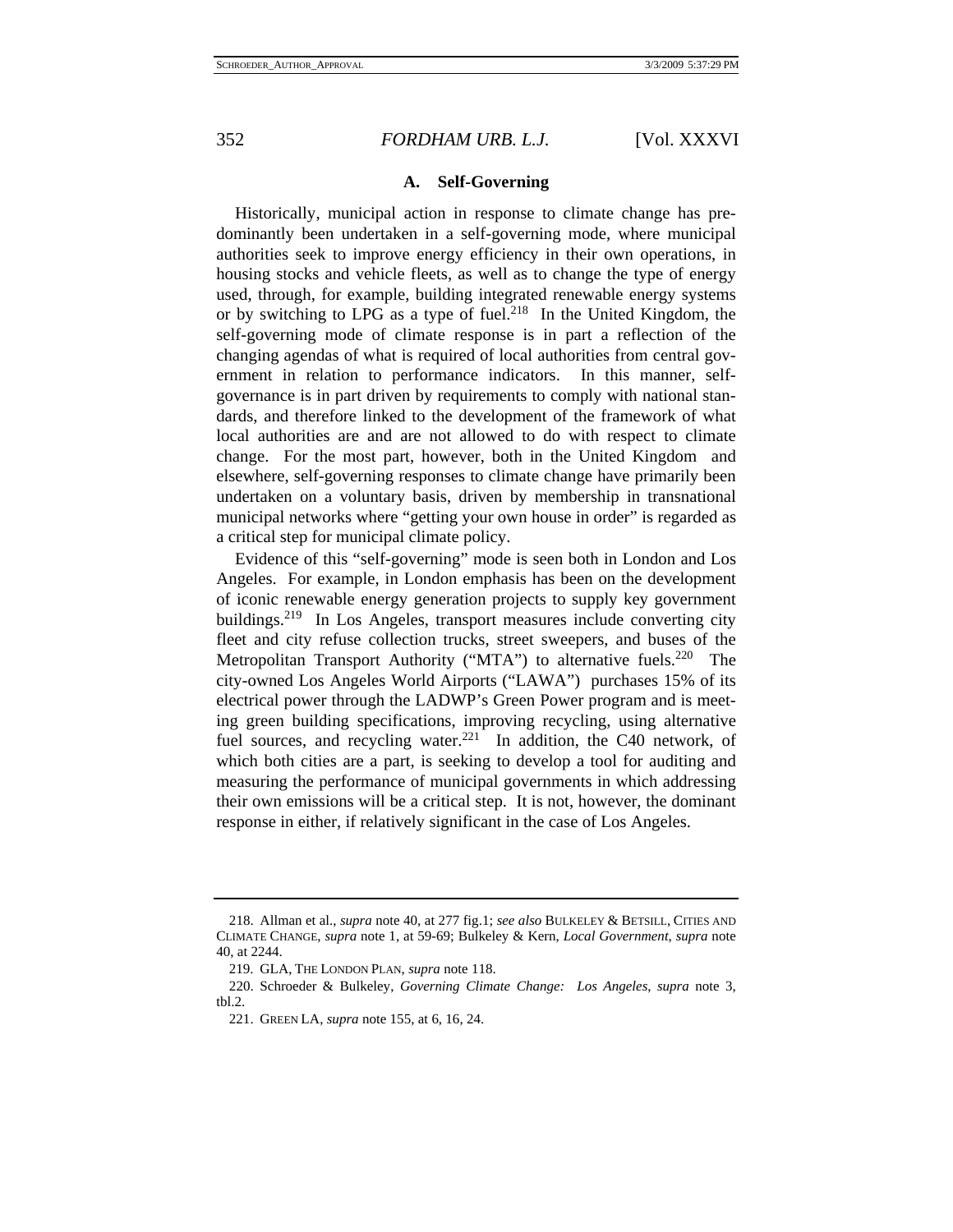### A. Self-Governing

Historically, municipal action in response to climate change has predominantly been undertaken in a self-governing mode, where municipal authorities seek to improve energy efficiency in their own operations, in housing stocks and vehicle fleets, as well as to change the type of energy used, through, for example, building integrated renewable energy systems or by switching to LPG as a type of fuel.[218] In the United Kingdom, the self-governing mode of climate response is in part a reflection of the changing agendas of what is required of local authorities from central government in relation to performance indicators. In this manner, self-governance is in part driven by requirements to comply with national standards, and therefore linked to the development of the framework of what local authorities are and are not allowed to do with respect to climate change. For the most part, however, both in the United Kingdom and elsewhere, self-governing responses to climate change have primarily been undertaken on a voluntary basis, driven by membership in transnational municipal networks where "getting your own house in order" is regarded as a critical step for municipal climate policy.

Evidence of this "self-governing" mode is seen both in London and Los Angeles. For example, in London emphasis has been on the development of iconic renewable energy generation projects to supply key government buildings.[219] In Los Angeles, transport measures include converting city fleet and city refuse collection trucks, street sweepers, and buses of the Metropolitan Transport Authority ("MTA") to alternative fuels.[220] The city-owned Los Angeles World Airports ("LAWA") purchases 15% of its electrical power through the LADWP's Green Power program and is meeting green building specifications, improving recycling, using alternative fuel sources, and recycling water.[221] In addition, the C40 network, of which both cities are a part, is seeking to develop a tool for auditing and measuring the performance of municipal governments in which addressing their own emissions will be a critical step. It is not, however, the dominant response in either, if relatively significant in the case of Los Angeles.

---

218. Allman et al., *supra* note 40, at 277 fig.1; *see also* BULKELEY & BETSILL, CITIES AND CLIMATE CHANGE, *supra* note 1, at 59-69; Bulkeley & Kern, *Local Government*, *supra* note 40, at 2244.

219. GLA, THE LONDON PLAN, *supra* note 118.

220. Schroeder & Bulkeley, *Governing Climate Change: Los Angeles*, *supra* note 3, tbl.2.

221. GREEN LA, *supra* note 155, at 6, 16, 24.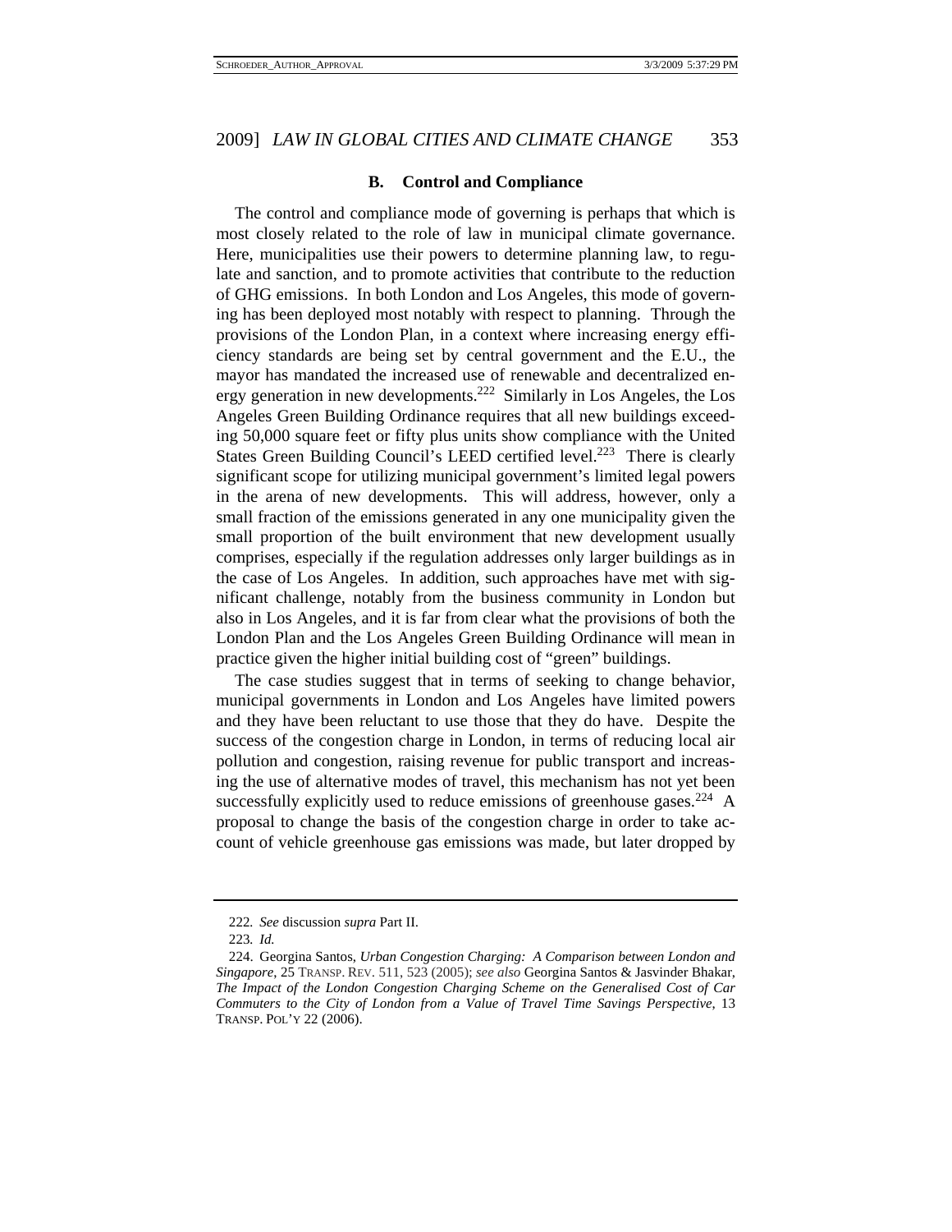### B. Control and Compliance

The control and compliance mode of governing is perhaps that which is most closely related to the role of law in municipal climate governance. Here, municipalities use their powers to determine planning law, to regulate and sanction, and to promote activities that contribute to the reduction of GHG emissions. In both London and Los Angeles, this mode of governing has been deployed most notably with respect to planning. Through the provisions of the London Plan, in a context where increasing energy efficiency standards are being set by central government and the E.U., the mayor has mandated the increased use of renewable and decentralized energy generation in new developments.[222] Similarly in Los Angeles, the Los Angeles Green Building Ordinance requires that all new buildings exceeding 50,000 square feet or fifty plus units show compliance with the United States Green Building Council's LEED certified level.[223] There is clearly significant scope for utilizing municipal government's limited legal powers in the arena of new developments. This will address, however, only a small fraction of the emissions generated in any one municipality given the small proportion of the built environment that new development usually comprises, especially if the regulation addresses only larger buildings as in the case of Los Angeles. In addition, such approaches have met with significant challenge, notably from the business community in London but also in Los Angeles, and it is far from clear what the provisions of both the London Plan and the Los Angeles Green Building Ordinance will mean in practice given the higher initial building cost of "green" buildings.

The case studies suggest that in terms of seeking to change behavior, municipal governments in London and Los Angeles have limited powers and they have been reluctant to use those that they do have. Despite the success of the congestion charge in London, in terms of reducing local air pollution and congestion, raising revenue for public transport and increasing the use of alternative modes of travel, this mechanism has not yet been successfully explicitly used to reduce emissions of greenhouse gases.[224] A proposal to change the basis of the congestion charge in order to take account of vehicle greenhouse gas emissions was made, but later dropped by

---

222. *See* discussion *supra* Part II.

223. *Id.*

224. Georgina Santos, *Urban Congestion Charging: A Comparison between London and Singapore*, 25 TRANSP. REV. 511, 523 (2005); *see also* Georgina Santos & Jasvinder Bhakar, *The Impact of the London Congestion Charging Scheme on the Generalised Cost of Car Commuters to the City of London from a Value of Travel Time Savings Perspective*, 13 TRANSP. POL'Y 22 (2006).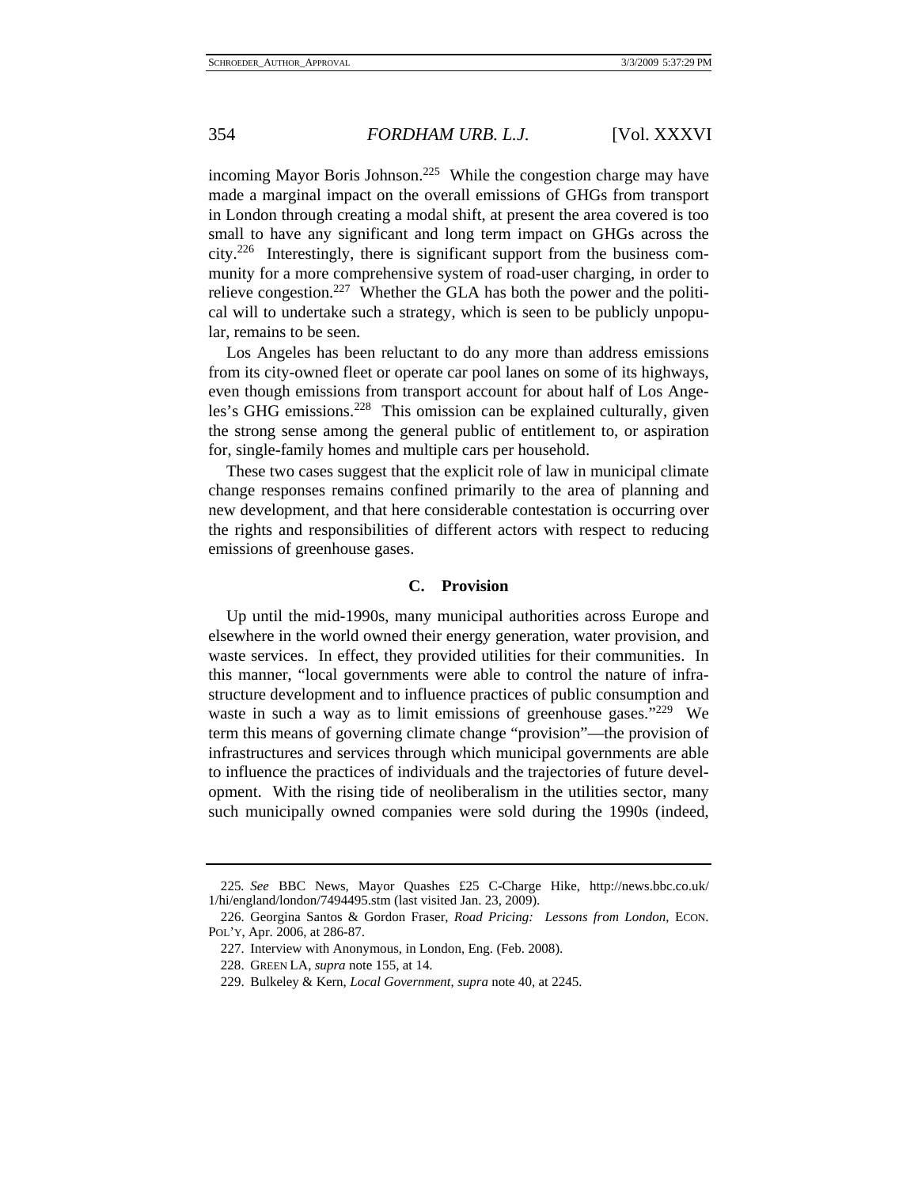incoming Mayor Boris Johnson.[225] While the congestion charge may have made a marginal impact on the overall emissions of GHGs from transport in London through creating a modal shift, at present the area covered is too small to have any significant and long term impact on GHGs across the city.[226] Interestingly, there is significant support from the business community for a more comprehensive system of road-user charging, in order to relieve congestion.[227] Whether the GLA has both the power and the political will to undertake such a strategy, which is seen to be publicly unpopular, remains to be seen.

Los Angeles has been reluctant to do any more than address emissions from its city-owned fleet or operate car pool lanes on some of its highways, even though emissions from transport account for about half of Los Angeles's GHG emissions.[228] This omission can be explained culturally, given the strong sense among the general public of entitlement to, or aspiration for, single-family homes and multiple cars per household.

These two cases suggest that the explicit role of law in municipal climate change responses remains confined primarily to the area of planning and new development, and that here considerable contestation is occurring over the rights and responsibilities of different actors with respect to reducing emissions of greenhouse gases.

### C. Provision

Up until the mid-1990s, many municipal authorities across Europe and elsewhere in the world owned their energy generation, water provision, and waste services. In effect, they provided utilities for their communities. In this manner, "local governments were able to control the nature of infrastructure development and to influence practices of public consumption and waste in such a way as to limit emissions of greenhouse gases."[229] We term this means of governing climate change "provision"—the provision of infrastructures and services through which municipal governments are able to influence the practices of individuals and the trajectories of future development. With the rising tide of neoliberalism in the utilities sector, many such municipally owned companies were sold during the 1990s (indeed,

---

225. *See* BBC News, Mayor Quashes £25 C-Charge Hike, http://news.bbc.co.uk/1/hi/england/london/7494495.stm (last visited Jan. 23, 2009).

226. Georgina Santos & Gordon Fraser, *Road Pricing: Lessons from London*, ECON. POL'Y, Apr. 2006, at 286-87.

227. Interview with Anonymous, in London, Eng. (Feb. 2008).

228. GREEN LA, *supra* note 155, at 14.

229. Bulkeley & Kern, *Local Government*, *supra* note 40, at 2245.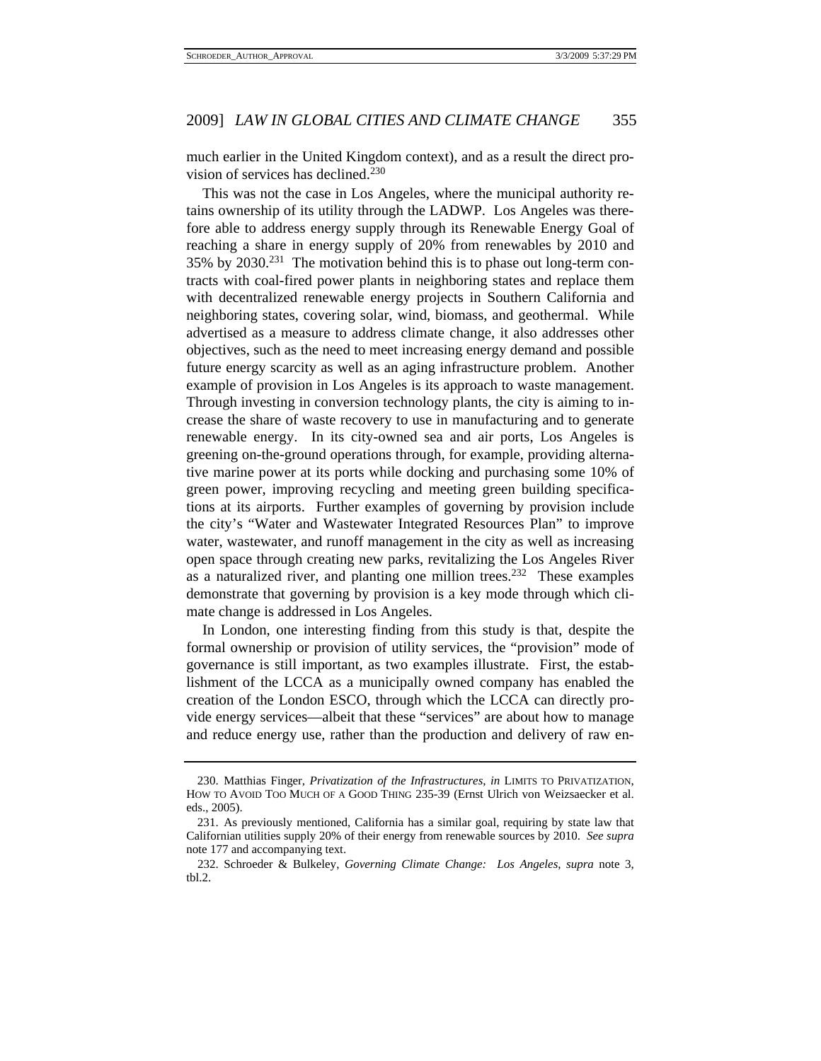much earlier in the United Kingdom context), and as a result the direct provision of services has declined.[230]

This was not the case in Los Angeles, where the municipal authority retains ownership of its utility through the LADWP. Los Angeles was therefore able to address energy supply through its Renewable Energy Goal of reaching a share in energy supply of 20% from renewables by 2010 and 35% by 2030.[231] The motivation behind this is to phase out long-term contracts with coal-fired power plants in neighboring states and replace them with decentralized renewable energy projects in Southern California and neighboring states, covering solar, wind, biomass, and geothermal. While advertised as a measure to address climate change, it also addresses other objectives, such as the need to meet increasing energy demand and possible future energy scarcity as well as an aging infrastructure problem. Another example of provision in Los Angeles is its approach to waste management. Through investing in conversion technology plants, the city is aiming to increase the share of waste recovery to use in manufacturing and to generate renewable energy. In its city-owned sea and air ports, Los Angeles is greening on-the-ground operations through, for example, providing alternative marine power at its ports while docking and purchasing some 10% of green power, improving recycling and meeting green building specifications at its airports. Further examples of governing by provision include the city's "Water and Wastewater Integrated Resources Plan" to improve water, wastewater, and runoff management in the city as well as increasing open space through creating new parks, revitalizing the Los Angeles River as a naturalized river, and planting one million trees.[232] These examples demonstrate that governing by provision is a key mode through which climate change is addressed in Los Angeles.

In London, one interesting finding from this study is that, despite the formal ownership or provision of utility services, the "provision" mode of governance is still important, as two examples illustrate. First, the establishment of the LCCA as a municipally owned company has enabled the creation of the London ESCO, through which the LCCA can directly provide energy services—albeit that these "services" are about how to manage and reduce energy use, rather than the production and delivery of raw en-

---

230. Matthias Finger, *Privatization of the Infrastructures*, *in* LIMITS TO PRIVATIZATION, HOW TO AVOID TOO MUCH OF A GOOD THING 235-39 (Ernst Ulrich von Weizsaecker et al. eds., 2005).

231. As previously mentioned, California has a similar goal, requiring by state law that Californian utilities supply 20% of their energy from renewable sources by 2010. *See supra* note 177 and accompanying text.

232. Schroeder & Bulkeley, *Governing Climate Change: Los Angeles*, *supra* note 3, tbl.2.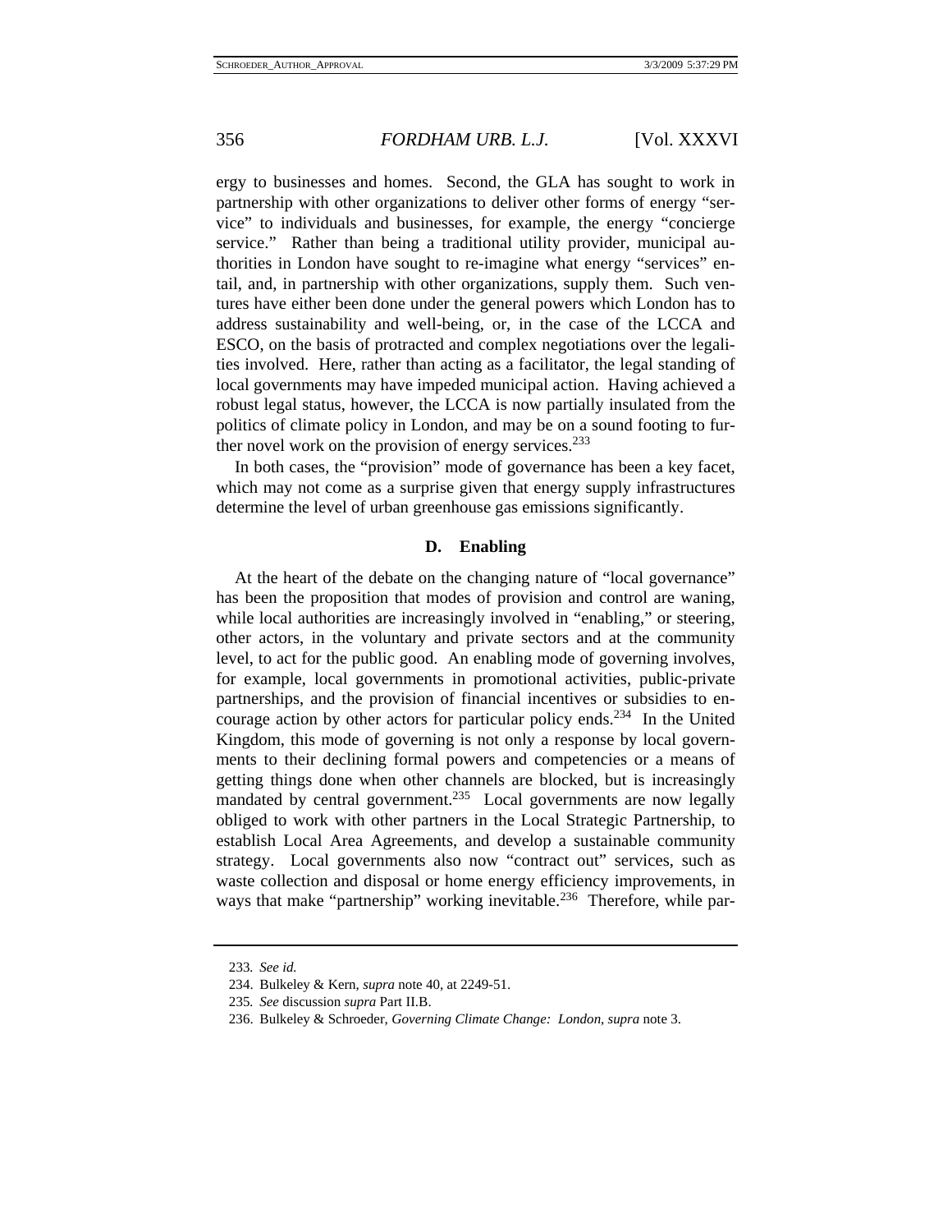ergy to businesses and homes. Second, the GLA has sought to work in partnership with other organizations to deliver other forms of energy "service" to individuals and businesses, for example, the energy "concierge service." Rather than being a traditional utility provider, municipal authorities in London have sought to re-imagine what energy "services" entail, and, in partnership with other organizations, supply them. Such ventures have either been done under the general powers which London has to address sustainability and well-being, or, in the case of the LCCA and ESCO, on the basis of protracted and complex negotiations over the legalities involved. Here, rather than acting as a facilitator, the legal standing of local governments may have impeded municipal action. Having achieved a robust legal status, however, the LCCA is now partially insulated from the politics of climate policy in London, and may be on a sound footing to further novel work on the provision of energy services.[233]

In both cases, the "provision" mode of governance has been a key facet, which may not come as a surprise given that energy supply infrastructures determine the level of urban greenhouse gas emissions significantly.

### D. Enabling

At the heart of the debate on the changing nature of "local governance" has been the proposition that modes of provision and control are waning, while local authorities are increasingly involved in "enabling," or steering, other actors, in the voluntary and private sectors and at the community level, to act for the public good. An enabling mode of governing involves, for example, local governments in promotional activities, public-private partnerships, and the provision of financial incentives or subsidies to encourage action by other actors for particular policy ends.[234] In the United Kingdom, this mode of governing is not only a response by local governments to their declining formal powers and competencies or a means of getting things done when other channels are blocked, but is increasingly mandated by central government.[235] Local governments are now legally obliged to work with other partners in the Local Strategic Partnership, to establish Local Area Agreements, and develop a sustainable community strategy. Local governments also now "contract out" services, such as waste collection and disposal or home energy efficiency improvements, in ways that make "partnership" working inevitable.[236] Therefore, while par-

---

233. *See id.*

234. Bulkeley & Kern, *supra* note 40, at 2249-51.

235. *See* discussion *supra* Part II.B.

236. Bulkeley & Schroeder, *Governing Climate Change: London*, *supra* note 3.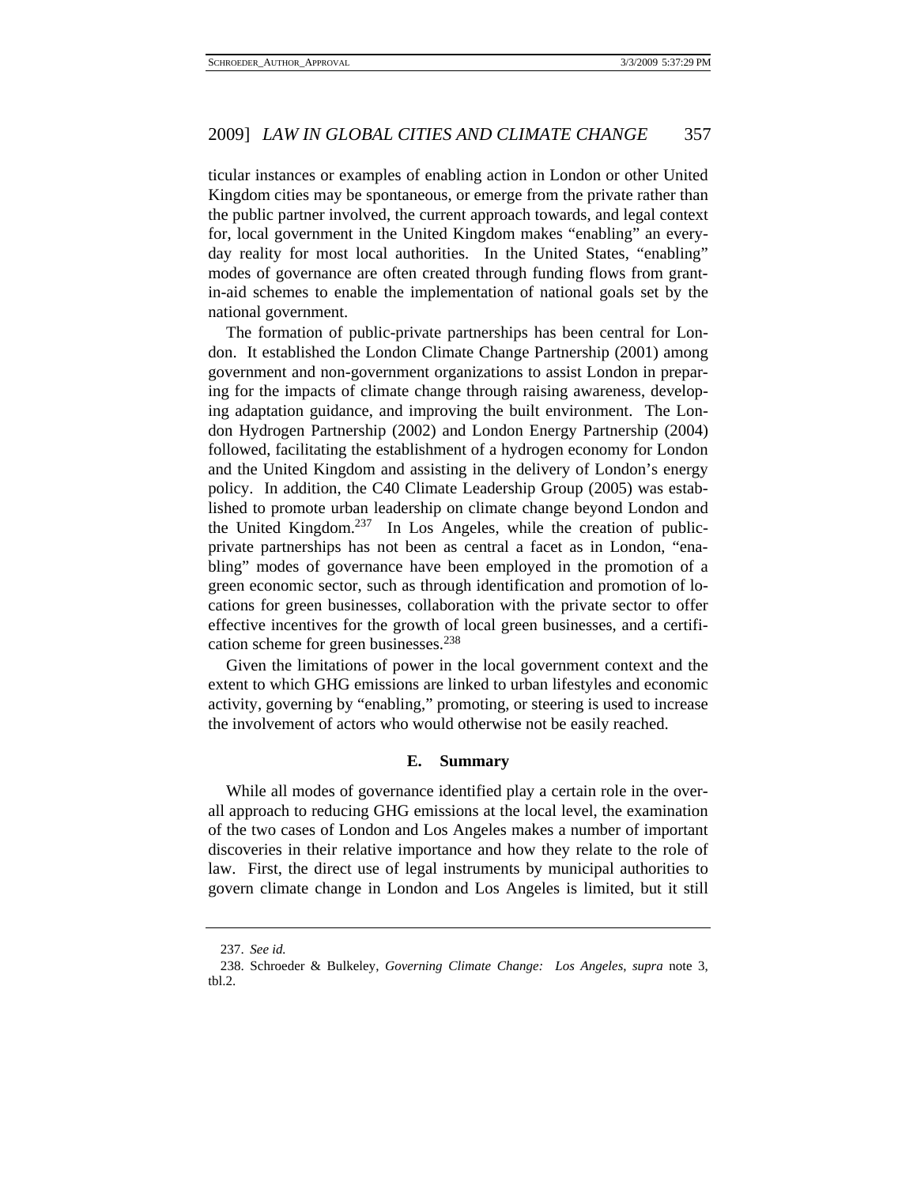ticular instances or examples of enabling action in London or other United Kingdom cities may be spontaneous, or emerge from the private rather than the public partner involved, the current approach towards, and legal context for, local government in the United Kingdom makes "enabling" an everyday reality for most local authorities. In the United States, "enabling" modes of governance are often created through funding flows from grant-in-aid schemes to enable the implementation of national goals set by the national government.

The formation of public-private partnerships has been central for London. It established the London Climate Change Partnership (2001) among government and non-government organizations to assist London in preparing for the impacts of climate change through raising awareness, developing adaptation guidance, and improving the built environment. The London Hydrogen Partnership (2002) and London Energy Partnership (2004) followed, facilitating the establishment of a hydrogen economy for London and the United Kingdom and assisting in the delivery of London's energy policy. In addition, the C40 Climate Leadership Group (2005) was established to promote urban leadership on climate change beyond London and the United Kingdom.[237] In Los Angeles, while the creation of public-private partnerships has not been as central a facet as in London, "enabling" modes of governance have been employed in the promotion of a green economic sector, such as through identification and promotion of locations for green businesses, collaboration with the private sector to offer effective incentives for the growth of local green businesses, and a certification scheme for green businesses.[238]

Given the limitations of power in the local government context and the extent to which GHG emissions are linked to urban lifestyles and economic activity, governing by "enabling," promoting, or steering is used to increase the involvement of actors who would otherwise not be easily reached.

### E. Summary

While all modes of governance identified play a certain role in the overall approach to reducing GHG emissions at the local level, the examination of the two cases of London and Los Angeles makes a number of important discoveries in their relative importance and how they relate to the role of law. First, the direct use of legal instruments by municipal authorities to govern climate change in London and Los Angeles is limited, but it still

---

237. *See id.*

238. Schroeder & Bulkeley, *Governing Climate Change: Los Angeles*, *supra* note 3, tbl.2.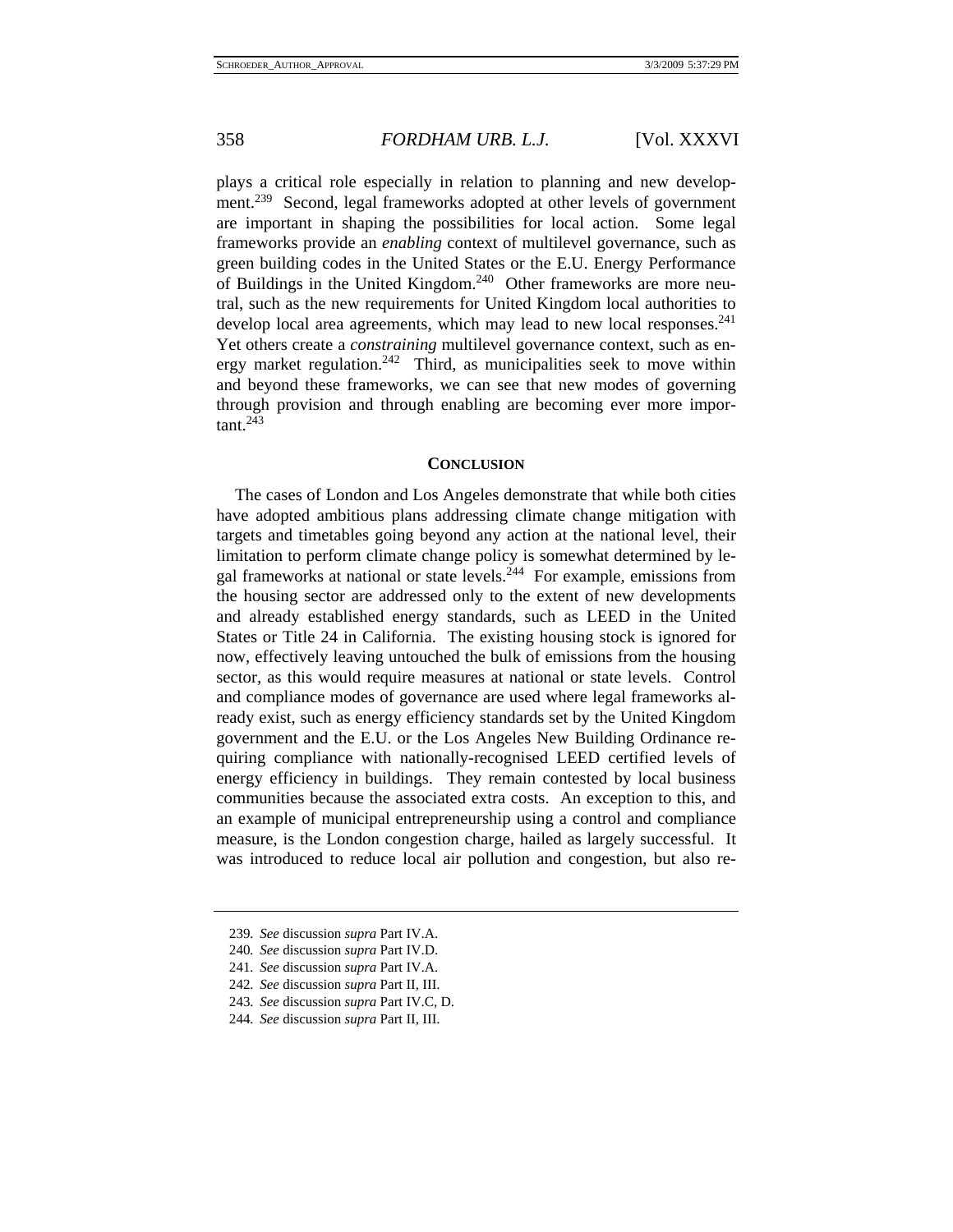plays a critical role especially in relation to planning and new development.[239] Second, legal frameworks adopted at other levels of government are important in shaping the possibilities for local action. Some legal frameworks provide an *enabling* context of multilevel governance, such as green building codes in the United States or the E.U. Energy Performance of Buildings in the United Kingdom.[240] Other frameworks are more neutral, such as the new requirements for United Kingdom local authorities to develop local area agreements, which may lead to new local responses.[241] Yet others create a *constraining* multilevel governance context, such as energy market regulation.[242] Third, as municipalities seek to move within and beyond these frameworks, we can see that new modes of governing through provision and through enabling are becoming ever more important.[243]

## CONCLUSION

The cases of London and Los Angeles demonstrate that while both cities have adopted ambitious plans addressing climate change mitigation with targets and timetables going beyond any action at the national level, their limitation to perform climate change policy is somewhat determined by legal frameworks at national or state levels.[244] For example, emissions from the housing sector are addressed only to the extent of new developments and already established energy standards, such as LEED in the United States or Title 24 in California. The existing housing stock is ignored for now, effectively leaving untouched the bulk of emissions from the housing sector, as this would require measures at national or state levels. Control and compliance modes of governance are used where legal frameworks already exist, such as energy efficiency standards set by the United Kingdom government and the E.U. or the Los Angeles New Building Ordinance requiring compliance with nationally-recognised LEED certified levels of energy efficiency in buildings. They remain contested by local business communities because the associated extra costs. An exception to this, and an example of municipal entrepreneurship using a control and compliance measure, is the London congestion charge, hailed as largely successful. It was introduced to reduce local air pollution and congestion, but also re-

---

239. *See* discussion *supra* Part IV.A.

240. *See* discussion *supra* Part IV.D.

241. *See* discussion *supra* Part IV.A.

242. *See* discussion *supra* Part II, III.

243. *See* discussion *supra* Part IV.C, D.

244. *See* discussion *supra* Part II, III.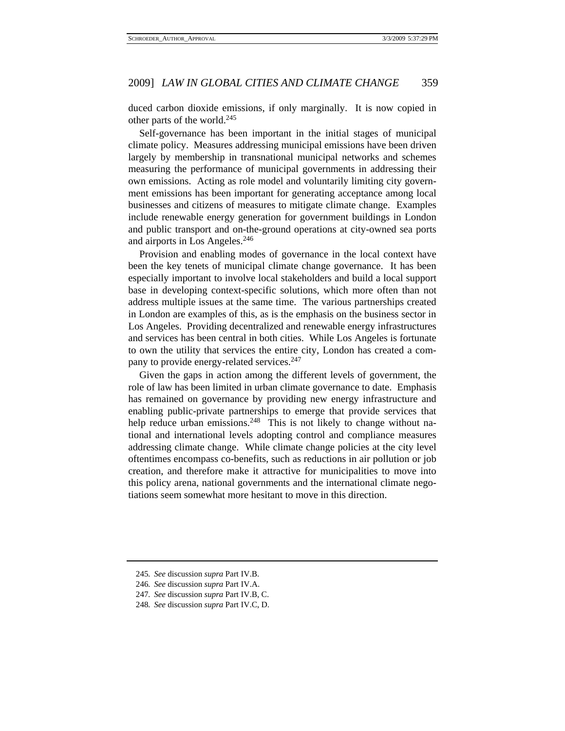duced carbon dioxide emissions, if only marginally. It is now copied in other parts of the world.[245]

Self-governance has been important in the initial stages of municipal climate policy. Measures addressing municipal emissions have been driven largely by membership in transnational municipal networks and schemes measuring the performance of municipal governments in addressing their own emissions. Acting as role model and voluntarily limiting city government emissions has been important for generating acceptance among local businesses and citizens of measures to mitigate climate change. Examples include renewable energy generation for government buildings in London and public transport and on-the-ground operations at city-owned sea ports and airports in Los Angeles.[246]

Provision and enabling modes of governance in the local context have been the key tenets of municipal climate change governance. It has been especially important to involve local stakeholders and build a local support base in developing context-specific solutions, which more often than not address multiple issues at the same time. The various partnerships created in London are examples of this, as is the emphasis on the business sector in Los Angeles. Providing decentralized and renewable energy infrastructures and services has been central in both cities. While Los Angeles is fortunate to own the utility that services the entire city, London has created a company to provide energy-related services.[247]

Given the gaps in action among the different levels of government, the role of law has been limited in urban climate governance to date. Emphasis has remained on governance by providing new energy infrastructure and enabling public-private partnerships to emerge that provide services that help reduce urban emissions.[248] This is not likely to change without national and international levels adopting control and compliance measures addressing climate change. While climate change policies at the city level oftentimes encompass co-benefits, such as reductions in air pollution or job creation, and therefore make it attractive for municipalities to move into this policy arena, national governments and the international climate negotiations seem somewhat more hesitant to move in this direction.

---

245. *See* discussion *supra* Part IV.B.

246. *See* discussion *supra* Part IV.A.

247. *See* discussion *supra* Part IV.B, C.

248. *See* discussion *supra* Part IV.C, D.